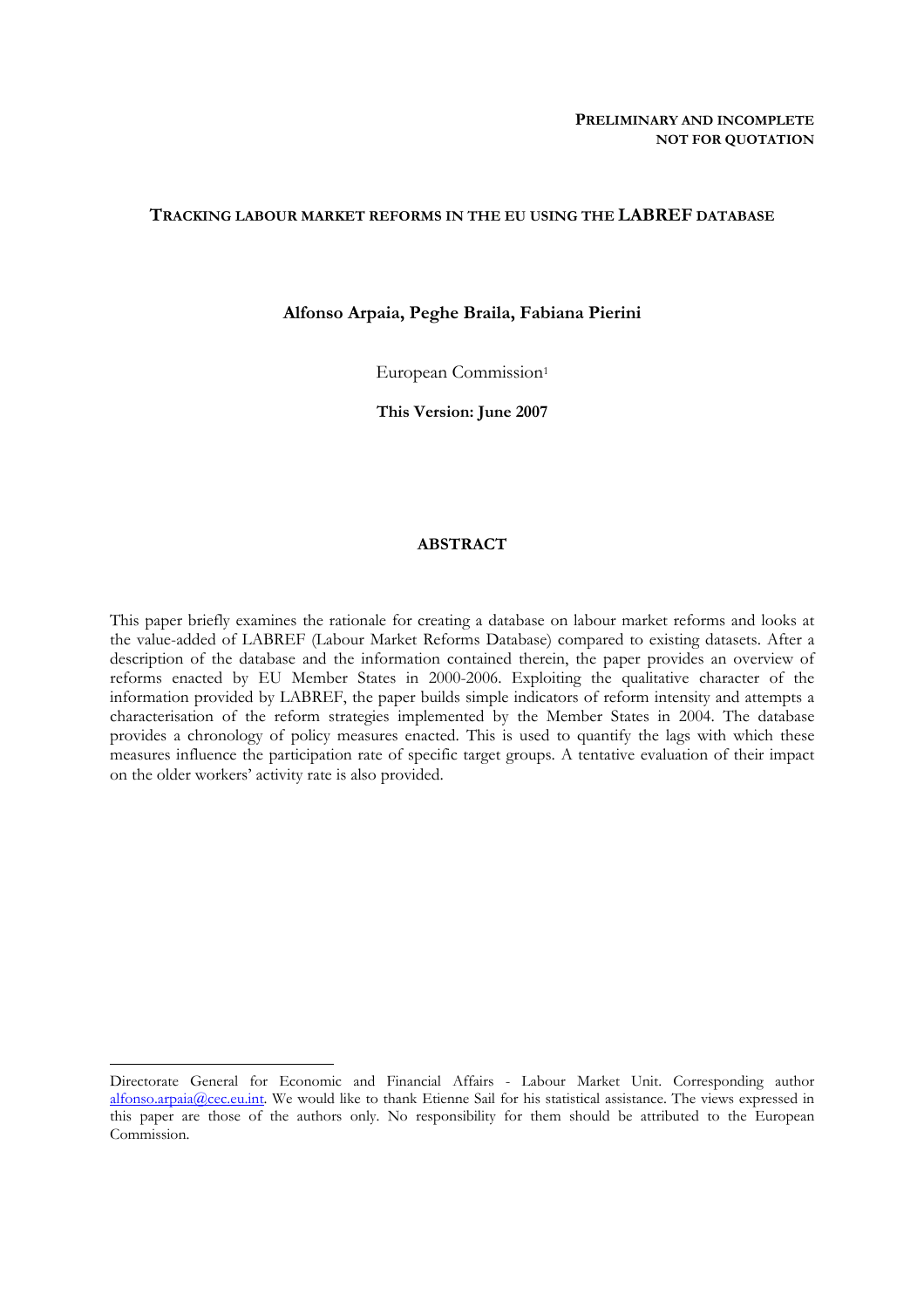**PRELIMINARY AND INCOMPLETE**
**NOT FOR QUOTATION**

# TRACKING LABOUR MARKET REFORMS IN THE EU USING THE LABREF DATABASE

**Alfonso Arpaia, Peghe Braila, Fabiana Pierini**

European Commission[1]

**This Version: June 2007**

## ABSTRACT

This paper briefly examines the rationale for creating a database on labour market reforms and looks at the value-added of LABREF (Labour Market Reforms Database) compared to existing datasets. After a description of the database and the information contained therein, the paper provides an overview of reforms enacted by EU Member States in 2000-2006. Exploiting the qualitative character of the information provided by LABREF, the paper builds simple indicators of reform intensity and attempts a characterisation of the reform strategies implemented by the Member States in 2004. The database provides a chronology of policy measures enacted. This is used to quantify the lags with which these measures influence the participation rate of specific target groups. A tentative evaluation of their impact on the older workers' activity rate is also provided.

---

[1] Directorate General for Economic and Financial Affairs - Labour Market Unit. Corresponding author alfonso.arpaia@cec.eu.int. We would like to thank Etienne Sail for his statistical assistance. The views expressed in this paper are those of the authors only. No responsibility for them should be attributed to the European Commission.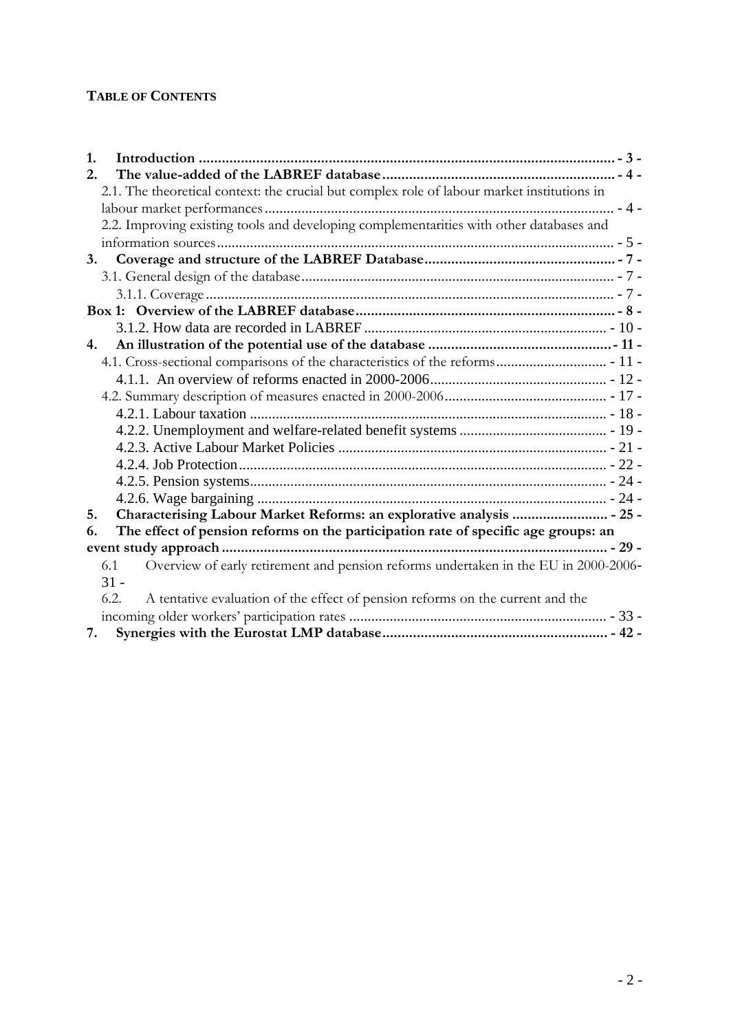**TABLE OF CONTENTS**

1. **Introduction** ............................................................................................................. - 3 -
2. **The value-added of the LABREF database** ............................................................ - 4 -
   - 2.1. The theoretical context: the crucial but complex role of labour market institutions in labour market performances ............................................................................................ - 4 -
   - 2.2. Improving existing tools and developing complementarities with other databases and information sources ............................................................................................................ - 5 -
3. **Coverage and structure of the LABREF Database** ................................................. - 7 -
   - 3.1. General design of the database ................................................................................... - 7 -
     - 3.1.1. Coverage ............................................................................................................. - 7 -

**Box 1: Overview of the LABREF database** ................................................................... - 8 -

     - 3.1.2. How data are recorded in LABREF .................................................................. - 10 -
4. **An illustration of the potential use of the database** ............................................... - 11 -
   - 4.1. Cross-sectional comparisons of the characteristics of the reforms ............................ - 11 -
     - 4.1.1. An overview of reforms enacted in 2000-2006 ............................................... - 12 -
   - 4.2. Summary description of measures enacted in 2000-2006 ........................................... - 17 -
     - 4.2.1. Labour taxation ................................................................................................ - 18 -
     - 4.2.2. Unemployment and welfare-related benefit systems ........................................ - 19 -
     - 4.2.3. Active Labour Market Policies ......................................................................... - 21 -
     - 4.2.4. Job Protection ................................................................................................... - 22 -
     - 4.2.5. Pension systems ................................................................................................ - 24 -
     - 4.2.6. Wage bargaining .............................................................................................. - 24 -
5. **Characterising Labour Market Reforms: an explorative analysis** ......................... - 25 -
6. **The effect of pension reforms on the participation rate of specific age groups: an event study approach** ........................................................................................................ - 29 -
   - 6.1 Overview of early retirement and pension reforms undertaken in the EU in 2000-2006 - 31 -
   - 6.2. A tentative evaluation of the effect of pension reforms on the current and the incoming older workers' participation rates ..................................................................... - 33 -
7. **Synergies with the Eurostat LMP database** ............................................................ - 42 -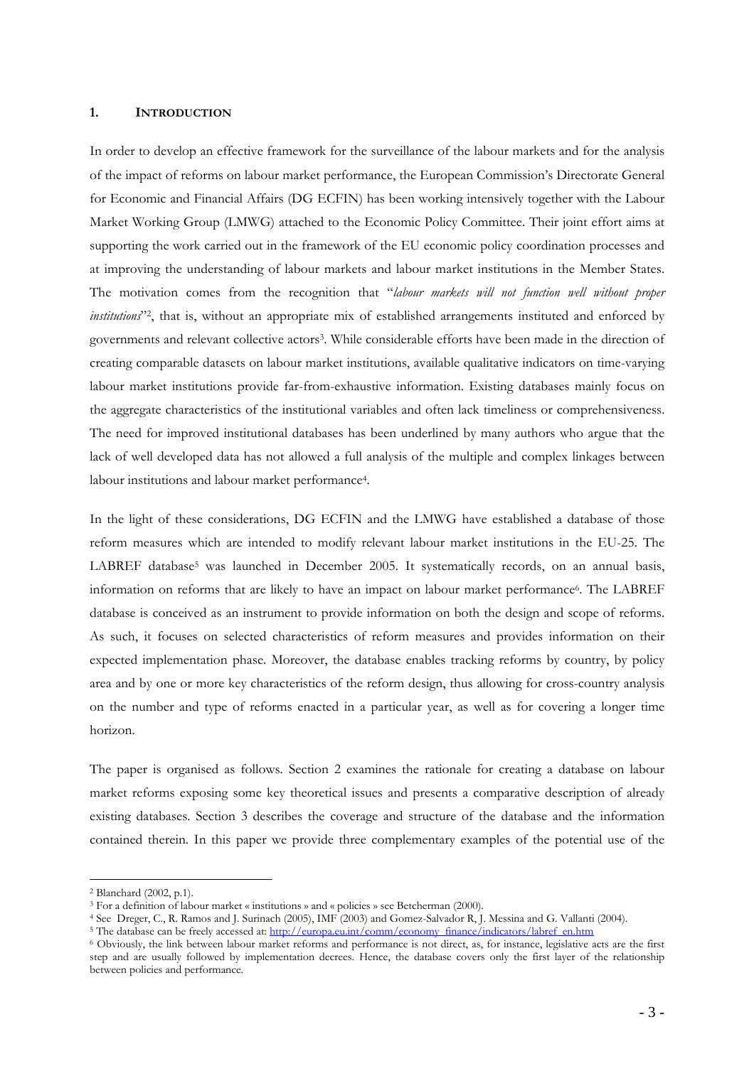## 1. INTRODUCTION

In order to develop an effective framework for the surveillance of the labour markets and for the analysis of the impact of reforms on labour market performance, the European Commission's Directorate General for Economic and Financial Affairs (DG ECFIN) has been working intensively together with the Labour Market Working Group (LMWG) attached to the Economic Policy Committee. Their joint effort aims at supporting the work carried out in the framework of the EU economic policy coordination processes and at improving the understanding of labour markets and labour market institutions in the Member States. The motivation comes from the recognition that "*labour markets will not function well without proper institutions*"[2], that is, without an appropriate mix of established arrangements instituted and enforced by governments and relevant collective actors[3]. While considerable efforts have been made in the direction of creating comparable datasets on labour market institutions, available qualitative indicators on time-varying labour market institutions provide far-from-exhaustive information. Existing databases mainly focus on the aggregate characteristics of the institutional variables and often lack timeliness or comprehensiveness. The need for improved institutional databases has been underlined by many authors who argue that the lack of well developed data has not allowed a full analysis of the multiple and complex linkages between labour institutions and labour market performance[4].

In the light of these considerations, DG ECFIN and the LMWG have established a database of those reform measures which are intended to modify relevant labour market institutions in the EU-25. The LABREF database[5] was launched in December 2005. It systematically records, on an annual basis, information on reforms that are likely to have an impact on labour market performance[6]. The LABREF database is conceived as an instrument to provide information on both the design and scope of reforms. As such, it focuses on selected characteristics of reform measures and provides information on their expected implementation phase. Moreover, the database enables tracking reforms by country, by policy area and by one or more key characteristics of the reform design, thus allowing for cross-country analysis on the number and type of reforms enacted in a particular year, as well as for covering a longer time horizon.

The paper is organised as follows. Section 2 examines the rationale for creating a database on labour market reforms exposing some key theoretical issues and presents a comparative description of already existing databases. Section 3 describes the coverage and structure of the database and the information contained therein. In this paper we provide three complementary examples of the potential use of the

---

[2] Blanchard (2002, p.1).

[3] For a definition of labour market « institutions » and « policies » see Betcherman (2000).

[4] See Dreger, C., R. Ramos and J. Surinach (2005), IMF (2003) and Gomez-Salvador R, J. Messina and G. Vallanti (2004).

[5] The database can be freely accessed at: http://europa.eu.int/comm/economy_finance/indicators/labref_en.htm

[6] Obviously, the link between labour market reforms and performance is not direct, as, for instance, legislative acts are the first step and are usually followed by implementation decrees. Hence, the database covers only the first layer of the relationship between policies and performance.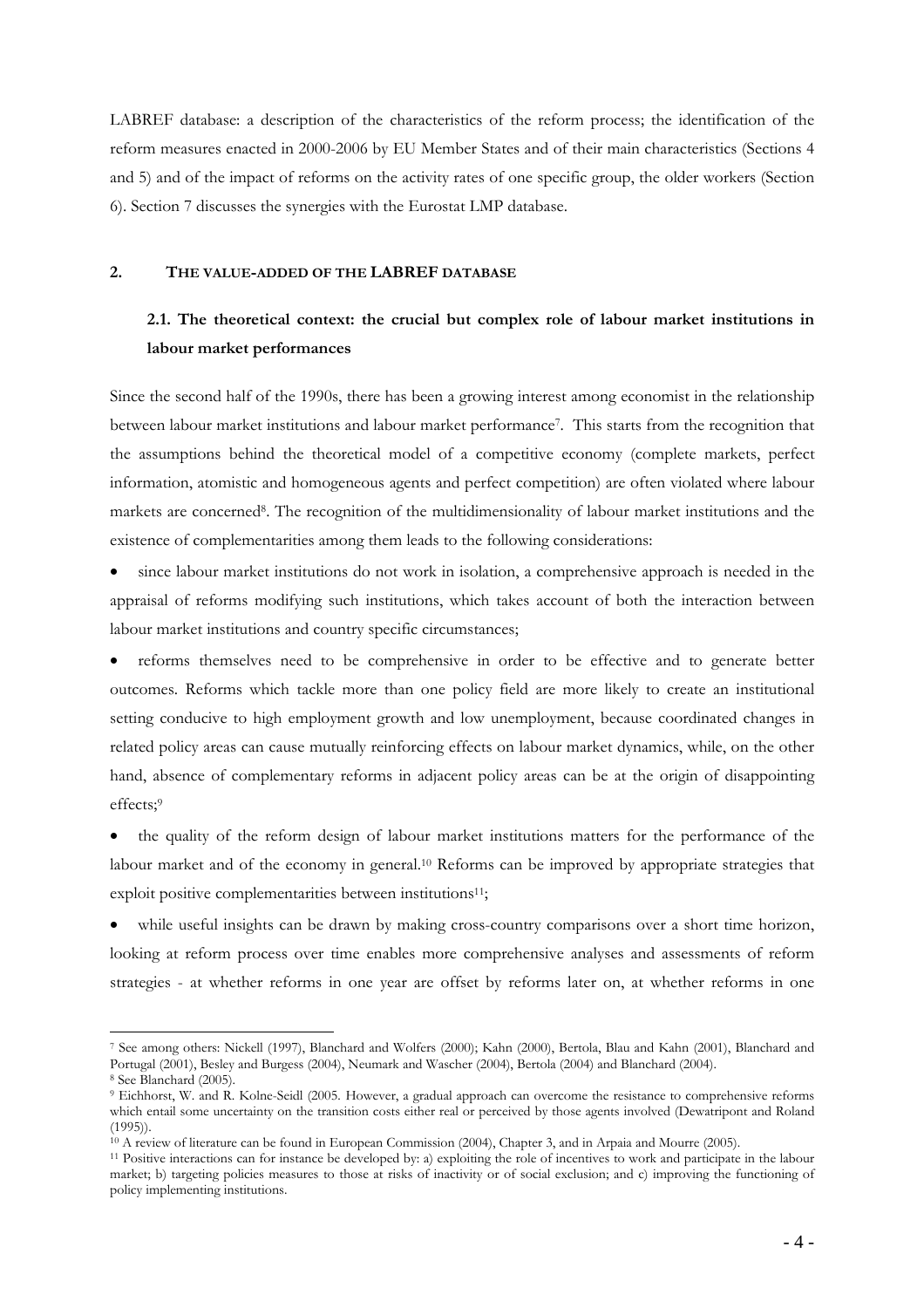LABREF database: a description of the characteristics of the reform process; the identification of the reform measures enacted in 2000-2006 by EU Member States and of their main characteristics (Sections 4 and 5) and of the impact of reforms on the activity rates of one specific group, the older workers (Section 6). Section 7 discusses the synergies with the Eurostat LMP database.

## 2. THE VALUE-ADDED OF THE LABREF DATABASE

### 2.1. The theoretical context: the crucial but complex role of labour market institutions in labour market performances

Since the second half of the 1990s, there has been a growing interest among economist in the relationship between labour market institutions and labour market performance[7]. This starts from the recognition that the assumptions behind the theoretical model of a competitive economy (complete markets, perfect information, atomistic and homogeneous agents and perfect competition) are often violated where labour markets are concerned[8]. The recognition of the multidimensionality of labour market institutions and the existence of complementarities among them leads to the following considerations:

- since labour market institutions do not work in isolation, a comprehensive approach is needed in the appraisal of reforms modifying such institutions, which takes account of both the interaction between labour market institutions and country specific circumstances;
- reforms themselves need to be comprehensive in order to be effective and to generate better outcomes. Reforms which tackle more than one policy field are more likely to create an institutional setting conducive to high employment growth and low unemployment, because coordinated changes in related policy areas can cause mutually reinforcing effects on labour market dynamics, while, on the other hand, absence of complementary reforms in adjacent policy areas can be at the origin of disappointing effects;[9]
- the quality of the reform design of labour market institutions matters for the performance of the labour market and of the economy in general.[10] Reforms can be improved by appropriate strategies that exploit positive complementarities between institutions[11];
- while useful insights can be drawn by making cross-country comparisons over a short time horizon, looking at reform process over time enables more comprehensive analyses and assessments of reform strategies - at whether reforms in one year are offset by reforms later on, at whether reforms in one

---

[7] See among others: Nickell (1997), Blanchard and Wolfers (2000); Kahn (2000), Bertola, Blau and Kahn (2001), Blanchard and Portugal (2001), Besley and Burgess (2004), Neumark and Wascher (2004), Bertola (2004) and Blanchard (2004).

[8] See Blanchard (2005).

[9] Eichhorst, W. and R. Kolne-Seidl (2005. However, a gradual approach can overcome the resistance to comprehensive reforms which entail some uncertainty on the transition costs either real or perceived by those agents involved (Dewatripont and Roland (1995)).

[10] A review of literature can be found in European Commission (2004), Chapter 3, and in Arpaia and Mourre (2005).

[11] Positive interactions can for instance be developed by: a) exploiting the role of incentives to work and participate in the labour market; b) targeting policies measures to those at risks of inactivity or of social exclusion; and c) improving the functioning of policy implementing institutions.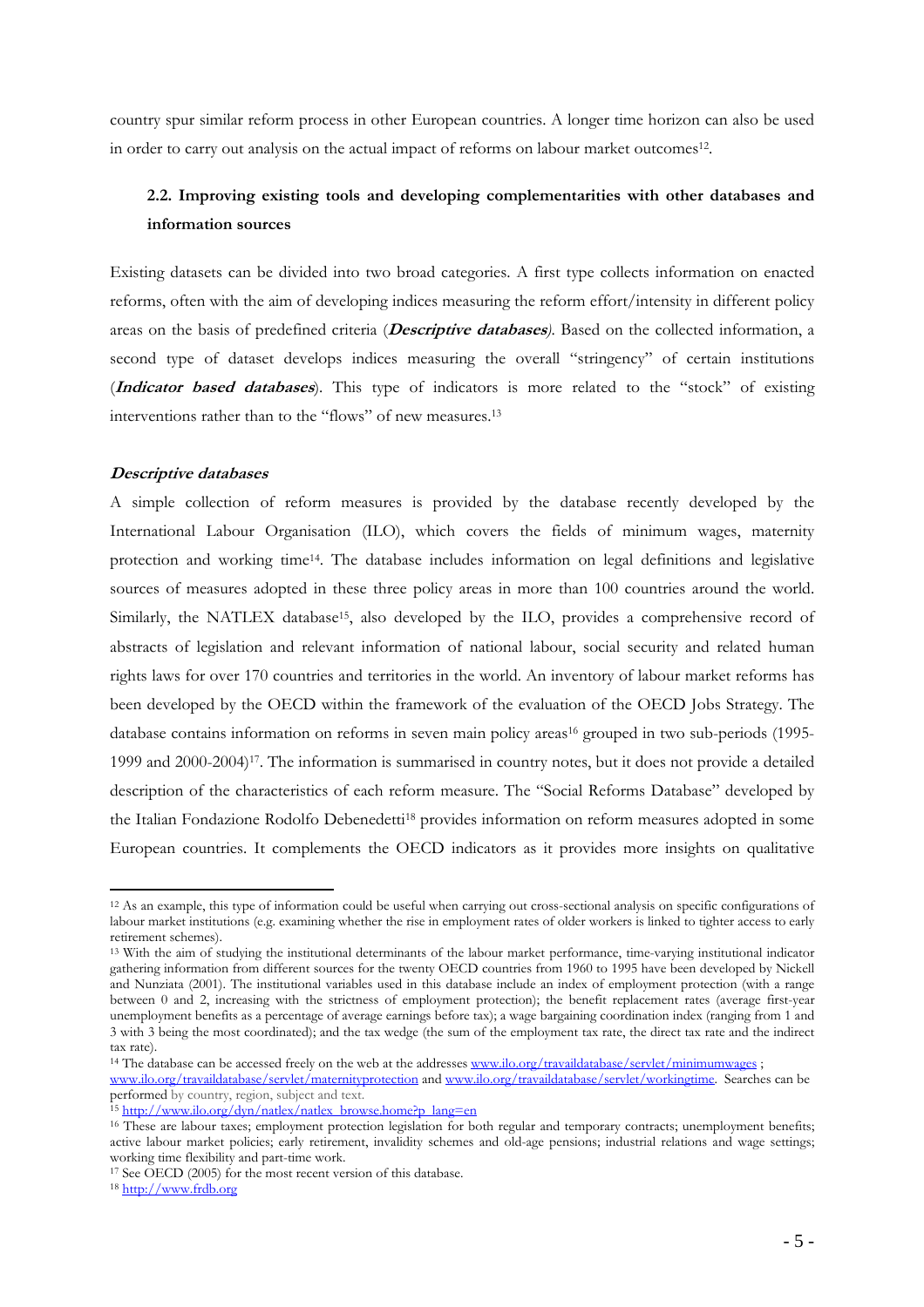country spur similar reform process in other European countries. A longer time horizon can also be used in order to carry out analysis on the actual impact of reforms on labour market outcomes[12].

### 2.2. Improving existing tools and developing complementarities with other databases and information sources

Existing datasets can be divided into two broad categories. A first type collects information on enacted reforms, often with the aim of developing indices measuring the reform effort/intensity in different policy areas on the basis of predefined criteria (***Descriptive databases***). Based on the collected information, a second type of dataset develops indices measuring the overall "stringency" of certain institutions (***Indicator based databases***). This type of indicators is more related to the "stock" of existing interventions rather than to the "flows" of new measures.[13]

***Descriptive databases***

A simple collection of reform measures is provided by the database recently developed by the International Labour Organisation (ILO), which covers the fields of minimum wages, maternity protection and working time[14]. The database includes information on legal definitions and legislative sources of measures adopted in these three policy areas in more than 100 countries around the world. Similarly, the NATLEX database[15], also developed by the ILO, provides a comprehensive record of abstracts of legislation and relevant information of national labour, social security and related human rights laws for over 170 countries and territories in the world. An inventory of labour market reforms has been developed by the OECD within the framework of the evaluation of the OECD Jobs Strategy. The database contains information on reforms in seven main policy areas[16] grouped in two sub-periods (1995-1999 and 2000-2004)[17]. The information is summarised in country notes, but it does not provide a detailed description of the characteristics of each reform measure. The "Social Reforms Database" developed by the Italian Fondazione Rodolfo Debenedetti[18] provides information on reform measures adopted in some European countries. It complements the OECD indicators as it provides more insights on qualitative

---

[12] As an example, this type of information could be useful when carrying out cross-sectional analysis on specific configurations of labour market institutions (e.g. examining whether the rise in employment rates of older workers is linked to tighter access to early retirement schemes).

[13] With the aim of studying the institutional determinants of the labour market performance, time-varying institutional indicator gathering information from different sources for the twenty OECD countries from 1960 to 1995 have been developed by Nickell and Nunziata (2001). The institutional variables used in this database include an index of employment protection (with a range between 0 and 2, increasing with the strictness of employment protection); the benefit replacement rates (average first-year unemployment benefits as a percentage of average earnings before tax); a wage bargaining coordination index (ranging from 1 and 3 with 3 being the most coordinated); and the tax wedge (the sum of the employment tax rate, the direct tax rate and the indirect tax rate).

[14] The database can be accessed freely on the web at the addresses www.ilo.org/travaildatabase/servlet/minimumwages ; www.ilo.org/travaildatabase/servlet/maternityprotection and www.ilo.org/travaildatabase/servlet/workingtime. Searches can be performed by country, region, subject and text.

[15] http://www.ilo.org/dyn/natlex/natlex_browse.home?p_lang=en

[16] These are labour taxes; employment protection legislation for both regular and temporary contracts; unemployment benefits; active labour market policies; early retirement, invalidity schemes and old-age pensions; industrial relations and wage settings; working time flexibility and part-time work.

[17] See OECD (2005) for the most recent version of this database.

[18] http://www.frdb.org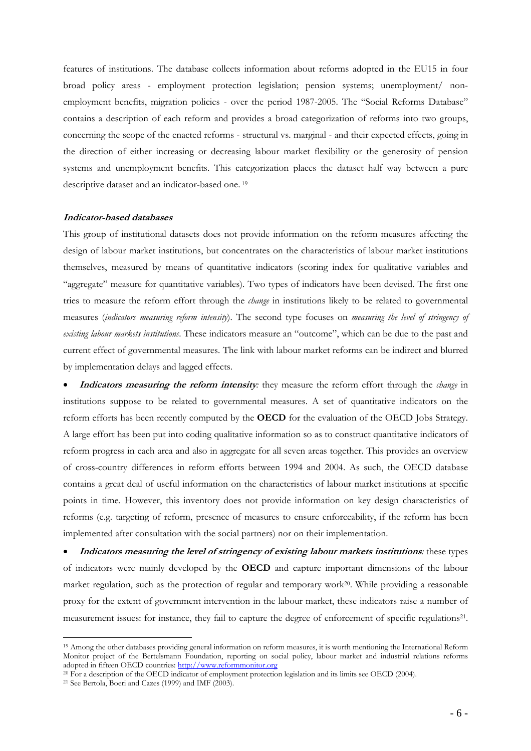features of institutions. The database collects information about reforms adopted in the EU15 in four broad policy areas - employment protection legislation; pension systems; unemployment/ non-employment benefits, migration policies - over the period 1987-2005. The "Social Reforms Database" contains a description of each reform and provides a broad categorization of reforms into two groups, concerning the scope of the enacted reforms - structural vs. marginal - and their expected effects, going in the direction of either increasing or decreasing labour market flexibility or the generosity of pension systems and unemployment benefits. This categorization places the dataset half way between a pure descriptive dataset and an indicator-based one. [19]

***Indicator-based databases***

This group of institutional datasets does not provide information on the reform measures affecting the design of labour market institutions, but concentrates on the characteristics of labour market institutions themselves, measured by means of quantitative indicators (scoring index for qualitative variables and "aggregate" measure for quantitative variables). Two types of indicators have been devised. The first one tries to measure the reform effort through the *change* in institutions likely to be related to governmental measures (*indicators measuring reform intensity*). The second type focuses on *measuring the level of stringency of existing labour markets institutions*. These indicators measure an "outcome", which can be due to the past and current effect of governmental measures. The link with labour market reforms can be indirect and blurred by implementation delays and lagged effects.

- ***Indicators measuring the reform intensity****:* they measure the reform effort through the *change* in institutions suppose to be related to governmental measures. A set of quantitative indicators on the reform efforts has been recently computed by the **OECD** for the evaluation of the OECD Jobs Strategy. A large effort has been put into coding qualitative information so as to construct quantitative indicators of reform progress in each area and also in aggregate for all seven areas together. This provides an overview of cross-country differences in reform efforts between 1994 and 2004. As such, the OECD database contains a great deal of useful information on the characteristics of labour market institutions at specific points in time. However, this inventory does not provide information on key design characteristics of reforms (e.g. targeting of reform, presence of measures to ensure enforceability, if the reform has been implemented after consultation with the social partners) nor on their implementation.

- ***Indicators measuring the level of stringency of existing labour markets institutions****:* these types of indicators were mainly developed by the **OECD** and capture important dimensions of the labour market regulation, such as the protection of regular and temporary work[20]. While providing a reasonable proxy for the extent of government intervention in the labour market, these indicators raise a number of measurement issues: for instance, they fail to capture the degree of enforcement of specific regulations[21].

---

[19] Among the other databases providing general information on reform measures, it is worth mentioning the International Reform Monitor project of the Bertelsmann Foundation, reporting on social policy, labour market and industrial relations reforms adopted in fifteen OECD countries: http://www.reformmonitor.org

[20] For a description of the OECD indicator of employment protection legislation and its limits see OECD (2004).

[21] See Bertola, Boeri and Cazes (1999) and IMF (2003).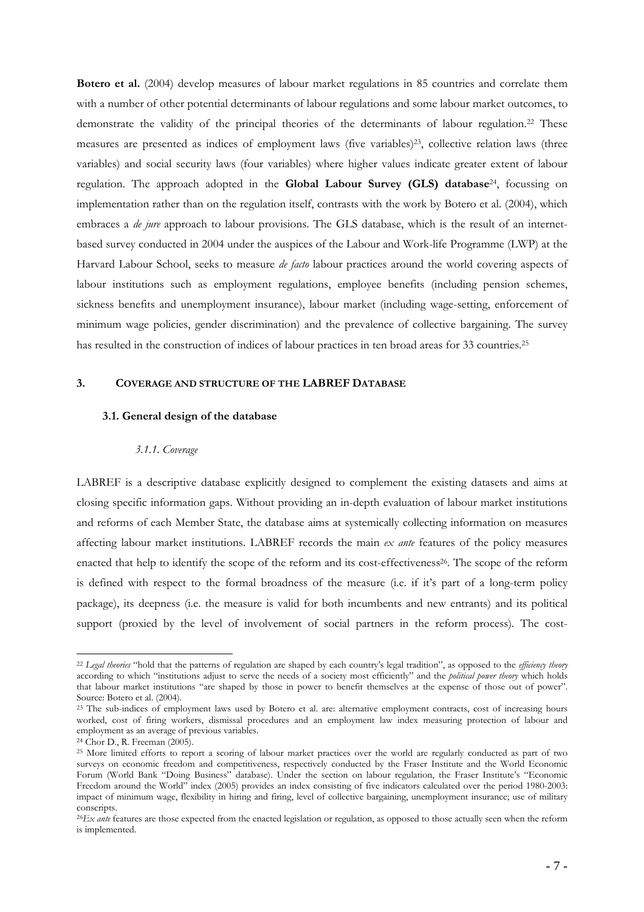**Botero et al.** (2004) develop measures of labour market regulations in 85 countries and correlate them with a number of other potential determinants of labour regulations and some labour market outcomes, to demonstrate the validity of the principal theories of the determinants of labour regulation.[22] These measures are presented as indices of employment laws (five variables)[23], collective relation laws (three variables) and social security laws (four variables) where higher values indicate greater extent of labour regulation. The approach adopted in the **Global Labour Survey (GLS) database**[24], focussing on implementation rather than on the regulation itself, contrasts with the work by Botero et al. (2004), which embraces a *de jure* approach to labour provisions. The GLS database, which is the result of an internet-based survey conducted in 2004 under the auspices of the Labour and Work-life Programme (LWP) at the Harvard Labour School, seeks to measure *de facto* labour practices around the world covering aspects of labour institutions such as employment regulations, employee benefits (including pension schemes, sickness benefits and unemployment insurance), labour market (including wage-setting, enforcement of minimum wage policies, gender discrimination) and the prevalence of collective bargaining. The survey has resulted in the construction of indices of labour practices in ten broad areas for 33 countries.[25]

## 3. COVERAGE AND STRUCTURE OF THE LABREF DATABASE

### 3.1. General design of the database

#### *3.1.1. Coverage*

LABREF is a descriptive database explicitly designed to complement the existing datasets and aims at closing specific information gaps. Without providing an in-depth evaluation of labour market institutions and reforms of each Member State, the database aims at systemically collecting information on measures affecting labour market institutions. LABREF records the main *ex ante* features of the policy measures enacted that help to identify the scope of the reform and its cost-effectiveness[26]. The scope of the reform is defined with respect to the formal broadness of the measure (i.e. if it's part of a long-term policy package), its deepness (i.e. the measure is valid for both incumbents and new entrants) and its political support (proxied by the level of involvement of social partners in the reform process). The cost-

---

[22] *Legal theories* "hold that the patterns of regulation are shaped by each country's legal tradition", as opposed to the *efficiency theory* according to which "institutions adjust to serve the needs of a society most efficiently" and the *political power theory* which holds that labour market institutions "are shaped by those in power to benefit themselves at the expense of those out of power". Source: Botero et al. (2004).

[23] The sub-indices of employment laws used by Botero et al. are: alternative employment contracts, cost of increasing hours worked, cost of firing workers, dismissal procedures and an employment law index measuring protection of labour and employment as an average of previous variables.

[24] Chor D., R. Freeman (2005).

[25] More limited efforts to report a scoring of labour market practices over the world are regularly conducted as part of two surveys on economic freedom and competitiveness, respectively conducted by the Fraser Institute and the World Economic Forum (World Bank "Doing Business" database). Under the section on labour regulation, the Fraser Institute's "Economic Freedom around the World" index (2005) provides an index consisting of five indicators calculated over the period 1980-2003: impact of minimum wage, flexibility in hiring and firing, level of collective bargaining, unemployment insurance; use of military conscripts.

[26] *Ex ante* features are those expected from the enacted legislation or regulation, as opposed to those actually seen when the reform is implemented.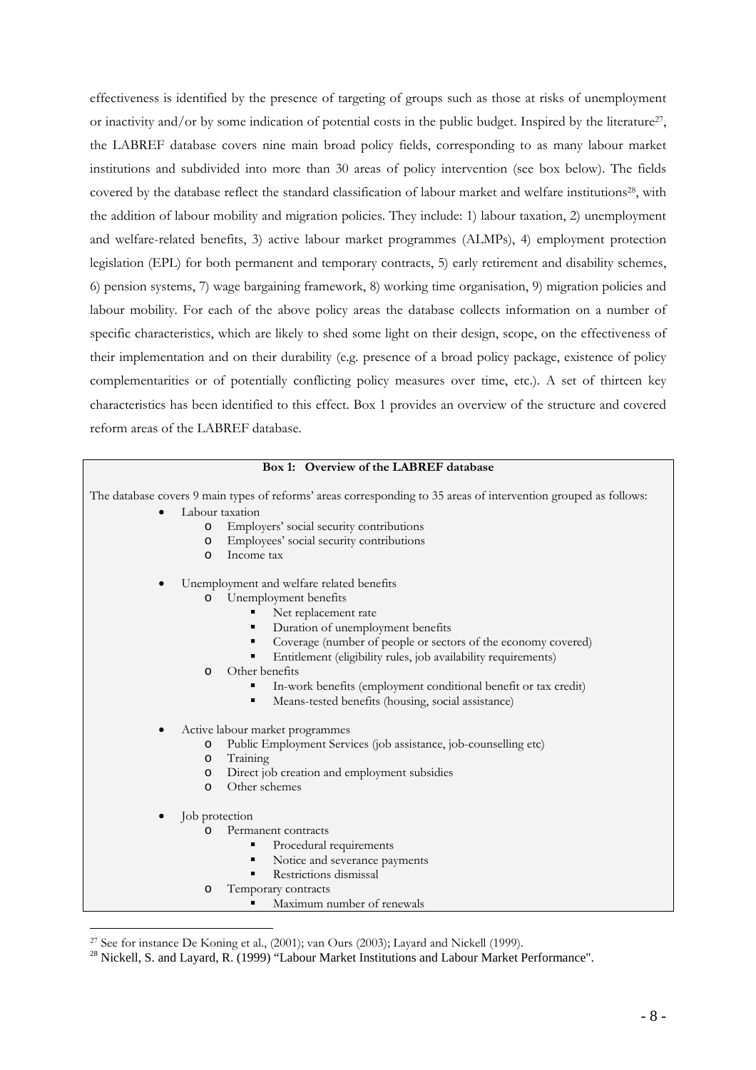effectiveness is identified by the presence of targeting of groups such as those at risks of unemployment or inactivity and/or by some indication of potential costs in the public budget. Inspired by the literature[27], the LABREF database covers nine main broad policy fields, corresponding to as many labour market institutions and subdivided into more than 30 areas of policy intervention (see box below). The fields covered by the database reflect the standard classification of labour market and welfare institutions[28], with the addition of labour mobility and migration policies. They include: 1) labour taxation, 2) unemployment and welfare-related benefits, 3) active labour market programmes (ALMPs), 4) employment protection legislation (EPL) for both permanent and temporary contracts, 5) early retirement and disability schemes, 6) pension systems, 7) wage bargaining framework, 8) working time organisation, 9) migration policies and labour mobility. For each of the above policy areas the database collects information on a number of specific characteristics, which are likely to shed some light on their design, scope, on the effectiveness of their implementation and on their durability (e.g. presence of a broad policy package, existence of policy complementarities or of potentially conflicting policy measures over time, etc.). A set of thirteen key characteristics has been identified to this effect. Box 1 provides an overview of the structure and covered reform areas of the LABREF database.

**Box 1: Overview of the LABREF database**

The database covers 9 main types of reforms' areas corresponding to 35 areas of intervention grouped as follows:

- Labour taxation
  - Employers' social security contributions
  - Employees' social security contributions
  - Income tax
- Unemployment and welfare related benefits
  - Unemployment benefits
    - Net replacement rate
    - Duration of unemployment benefits
    - Coverage (number of people or sectors of the economy covered)
    - Entitlement (eligibility rules, job availability requirements)
  - Other benefits
    - In-work benefits (employment conditional benefit or tax credit)
    - Means-tested benefits (housing, social assistance)
- Active labour market programmes
  - Public Employment Services (job assistance, job-counselling etc)
  - Training
  - Direct job creation and employment subsidies
  - Other schemes
- Job protection
  - Permanent contracts
    - Procedural requirements
    - Notice and severance payments
    - Restrictions dismissal
  - Temporary contracts
    - Maximum number of renewals

[27] See for instance De Koning et al., (2001); van Ours (2003); Layard and Nickell (1999).

[28] Nickell, S. and Layard, R. (1999) "Labour Market Institutions and Labour Market Performance".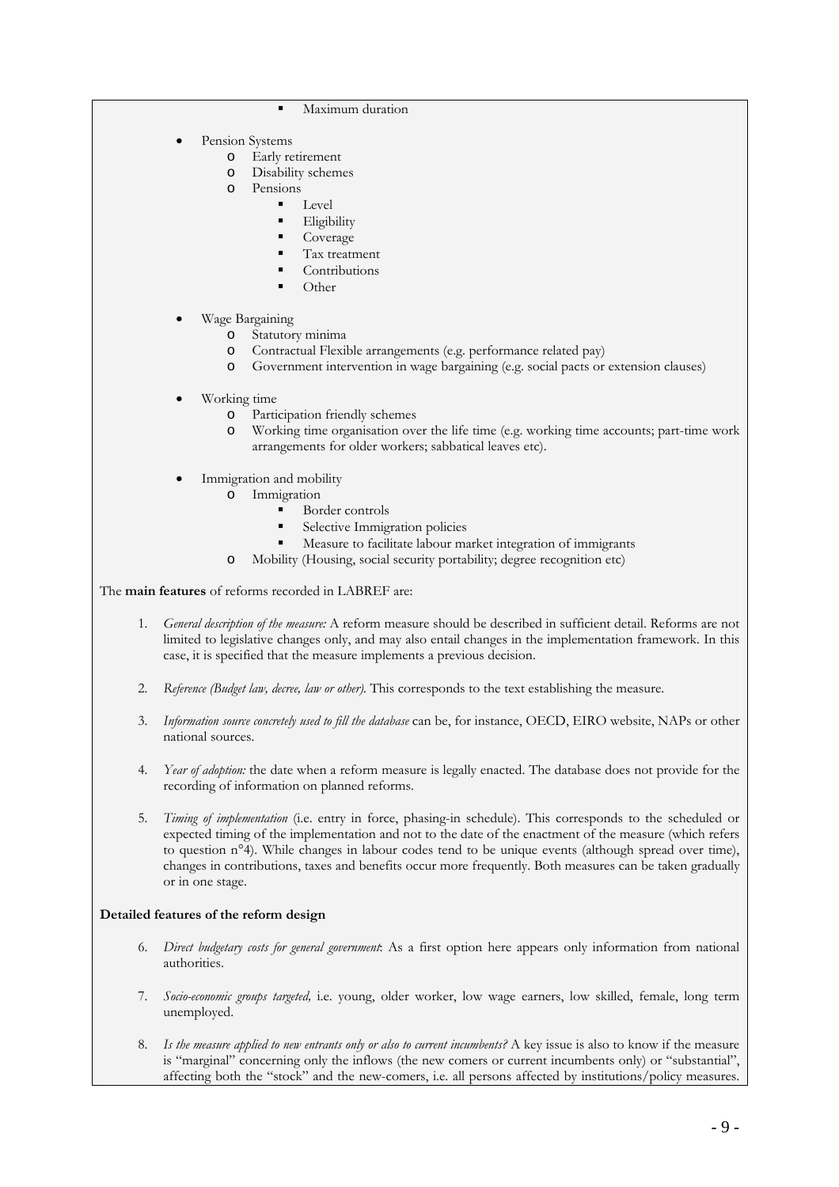- Maximum duration

- Pension Systems
    - Early retirement
    - Disability schemes
    - Pensions
        - Level
        - Eligibility
        - Coverage
        - Tax treatment
        - Contributions
        - Other

- Wage Bargaining
    - Statutory minima
    - Contractual Flexible arrangements (e.g. performance related pay)
    - Government intervention in wage bargaining (e.g. social pacts or extension clauses)

- Working time
    - Participation friendly schemes
    - Working time organisation over the life time (e.g. working time accounts; part-time work arrangements for older workers; sabbatical leaves etc).

- Immigration and mobility
    - Immigration
        - Border controls
        - Selective Immigration policies
        - Measure to facilitate labour market integration of immigrants
    - Mobility (Housing, social security portability; degree recognition etc)

The **main features** of reforms recorded in LABREF are:

1. *General description of the measure:* A reform measure should be described in sufficient detail. Reforms are not limited to legislative changes only, and may also entail changes in the implementation framework. In this case, it is specified that the measure implements a previous decision.

2. *Reference (Budget law, decree, law or other).* This corresponds to the text establishing the measure.

3. *Information source concretely used to fill the database* can be, for instance, OECD, EIRO website, NAPs or other national sources.

4. *Year of adoption:* the date when a reform measure is legally enacted. The database does not provide for the recording of information on planned reforms.

5. *Timing of implementation* (i.e. entry in force, phasing-in schedule). This corresponds to the scheduled or expected timing of the implementation and not to the date of the enactment of the measure (which refers to question n°4). While changes in labour codes tend to be unique events (although spread over time), changes in contributions, taxes and benefits occur more frequently. Both measures can be taken gradually or in one stage.

**Detailed features of the reform design**

6. *Direct budgetary costs for general government*: As a first option here appears only information from national authorities.

7. *Socio-economic groups targeted,* i.e. young, older worker, low wage earners, low skilled, female, long term unemployed.

8. *Is the measure applied to new entrants only or also to current incumbents?* A key issue is also to know if the measure is "marginal" concerning only the inflows (the new comers or current incumbents only) or "substantial", affecting both the "stock" and the new-comers, i.e. all persons affected by institutions/policy measures.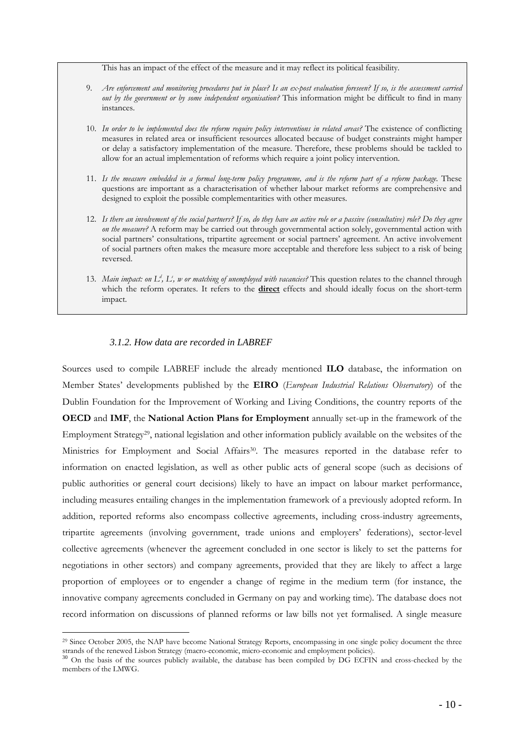This has an impact of the effect of the measure and it may reflect its political feasibility.

9. *Are enforcement and monitoring procedures put in place? Is an ex-post evaluation foreseen? If so, is the assessment carried out by the government or by some independent organisation?* This information might be difficult to find in many instances.

10. *In order to be implemented does the reform require policy interventions in related areas?* The existence of conflicting measures in related area or insufficient resources allocated because of budget constraints might hamper or delay a satisfactory implementation of the measure. Therefore, these problems should be tackled to allow for an actual implementation of reforms which require a joint policy intervention.

11. *Is the measure embedded in a formal long-term policy programme, and is the reform part of a reform package.* These questions are important as a characterisation of whether labour market reforms are comprehensive and designed to exploit the possible complementarities with other measures.

12. *Is there an involvement of the social partners? If so, do they have an active role or a passive (consultative) role? Do they agree on the measure?* A reform may be carried out through governmental action solely, governmental action with social partners' consultations, tripartite agreement or social partners' agreement. An active involvement of social partners often makes the measure more acceptable and therefore less subject to a risk of being reversed.

13. *Main impact: on $L^d$, $L^s$, w or matching of unemployed with vacancies?* This question relates to the channel through which the reform operates. It refers to the **direct** effects and should ideally focus on the short-term impact.

### *3.1.2. How data are recorded in LABREF*

Sources used to compile LABREF include the already mentioned **ILO** database, the information on Member States' developments published by the **EIRO** (*European Industrial Relations Observatory*) of the Dublin Foundation for the Improvement of Working and Living Conditions, the country reports of the **OECD** and **IMF**, the **National Action Plans for Employment** annually set-up in the framework of the Employment Strategy[29], national legislation and other information publicly available on the websites of the Ministries for Employment and Social Affairs[30]. The measures reported in the database refer to information on enacted legislation, as well as other public acts of general scope (such as decisions of public authorities or general court decisions) likely to have an impact on labour market performance, including measures entailing changes in the implementation framework of a previously adopted reform. In addition, reported reforms also encompass collective agreements, including cross-industry agreements, tripartite agreements (involving government, trade unions and employers' federations), sector-level collective agreements (whenever the agreement concluded in one sector is likely to set the patterns for negotiations in other sectors) and company agreements, provided that they are likely to affect a large proportion of employees or to engender a change of regime in the medium term (for instance, the innovative company agreements concluded in Germany on pay and working time). The database does not record information on discussions of planned reforms or law bills not yet formalised. A single measure

[29] Since October 2005, the NAP have become National Strategy Reports, encompassing in one single policy document the three strands of the renewed Lisbon Strategy (macro-economic, micro-economic and employment policies).

[30] On the basis of the sources publicly available, the database has been compiled by DG ECFIN and cross-checked by the members of the LMWG.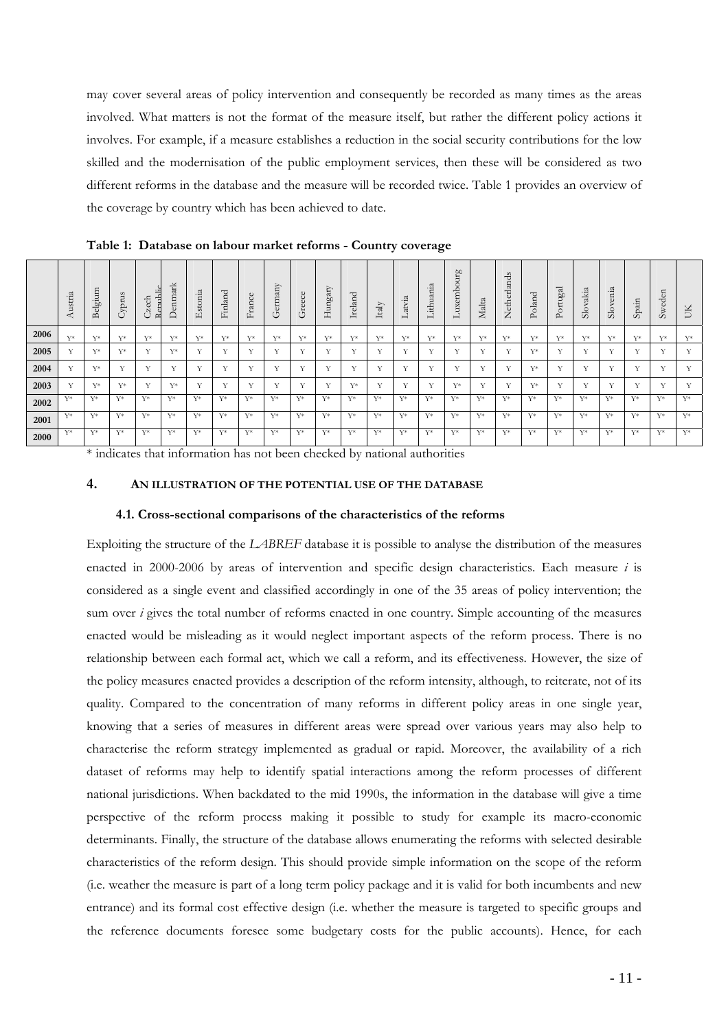may cover several areas of policy intervention and consequently be recorded as many times as the areas involved. What matters is not the format of the measure itself, but rather the different policy actions it involves. For example, if a measure establishes a reduction in the social security contributions for the low skilled and the modernisation of the public employment services, then these will be considered as two different reforms in the database and the measure will be recorded twice. Table 1 provides an overview of the coverage by country which has been achieved to date.

**Table 1: Database on labour market reforms - Country coverage**

| | Austria | Belgium | Cyprus | Czech Republic | Denmark | Estonia | Finland | France | Germany | Greece | Hungary | Ireland | Italy | Latvia | Lithuania | Luxembourg | Malta | Netherlands | Poland | Portugal | Slovakia | Slovenia | Spain | Sweden | UK |
|---|---|---|---|---|---|---|---|---|---|---|---|---|---|---|---|---|---|---|---|---|---|---|---|---|---|
| **2006** | Y* | Y* | Y* | Y* | Y* | Y* | Y* | Y* | Y* | Y* | Y* | Y* | Y* | Y* | Y* | Y* | Y* | Y* | Y* | Y* | Y* | Y* | Y* | Y* | Y* |
| **2005** | Y | Y* | Y* | Y | Y* | Y | Y | Y | Y | Y | Y | Y | Y | Y | Y | Y | Y | Y | Y* | Y | Y | Y | Y | Y | Y |
| **2004** | Y | Y* | Y | Y | Y | Y | Y | Y | Y | Y | Y | Y | Y | Y | Y | Y | Y | Y | Y* | Y | Y | Y | Y | Y | Y |
| **2003** | Y | Y* | Y* | Y | Y* | Y | Y | Y | Y | Y | Y | Y* | Y | Y | Y | Y* | Y | Y | Y* | Y | Y | Y | Y | Y | Y |
| **2002** | Y* | Y* | Y* | Y* | Y* | Y* | Y* | Y* | Y* | Y* | Y* | Y* | Y* | Y* | Y* | Y* | Y* | Y* | Y* | Y* | Y* | Y* | Y* | Y* | Y* |
| **2001** | Y* | Y* | Y* | Y* | Y* | Y* | Y* | Y* | Y* | Y* | Y* | Y* | Y* | Y* | Y* | Y* | Y* | Y* | Y* | Y* | Y* | Y* | Y* | Y* | Y* |
| **2000** | Y* | Y* | Y* | Y* | Y* | Y* | Y* | Y* | Y* | Y* | Y* | Y* | Y* | Y* | Y* | Y* | Y* | Y* | Y* | Y* | Y* | Y* | Y* | Y* | Y* |

\* indicates that information has not been checked by national authorities

## 4. AN ILLUSTRATION OF THE POTENTIAL USE OF THE DATABASE

### 4.1. Cross-sectional comparisons of the characteristics of the reforms

Exploiting the structure of the *LABREF* database it is possible to analyse the distribution of the measures enacted in 2000-2006 by areas of intervention and specific design characteristics. Each measure *i* is considered as a single event and classified accordingly in one of the 35 areas of policy intervention; the sum over *i* gives the total number of reforms enacted in one country. Simple accounting of the measures enacted would be misleading as it would neglect important aspects of the reform process. There is no relationship between each formal act, which we call a reform, and its effectiveness. However, the size of the policy measures enacted provides a description of the reform intensity, although, to reiterate, not of its quality. Compared to the concentration of many reforms in different policy areas in one single year, knowing that a series of measures in different areas were spread over various years may also help to characterise the reform strategy implemented as gradual or rapid. Moreover, the availability of a rich dataset of reforms may help to identify spatial interactions among the reform processes of different national jurisdictions. When backdated to the mid 1990s, the information in the database will give a time perspective of the reform process making it possible to study for example its macro-economic determinants. Finally, the structure of the database allows enumerating the reforms with selected desirable characteristics of the reform design. This should provide simple information on the scope of the reform (i.e. weather the measure is part of a long term policy package and it is valid for both incumbents and new entrance) and its formal cost effective design (i.e. whether the measure is targeted to specific groups and the reference documents foresee some budgetary costs for the public accounts). Hence, for each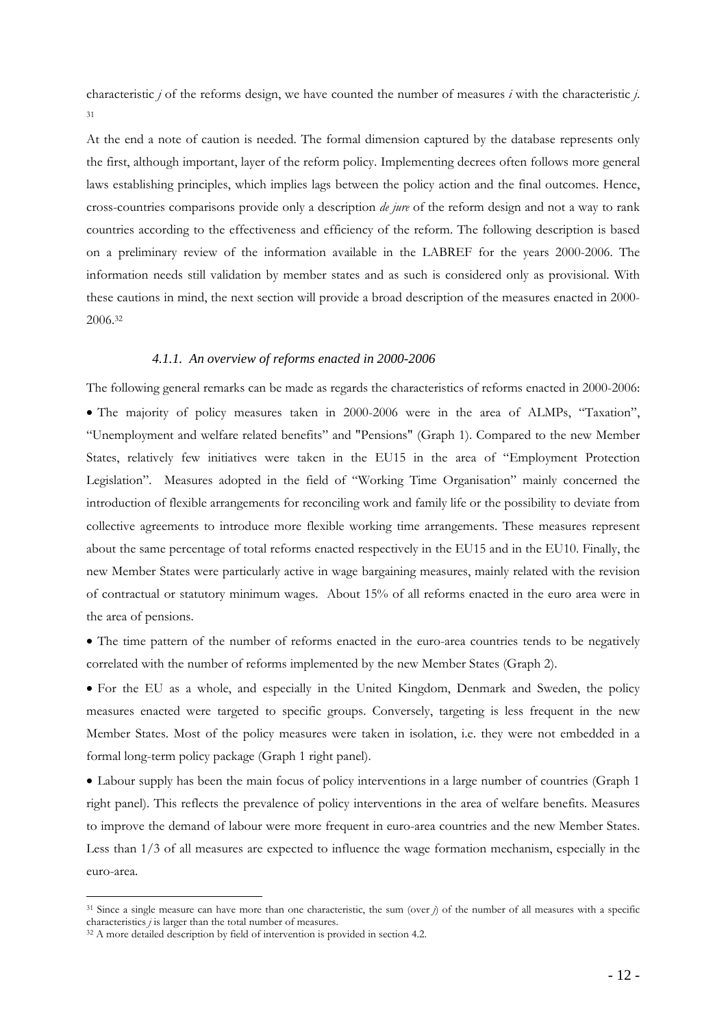characteristic *j* of the reforms design, we have counted the number of measures *i* with the characteristic *j*. [31]

At the end a note of caution is needed. The formal dimension captured by the database represents only the first, although important, layer of the reform policy. Implementing decrees often follows more general laws establishing principles, which implies lags between the policy action and the final outcomes. Hence, cross-countries comparisons provide only a description *de jure* of the reform design and not a way to rank countries according to the effectiveness and efficiency of the reform. The following description is based on a preliminary review of the information available in the LABREF for the years 2000-2006. The information needs still validation by member states and as such is considered only as provisional. With these cautions in mind, the next section will provide a broad description of the measures enacted in 2000-2006.[32]

#### *4.1.1. An overview of reforms enacted in 2000-2006*

The following general remarks can be made as regards the characteristics of reforms enacted in 2000-2006:

- The majority of policy measures taken in 2000-2006 were in the area of ALMPs, "Taxation", "Unemployment and welfare related benefits" and "Pensions" (Graph 1). Compared to the new Member States, relatively few initiatives were taken in the EU15 in the area of "Employment Protection Legislation". Measures adopted in the field of "Working Time Organisation" mainly concerned the introduction of flexible arrangements for reconciling work and family life or the possibility to deviate from collective agreements to introduce more flexible working time arrangements. These measures represent about the same percentage of total reforms enacted respectively in the EU15 and in the EU10. Finally, the new Member States were particularly active in wage bargaining measures, mainly related with the revision of contractual or statutory minimum wages. About 15% of all reforms enacted in the euro area were in the area of pensions.

- The time pattern of the number of reforms enacted in the euro-area countries tends to be negatively correlated with the number of reforms implemented by the new Member States (Graph 2).

- For the EU as a whole, and especially in the United Kingdom, Denmark and Sweden, the policy measures enacted were targeted to specific groups. Conversely, targeting is less frequent in the new Member States. Most of the policy measures were taken in isolation, i.e. they were not embedded in a formal long-term policy package (Graph 1 right panel).

- Labour supply has been the main focus of policy interventions in a large number of countries (Graph 1 right panel). This reflects the prevalence of policy interventions in the area of welfare benefits. Measures to improve the demand of labour were more frequent in euro-area countries and the new Member States. Less than 1/3 of all measures are expected to influence the wage formation mechanism, especially in the euro-area.

---

[31] Since a single measure can have more than one characteristic, the sum (over *j*) of the number of all measures with a specific characteristics *j* is larger than the total number of measures.

[32] A more detailed description by field of intervention is provided in section 4.2.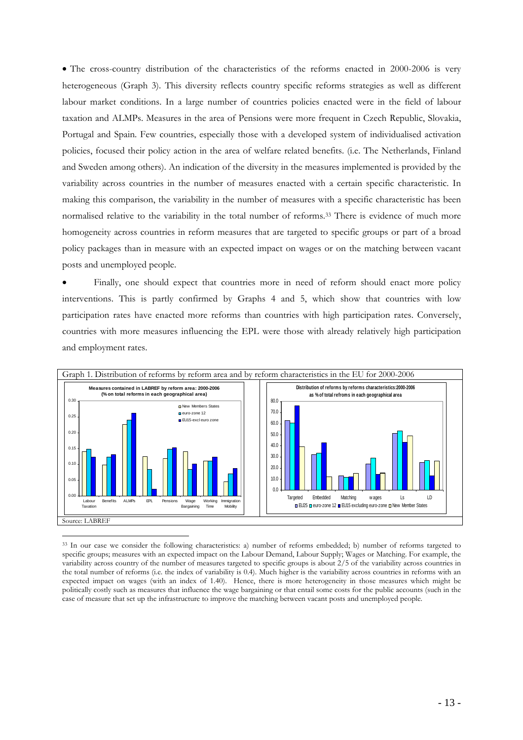- The cross-country distribution of the characteristics of the reforms enacted in 2000-2006 is very heterogeneous (Graph 3). This diversity reflects country specific reforms strategies as well as different labour market conditions. In a large number of countries policies enacted were in the field of labour taxation and ALMPs. Measures in the area of Pensions were more frequent in Czech Republic, Slovakia, Portugal and Spain. Few countries, especially those with a developed system of individualised activation policies, focused their policy action in the area of welfare related benefits. (i.e. The Netherlands, Finland and Sweden among others). An indication of the diversity in the measures implemented is provided by the variability across countries in the number of measures enacted with a certain specific characteristic. In making this comparison, the variability in the number of measures with a specific characteristic has been normalised relative to the variability in the total number of reforms.[33] There is evidence of much more homogeneity across countries in reform measures that are targeted to specific groups or part of a broad policy packages than in measure with an expected impact on wages or on the matching between vacant posts and unemployed people.

- Finally, one should expect that countries more in need of reform should enact more policy interventions. This is partly confirmed by Graphs 4 and 5, which show that countries with low participation rates have enacted more reforms than countries with high participation rates. Conversely, countries with more measures influencing the EPL were those with already relatively high participation and employment rates.

Graph 1. Distribution of reforms by reform area and by reform characteristics in the EU for 2000-2006

Source: LABREF

[33] In our case we consider the following characteristics: a) number of reforms embedded; b) number of reforms targeted to specific groups; measures with an expected impact on the Labour Demand, Labour Supply; Wages or Matching. For example, the variability across country of the number of measures targeted to specific groups is about 2/5 of the variability across countries in the total number of reforms (i.e. the index of variability is 0.4). Much higher is the variability across countries in reforms with an expected impact on wages (with an index of 1.40). Hence, there is more heterogeneity in those measures which might be politically costly such as measures that influence the wage bargaining or that entail some costs for the public accounts (such in the case of measure that set up the infrastructure to improve the matching between vacant posts and unemployed people.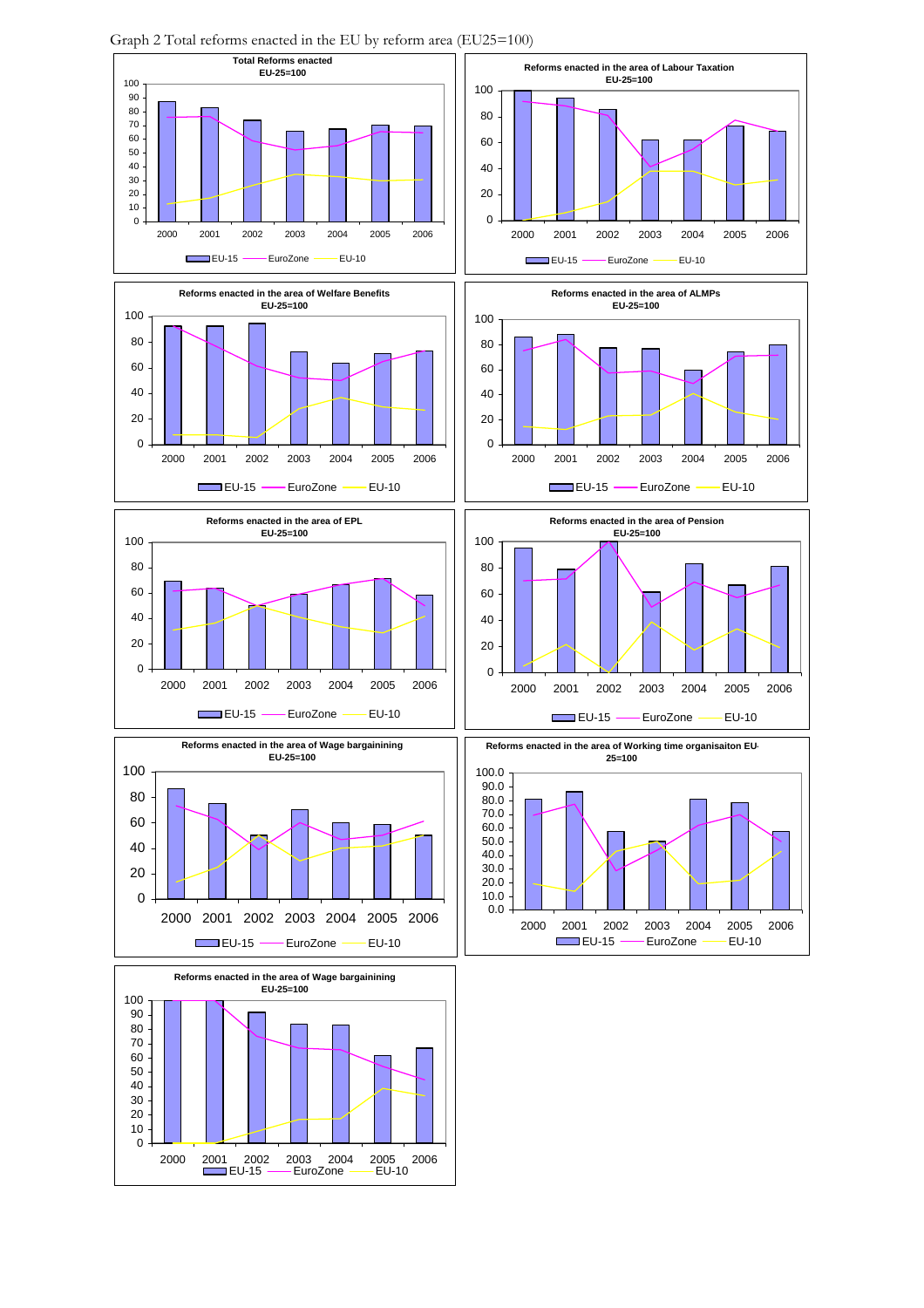Graph 2 Total reforms enacted in the EU by reform area (EU25=100)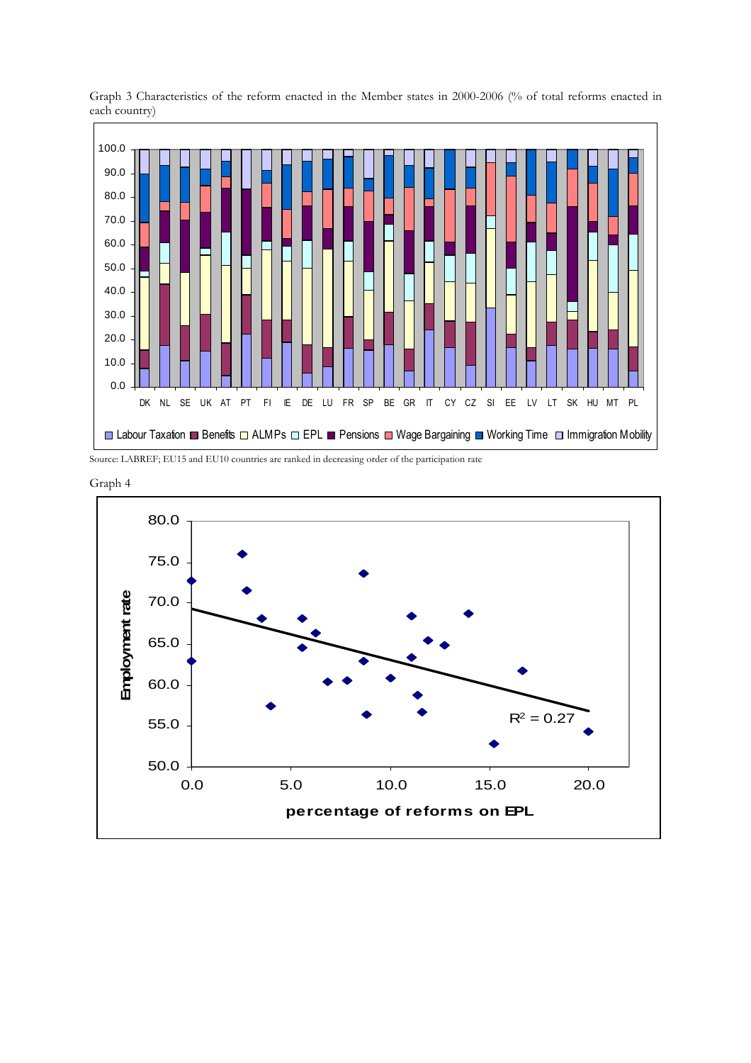Graph 3 Characteristics of the reform enacted in the Member states in 2000-2006 (% of total reforms enacted in each country)

Source: LABREF; EU15 and EU10 countries are ranked in decreasing order of the participation rate

Graph 4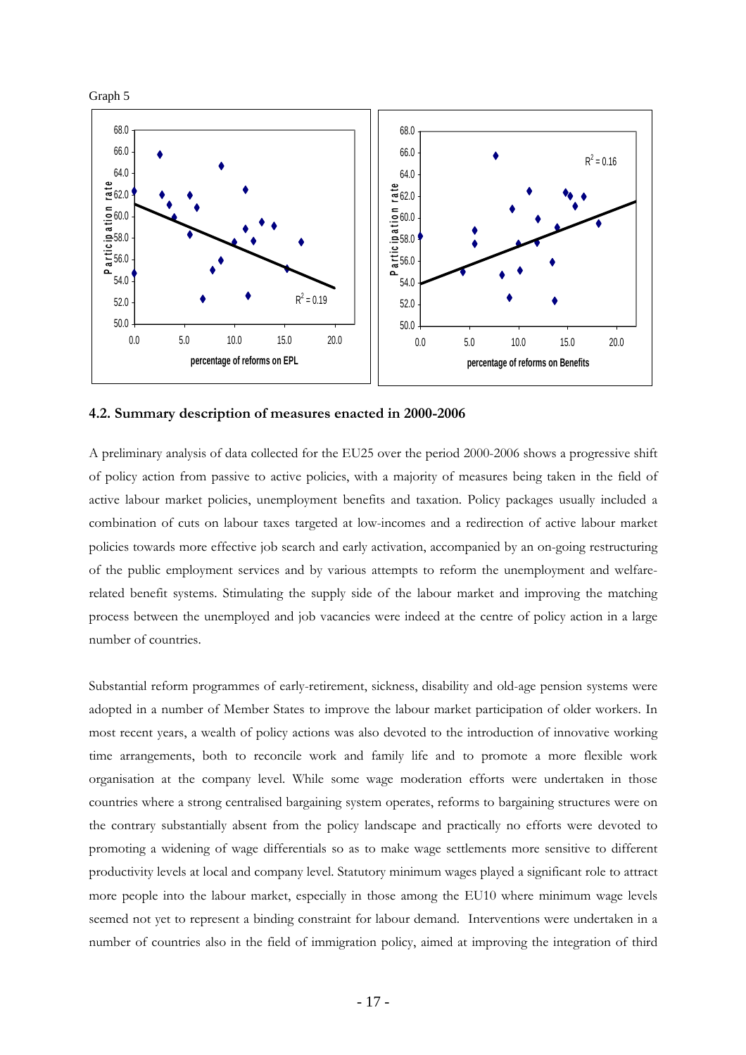Graph 5

### 4.2. Summary description of measures enacted in 2000-2006

A preliminary analysis of data collected for the EU25 over the period 2000-2006 shows a progressive shift of policy action from passive to active policies, with a majority of measures being taken in the field of active labour market policies, unemployment benefits and taxation. Policy packages usually included a combination of cuts on labour taxes targeted at low-incomes and a redirection of active labour market policies towards more effective job search and early activation, accompanied by an on-going restructuring of the public employment services and by various attempts to reform the unemployment and welfare-related benefit systems. Stimulating the supply side of the labour market and improving the matching process between the unemployed and job vacancies were indeed at the centre of policy action in a large number of countries.

Substantial reform programmes of early-retirement, sickness, disability and old-age pension systems were adopted in a number of Member States to improve the labour market participation of older workers. In most recent years, a wealth of policy actions was also devoted to the introduction of innovative working time arrangements, both to reconcile work and family life and to promote a more flexible work organisation at the company level. While some wage moderation efforts were undertaken in those countries where a strong centralised bargaining system operates, reforms to bargaining structures were on the contrary substantially absent from the policy landscape and practically no efforts were devoted to promoting a widening of wage differentials so as to make wage settlements more sensitive to different productivity levels at local and company level. Statutory minimum wages played a significant role to attract more people into the labour market, especially in those among the EU10 where minimum wage levels seemed not yet to represent a binding constraint for labour demand. Interventions were undertaken in a number of countries also in the field of immigration policy, aimed at improving the integration of third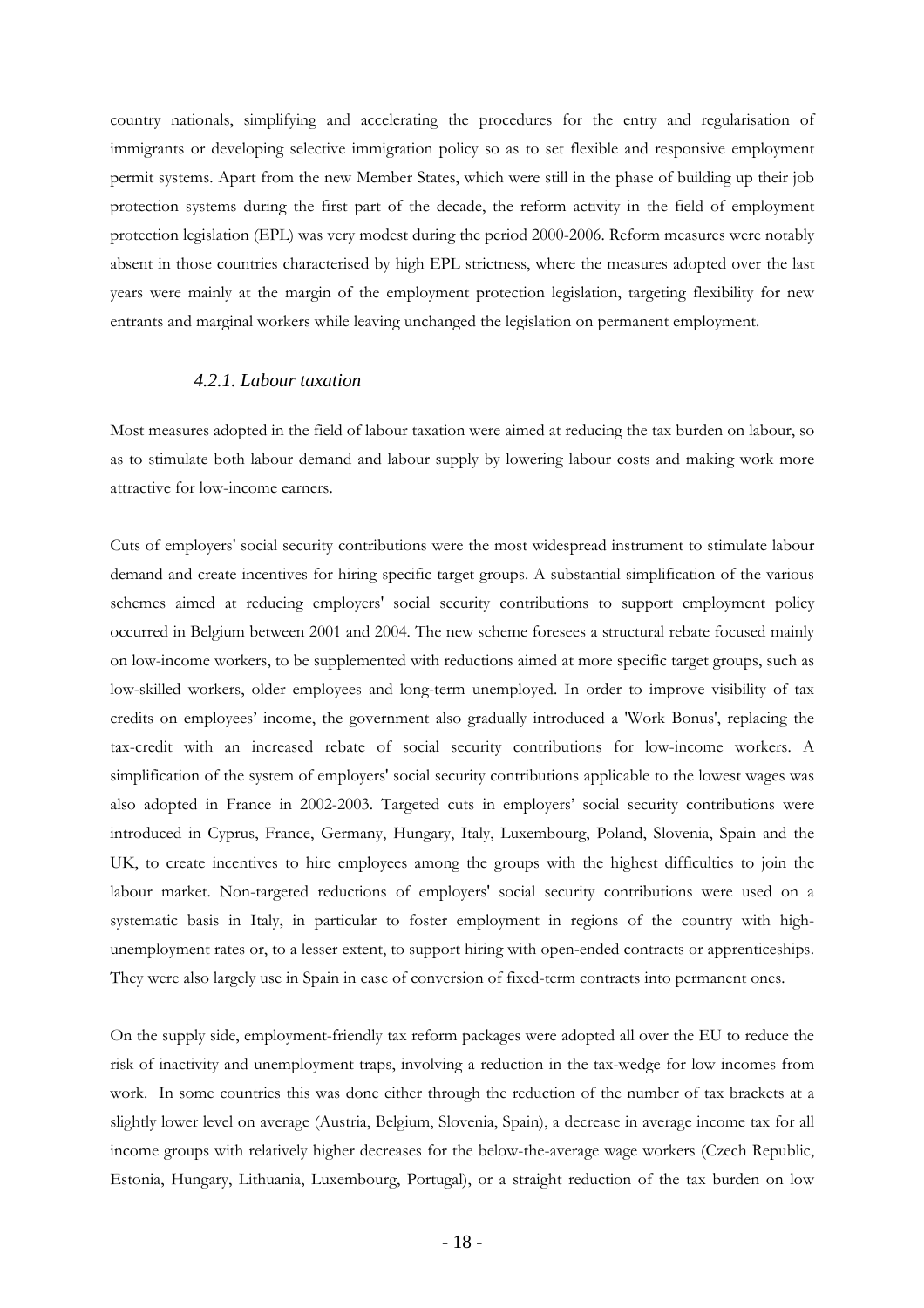country nationals, simplifying and accelerating the procedures for the entry and regularisation of immigrants or developing selective immigration policy so as to set flexible and responsive employment permit systems. Apart from the new Member States, which were still in the phase of building up their job protection systems during the first part of the decade, the reform activity in the field of employment protection legislation (EPL) was very modest during the period 2000-2006. Reform measures were notably absent in those countries characterised by high EPL strictness, where the measures adopted over the last years were mainly at the margin of the employment protection legislation, targeting flexibility for new entrants and marginal workers while leaving unchanged the legislation on permanent employment.

#### *4.2.1. Labour taxation*

Most measures adopted in the field of labour taxation were aimed at reducing the tax burden on labour, so as to stimulate both labour demand and labour supply by lowering labour costs and making work more attractive for low-income earners.

Cuts of employers' social security contributions were the most widespread instrument to stimulate labour demand and create incentives for hiring specific target groups. A substantial simplification of the various schemes aimed at reducing employers' social security contributions to support employment policy occurred in Belgium between 2001 and 2004. The new scheme foresees a structural rebate focused mainly on low-income workers, to be supplemented with reductions aimed at more specific target groups, such as low-skilled workers, older employees and long-term unemployed. In order to improve visibility of tax credits on employees' income, the government also gradually introduced a 'Work Bonus', replacing the tax-credit with an increased rebate of social security contributions for low-income workers. A simplification of the system of employers' social security contributions applicable to the lowest wages was also adopted in France in 2002-2003. Targeted cuts in employers' social security contributions were introduced in Cyprus, France, Germany, Hungary, Italy, Luxembourg, Poland, Slovenia, Spain and the UK, to create incentives to hire employees among the groups with the highest difficulties to join the labour market. Non-targeted reductions of employers' social security contributions were used on a systematic basis in Italy, in particular to foster employment in regions of the country with high-unemployment rates or, to a lesser extent, to support hiring with open-ended contracts or apprenticeships. They were also largely use in Spain in case of conversion of fixed-term contracts into permanent ones.

On the supply side, employment-friendly tax reform packages were adopted all over the EU to reduce the risk of inactivity and unemployment traps, involving a reduction in the tax-wedge for low incomes from work. In some countries this was done either through the reduction of the number of tax brackets at a slightly lower level on average (Austria, Belgium, Slovenia, Spain), a decrease in average income tax for all income groups with relatively higher decreases for the below-the-average wage workers (Czech Republic, Estonia, Hungary, Lithuania, Luxembourg, Portugal), or a straight reduction of the tax burden on low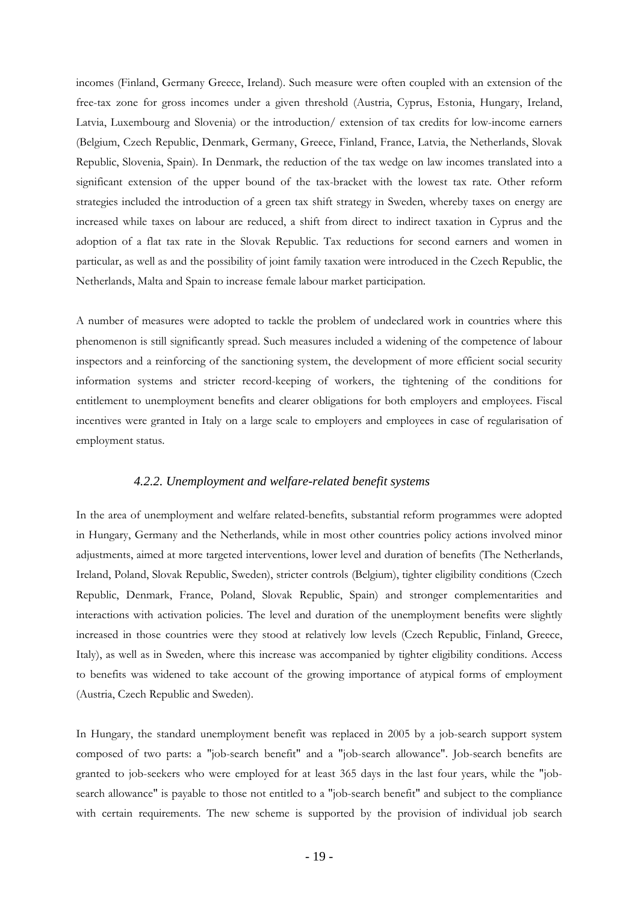incomes (Finland, Germany Greece, Ireland). Such measure were often coupled with an extension of the free-tax zone for gross incomes under a given threshold (Austria, Cyprus, Estonia, Hungary, Ireland, Latvia, Luxembourg and Slovenia) or the introduction/ extension of tax credits for low-income earners (Belgium, Czech Republic, Denmark, Germany, Greece, Finland, France, Latvia, the Netherlands, Slovak Republic, Slovenia, Spain). In Denmark, the reduction of the tax wedge on law incomes translated into a significant extension of the upper bound of the tax-bracket with the lowest tax rate. Other reform strategies included the introduction of a green tax shift strategy in Sweden, whereby taxes on energy are increased while taxes on labour are reduced, a shift from direct to indirect taxation in Cyprus and the adoption of a flat tax rate in the Slovak Republic. Tax reductions for second earners and women in particular, as well as and the possibility of joint family taxation were introduced in the Czech Republic, the Netherlands, Malta and Spain to increase female labour market participation.

A number of measures were adopted to tackle the problem of undeclared work in countries where this phenomenon is still significantly spread. Such measures included a widening of the competence of labour inspectors and a reinforcing of the sanctioning system, the development of more efficient social security information systems and stricter record-keeping of workers, the tightening of the conditions for entitlement to unemployment benefits and clearer obligations for both employers and employees. Fiscal incentives were granted in Italy on a large scale to employers and employees in case of regularisation of employment status.

### *4.2.2. Unemployment and welfare-related benefit systems*

In the area of unemployment and welfare related-benefits, substantial reform programmes were adopted in Hungary, Germany and the Netherlands, while in most other countries policy actions involved minor adjustments, aimed at more targeted interventions, lower level and duration of benefits (The Netherlands, Ireland, Poland, Slovak Republic, Sweden), stricter controls (Belgium), tighter eligibility conditions (Czech Republic, Denmark, France, Poland, Slovak Republic, Spain) and stronger complementarities and interactions with activation policies. The level and duration of the unemployment benefits were slightly increased in those countries were they stood at relatively low levels (Czech Republic, Finland, Greece, Italy), as well as in Sweden, where this increase was accompanied by tighter eligibility conditions. Access to benefits was widened to take account of the growing importance of atypical forms of employment (Austria, Czech Republic and Sweden).

In Hungary, the standard unemployment benefit was replaced in 2005 by a job-search support system composed of two parts: a "job-search benefit" and a "job-search allowance". Job-search benefits are granted to job-seekers who were employed for at least 365 days in the last four years, while the "job-search allowance" is payable to those not entitled to a "job-search benefit" and subject to the compliance with certain requirements. The new scheme is supported by the provision of individual job search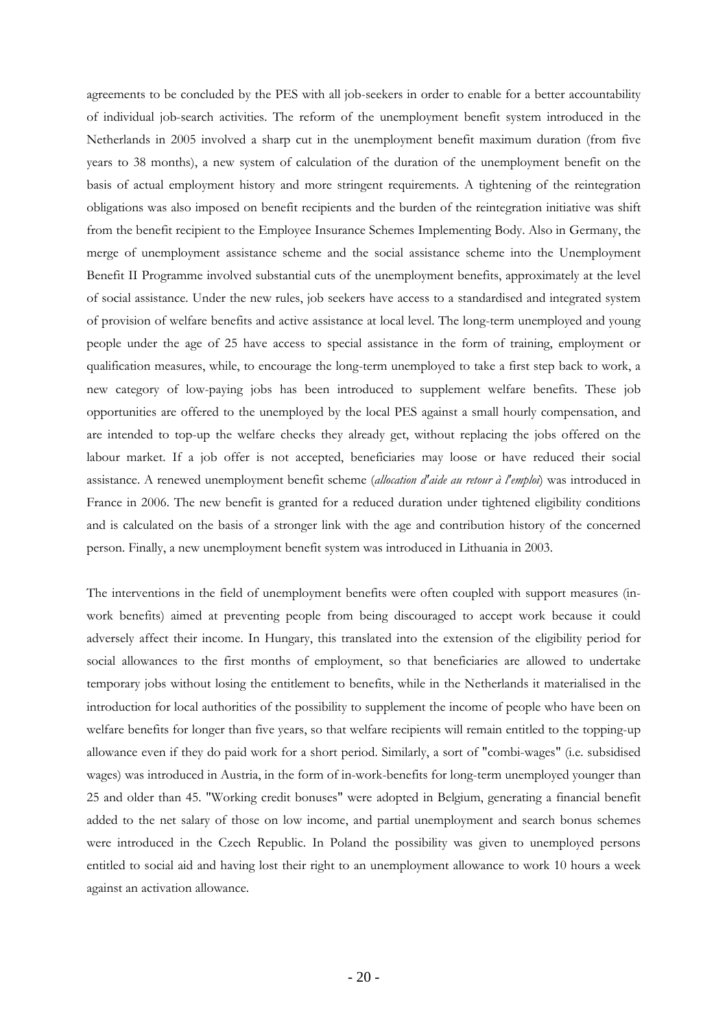agreements to be concluded by the PES with all job-seekers in order to enable for a better accountability of individual job-search activities. The reform of the unemployment benefit system introduced in the Netherlands in 2005 involved a sharp cut in the unemployment benefit maximum duration (from five years to 38 months), a new system of calculation of the duration of the unemployment benefit on the basis of actual employment history and more stringent requirements. A tightening of the reintegration obligations was also imposed on benefit recipients and the burden of the reintegration initiative was shift from the benefit recipient to the Employee Insurance Schemes Implementing Body. Also in Germany, the merge of unemployment assistance scheme and the social assistance scheme into the Unemployment Benefit II Programme involved substantial cuts of the unemployment benefits, approximately at the level of social assistance. Under the new rules, job seekers have access to a standardised and integrated system of provision of welfare benefits and active assistance at local level. The long-term unemployed and young people under the age of 25 have access to special assistance in the form of training, employment or qualification measures, while, to encourage the long-term unemployed to take a first step back to work, a new category of low-paying jobs has been introduced to supplement welfare benefits. These job opportunities are offered to the unemployed by the local PES against a small hourly compensation, and are intended to top-up the welfare checks they already get, without replacing the jobs offered on the labour market. If a job offer is not accepted, beneficiaries may loose or have reduced their social assistance. A renewed unemployment benefit scheme (*allocation d'aide au retour à l'emploi*) was introduced in France in 2006. The new benefit is granted for a reduced duration under tightened eligibility conditions and is calculated on the basis of a stronger link with the age and contribution history of the concerned person. Finally, a new unemployment benefit system was introduced in Lithuania in 2003.

The interventions in the field of unemployment benefits were often coupled with support measures (in-work benefits) aimed at preventing people from being discouraged to accept work because it could adversely affect their income. In Hungary, this translated into the extension of the eligibility period for social allowances to the first months of employment, so that beneficiaries are allowed to undertake temporary jobs without losing the entitlement to benefits, while in the Netherlands it materialised in the introduction for local authorities of the possibility to supplement the income of people who have been on welfare benefits for longer than five years, so that welfare recipients will remain entitled to the topping-up allowance even if they do paid work for a short period. Similarly, a sort of "combi-wages" (i.e. subsidised wages) was introduced in Austria, in the form of in-work-benefits for long-term unemployed younger than 25 and older than 45. "Working credit bonuses" were adopted in Belgium, generating a financial benefit added to the net salary of those on low income, and partial unemployment and search bonus schemes were introduced in the Czech Republic. In Poland the possibility was given to unemployed persons entitled to social aid and having lost their right to an unemployment allowance to work 10 hours a week against an activation allowance.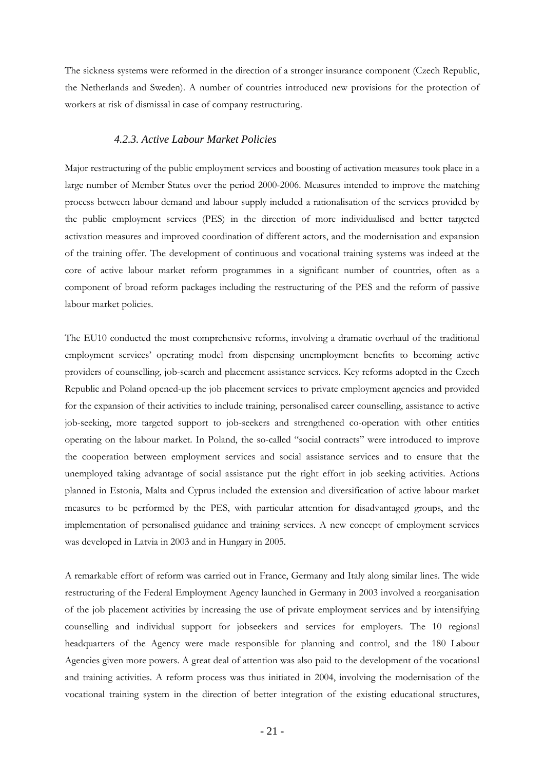The sickness systems were reformed in the direction of a stronger insurance component (Czech Republic, the Netherlands and Sweden). A number of countries introduced new provisions for the protection of workers at risk of dismissal in case of company restructuring.

#### *4.2.3. Active Labour Market Policies*

Major restructuring of the public employment services and boosting of activation measures took place in a large number of Member States over the period 2000-2006. Measures intended to improve the matching process between labour demand and labour supply included a rationalisation of the services provided by the public employment services (PES) in the direction of more individualised and better targeted activation measures and improved coordination of different actors, and the modernisation and expansion of the training offer. The development of continuous and vocational training systems was indeed at the core of active labour market reform programmes in a significant number of countries, often as a component of broad reform packages including the restructuring of the PES and the reform of passive labour market policies.

The EU10 conducted the most comprehensive reforms, involving a dramatic overhaul of the traditional employment services' operating model from dispensing unemployment benefits to becoming active providers of counselling, job-search and placement assistance services. Key reforms adopted in the Czech Republic and Poland opened-up the job placement services to private employment agencies and provided for the expansion of their activities to include training, personalised career counselling, assistance to active job-seeking, more targeted support to job-seekers and strengthened co-operation with other entities operating on the labour market. In Poland, the so-called "social contracts" were introduced to improve the cooperation between employment services and social assistance services and to ensure that the unemployed taking advantage of social assistance put the right effort in job seeking activities. Actions planned in Estonia, Malta and Cyprus included the extension and diversification of active labour market measures to be performed by the PES, with particular attention for disadvantaged groups, and the implementation of personalised guidance and training services. A new concept of employment services was developed in Latvia in 2003 and in Hungary in 2005.

A remarkable effort of reform was carried out in France, Germany and Italy along similar lines. The wide restructuring of the Federal Employment Agency launched in Germany in 2003 involved a reorganisation of the job placement activities by increasing the use of private employment services and by intensifying counselling and individual support for jobseekers and services for employers. The 10 regional headquarters of the Agency were made responsible for planning and control, and the 180 Labour Agencies given more powers. A great deal of attention was also paid to the development of the vocational and training activities. A reform process was thus initiated in 2004, involving the modernisation of the vocational training system in the direction of better integration of the existing educational structures,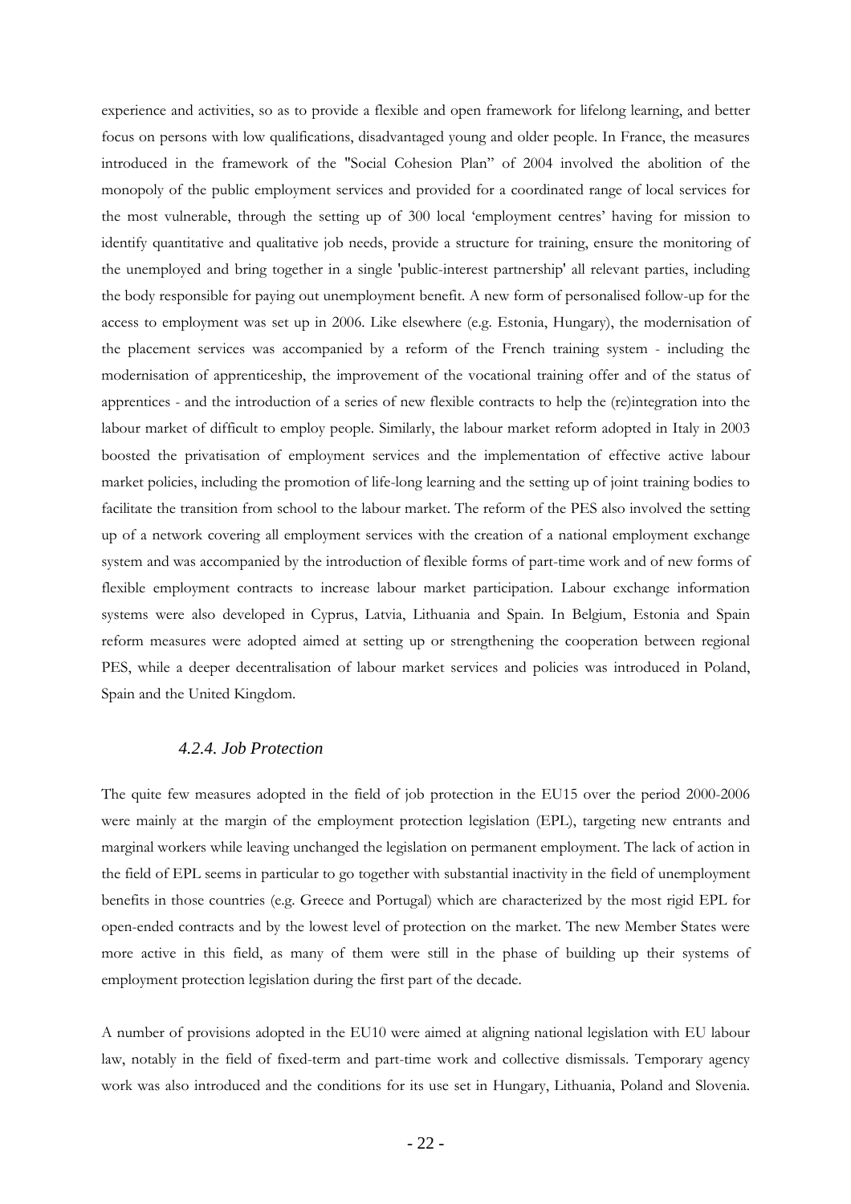experience and activities, so as to provide a flexible and open framework for lifelong learning, and better focus on persons with low qualifications, disadvantaged young and older people. In France, the measures introduced in the framework of the "Social Cohesion Plan" of 2004 involved the abolition of the monopoly of the public employment services and provided for a coordinated range of local services for the most vulnerable, through the setting up of 300 local 'employment centres' having for mission to identify quantitative and qualitative job needs, provide a structure for training, ensure the monitoring of the unemployed and bring together in a single 'public-interest partnership' all relevant parties, including the body responsible for paying out unemployment benefit. A new form of personalised follow-up for the access to employment was set up in 2006. Like elsewhere (e.g. Estonia, Hungary), the modernisation of the placement services was accompanied by a reform of the French training system - including the modernisation of apprenticeship, the improvement of the vocational training offer and of the status of apprentices - and the introduction of a series of new flexible contracts to help the (re)integration into the labour market of difficult to employ people. Similarly, the labour market reform adopted in Italy in 2003 boosted the privatisation of employment services and the implementation of effective active labour market policies, including the promotion of life-long learning and the setting up of joint training bodies to facilitate the transition from school to the labour market. The reform of the PES also involved the setting up of a network covering all employment services with the creation of a national employment exchange system and was accompanied by the introduction of flexible forms of part-time work and of new forms of flexible employment contracts to increase labour market participation. Labour exchange information systems were also developed in Cyprus, Latvia, Lithuania and Spain. In Belgium, Estonia and Spain reform measures were adopted aimed at setting up or strengthening the cooperation between regional PES, while a deeper decentralisation of labour market services and policies was introduced in Poland, Spain and the United Kingdom.

### *4.2.4. Job Protection*

The quite few measures adopted in the field of job protection in the EU15 over the period 2000-2006 were mainly at the margin of the employment protection legislation (EPL), targeting new entrants and marginal workers while leaving unchanged the legislation on permanent employment. The lack of action in the field of EPL seems in particular to go together with substantial inactivity in the field of unemployment benefits in those countries (e.g. Greece and Portugal) which are characterized by the most rigid EPL for open-ended contracts and by the lowest level of protection on the market. The new Member States were more active in this field, as many of them were still in the phase of building up their systems of employment protection legislation during the first part of the decade.

A number of provisions adopted in the EU10 were aimed at aligning national legislation with EU labour law, notably in the field of fixed-term and part-time work and collective dismissals. Temporary agency work was also introduced and the conditions for its use set in Hungary, Lithuania, Poland and Slovenia.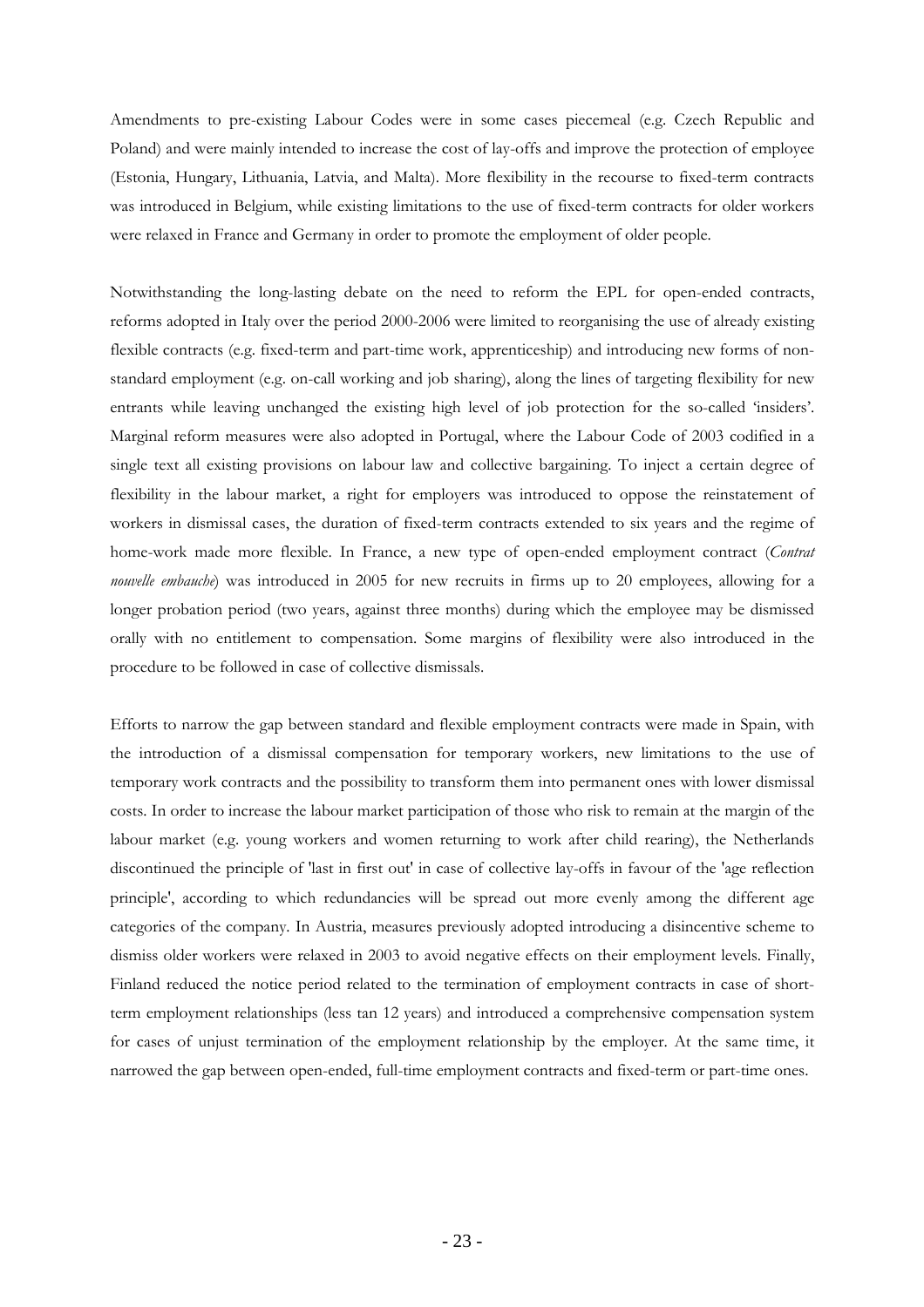Amendments to pre-existing Labour Codes were in some cases piecemeal (e.g. Czech Republic and Poland) and were mainly intended to increase the cost of lay-offs and improve the protection of employee (Estonia, Hungary, Lithuania, Latvia, and Malta). More flexibility in the recourse to fixed-term contracts was introduced in Belgium, while existing limitations to the use of fixed-term contracts for older workers were relaxed in France and Germany in order to promote the employment of older people.

Notwithstanding the long-lasting debate on the need to reform the EPL for open-ended contracts, reforms adopted in Italy over the period 2000-2006 were limited to reorganising the use of already existing flexible contracts (e.g. fixed-term and part-time work, apprenticeship) and introducing new forms of non-standard employment (e.g. on-call working and job sharing), along the lines of targeting flexibility for new entrants while leaving unchanged the existing high level of job protection for the so-called 'insiders'. Marginal reform measures were also adopted in Portugal, where the Labour Code of 2003 codified in a single text all existing provisions on labour law and collective bargaining. To inject a certain degree of flexibility in the labour market, a right for employers was introduced to oppose the reinstatement of workers in dismissal cases, the duration of fixed-term contracts extended to six years and the regime of home-work made more flexible. In France, a new type of open-ended employment contract (*Contrat nouvelle embauche*) was introduced in 2005 for new recruits in firms up to 20 employees, allowing for a longer probation period (two years, against three months) during which the employee may be dismissed orally with no entitlement to compensation. Some margins of flexibility were also introduced in the procedure to be followed in case of collective dismissals.

Efforts to narrow the gap between standard and flexible employment contracts were made in Spain, with the introduction of a dismissal compensation for temporary workers, new limitations to the use of temporary work contracts and the possibility to transform them into permanent ones with lower dismissal costs. In order to increase the labour market participation of those who risk to remain at the margin of the labour market (e.g. young workers and women returning to work after child rearing), the Netherlands discontinued the principle of 'last in first out' in case of collective lay-offs in favour of the 'age reflection principle', according to which redundancies will be spread out more evenly among the different age categories of the company. In Austria, measures previously adopted introducing a disincentive scheme to dismiss older workers were relaxed in 2003 to avoid negative effects on their employment levels. Finally, Finland reduced the notice period related to the termination of employment contracts in case of short-term employment relationships (less tan 12 years) and introduced a comprehensive compensation system for cases of unjust termination of the employment relationship by the employer. At the same time, it narrowed the gap between open-ended, full-time employment contracts and fixed-term or part-time ones.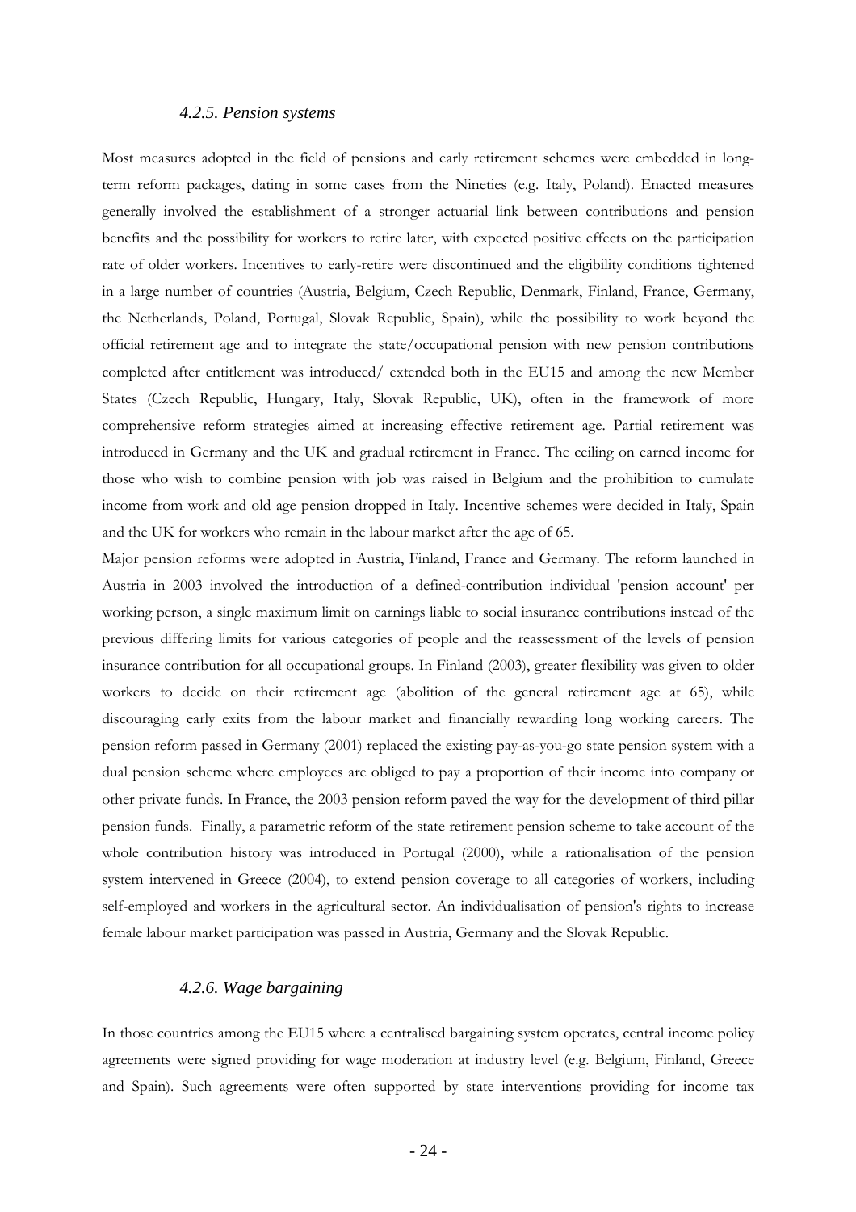#### *4.2.5. Pension systems*

Most measures adopted in the field of pensions and early retirement schemes were embedded in long-term reform packages, dating in some cases from the Nineties (e.g. Italy, Poland). Enacted measures generally involved the establishment of a stronger actuarial link between contributions and pension benefits and the possibility for workers to retire later, with expected positive effects on the participation rate of older workers. Incentives to early-retire were discontinued and the eligibility conditions tightened in a large number of countries (Austria, Belgium, Czech Republic, Denmark, Finland, France, Germany, the Netherlands, Poland, Portugal, Slovak Republic, Spain), while the possibility to work beyond the official retirement age and to integrate the state/occupational pension with new pension contributions completed after entitlement was introduced/ extended both in the EU15 and among the new Member States (Czech Republic, Hungary, Italy, Slovak Republic, UK), often in the framework of more comprehensive reform strategies aimed at increasing effective retirement age. Partial retirement was introduced in Germany and the UK and gradual retirement in France. The ceiling on earned income for those who wish to combine pension with job was raised in Belgium and the prohibition to cumulate income from work and old age pension dropped in Italy. Incentive schemes were decided in Italy, Spain and the UK for workers who remain in the labour market after the age of 65.

Major pension reforms were adopted in Austria, Finland, France and Germany. The reform launched in Austria in 2003 involved the introduction of a defined-contribution individual 'pension account' per working person, a single maximum limit on earnings liable to social insurance contributions instead of the previous differing limits for various categories of people and the reassessment of the levels of pension insurance contribution for all occupational groups. In Finland (2003), greater flexibility was given to older workers to decide on their retirement age (abolition of the general retirement age at 65), while discouraging early exits from the labour market and financially rewarding long working careers. The pension reform passed in Germany (2001) replaced the existing pay-as-you-go state pension system with a dual pension scheme where employees are obliged to pay a proportion of their income into company or other private funds. In France, the 2003 pension reform paved the way for the development of third pillar pension funds. Finally, a parametric reform of the state retirement pension scheme to take account of the whole contribution history was introduced in Portugal (2000), while a rationalisation of the pension system intervened in Greece (2004), to extend pension coverage to all categories of workers, including self-employed and workers in the agricultural sector. An individualisation of pension's rights to increase female labour market participation was passed in Austria, Germany and the Slovak Republic.

#### *4.2.6. Wage bargaining*

In those countries among the EU15 where a centralised bargaining system operates, central income policy agreements were signed providing for wage moderation at industry level (e.g. Belgium, Finland, Greece and Spain). Such agreements were often supported by state interventions providing for income tax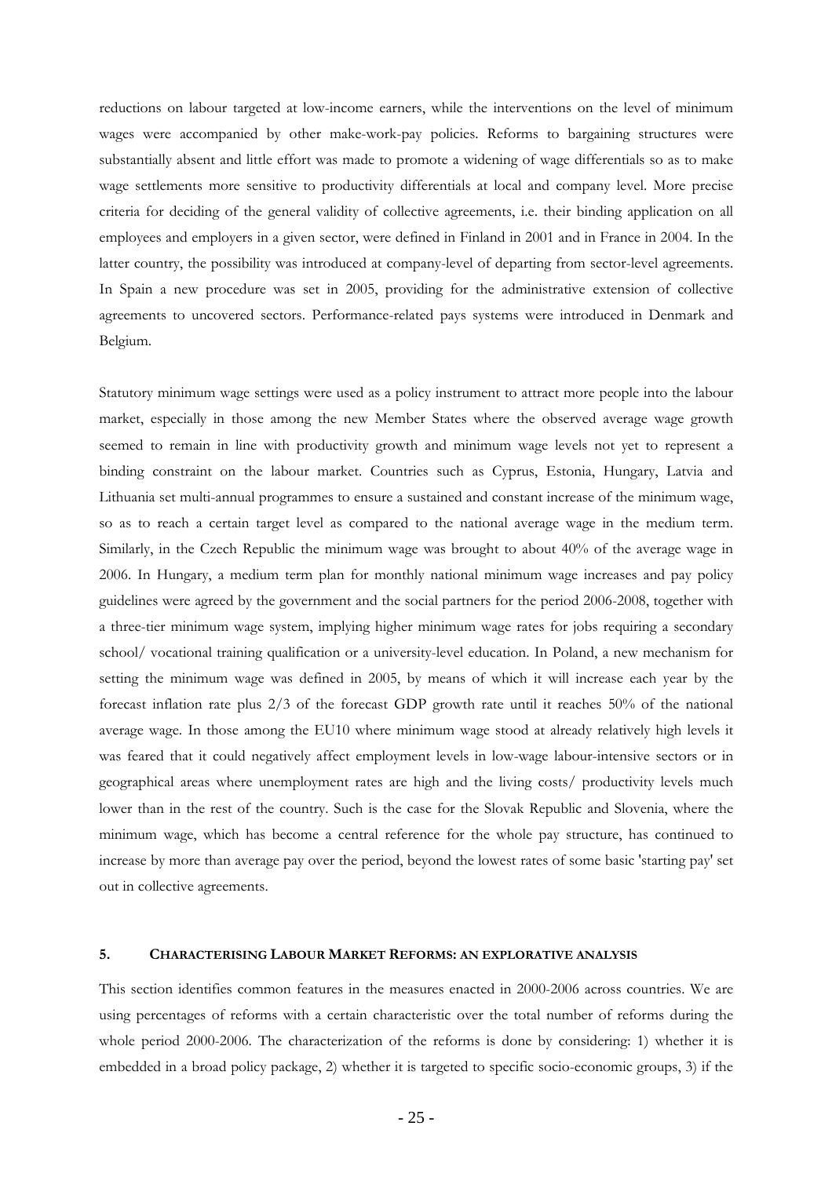reductions on labour targeted at low-income earners, while the interventions on the level of minimum wages were accompanied by other make-work-pay policies. Reforms to bargaining structures were substantially absent and little effort was made to promote a widening of wage differentials so as to make wage settlements more sensitive to productivity differentials at local and company level. More precise criteria for deciding of the general validity of collective agreements, i.e. their binding application on all employees and employers in a given sector, were defined in Finland in 2001 and in France in 2004. In the latter country, the possibility was introduced at company-level of departing from sector-level agreements. In Spain a new procedure was set in 2005, providing for the administrative extension of collective agreements to uncovered sectors. Performance-related pays systems were introduced in Denmark and Belgium.

Statutory minimum wage settings were used as a policy instrument to attract more people into the labour market, especially in those among the new Member States where the observed average wage growth seemed to remain in line with productivity growth and minimum wage levels not yet to represent a binding constraint on the labour market. Countries such as Cyprus, Estonia, Hungary, Latvia and Lithuania set multi-annual programmes to ensure a sustained and constant increase of the minimum wage, so as to reach a certain target level as compared to the national average wage in the medium term. Similarly, in the Czech Republic the minimum wage was brought to about 40% of the average wage in 2006. In Hungary, a medium term plan for monthly national minimum wage increases and pay policy guidelines were agreed by the government and the social partners for the period 2006-2008, together with a three-tier minimum wage system, implying higher minimum wage rates for jobs requiring a secondary school/ vocational training qualification or a university-level education. In Poland, a new mechanism for setting the minimum wage was defined in 2005, by means of which it will increase each year by the forecast inflation rate plus 2/3 of the forecast GDP growth rate until it reaches 50% of the national average wage. In those among the EU10 where minimum wage stood at already relatively high levels it was feared that it could negatively affect employment levels in low-wage labour-intensive sectors or in geographical areas where unemployment rates are high and the living costs/ productivity levels much lower than in the rest of the country. Such is the case for the Slovak Republic and Slovenia, where the minimum wage, which has become a central reference for the whole pay structure, has continued to increase by more than average pay over the period, beyond the lowest rates of some basic 'starting pay' set out in collective agreements.

## 5. CHARACTERISING LABOUR MARKET REFORMS: AN EXPLORATIVE ANALYSIS

This section identifies common features in the measures enacted in 2000-2006 across countries. We are using percentages of reforms with a certain characteristic over the total number of reforms during the whole period 2000-2006. The characterization of the reforms is done by considering: 1) whether it is embedded in a broad policy package, 2) whether it is targeted to specific socio-economic groups, 3) if the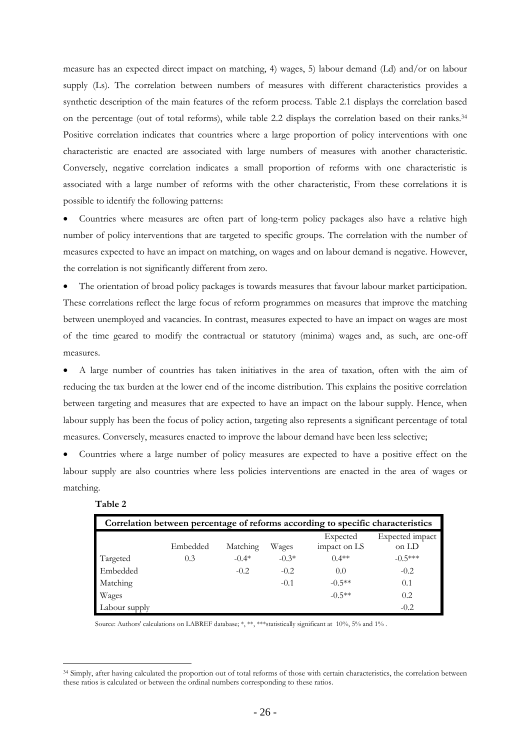measure has an expected direct impact on matching, 4) wages, 5) labour demand (Ld) and/or on labour supply (Ls). The correlation between numbers of measures with different characteristics provides a synthetic description of the main features of the reform process. Table 2.1 displays the correlation based on the percentage (out of total reforms), while table 2.2 displays the correlation based on their ranks.[34] Positive correlation indicates that countries where a large proportion of policy interventions with one characteristic are enacted are associated with large numbers of measures with another characteristic. Conversely, negative correlation indicates a small proportion of reforms with one characteristic is associated with a large number of reforms with the other characteristic, From these correlations it is possible to identify the following patterns:

- Countries where measures are often part of long-term policy packages also have a relative high number of policy interventions that are targeted to specific groups. The correlation with the number of measures expected to have an impact on matching, on wages and on labour demand is negative. However, the correlation is not significantly different from zero.
- The orientation of broad policy packages is towards measures that favour labour market participation. These correlations reflect the large focus of reform programmes on measures that improve the matching between unemployed and vacancies. In contrast, measures expected to have an impact on wages are most of the time geared to modify the contractual or statutory (minima) wages and, as such, are one-off measures.
- A large number of countries has taken initiatives in the area of taxation, often with the aim of reducing the tax burden at the lower end of the income distribution. This explains the positive correlation between targeting and measures that are expected to have an impact on the labour supply. Hence, when labour supply has been the focus of policy action, targeting also represents a significant percentage of total measures. Conversely, measures enacted to improve the labour demand have been less selective;
- Countries where a large number of policy measures are expected to have a positive effect on the labour supply are also countries where less policies interventions are enacted in the area of wages or matching.

**Table 2**

| Correlation between percentage of reforms according to specific characteristics | | | | | |
|---|---|---|---|---|---|
| | Embedded | Matching | Wages | Expected impact on LS | Expected impact on LD |
| Targeted | 0.3 | -0.4* | -0.3* | 0.4** | -0.5*** |
| Embedded | | -0.2 | -0.2 | 0.0 | -0.2 |
| Matching | | | -0.1 | -0.5** | 0.1 |
| Wages | | | | -0.5** | 0.2 |
| Labour supply | | | | | -0.2 |

Source: Authors' calculations on LABREF database; *, **, ***statistically significant at 10%, 5% and 1% .

[34] Simply, after having calculated the proportion out of total reforms of those with certain characteristics, the correlation between these ratios is calculated or between the ordinal numbers corresponding to these ratios.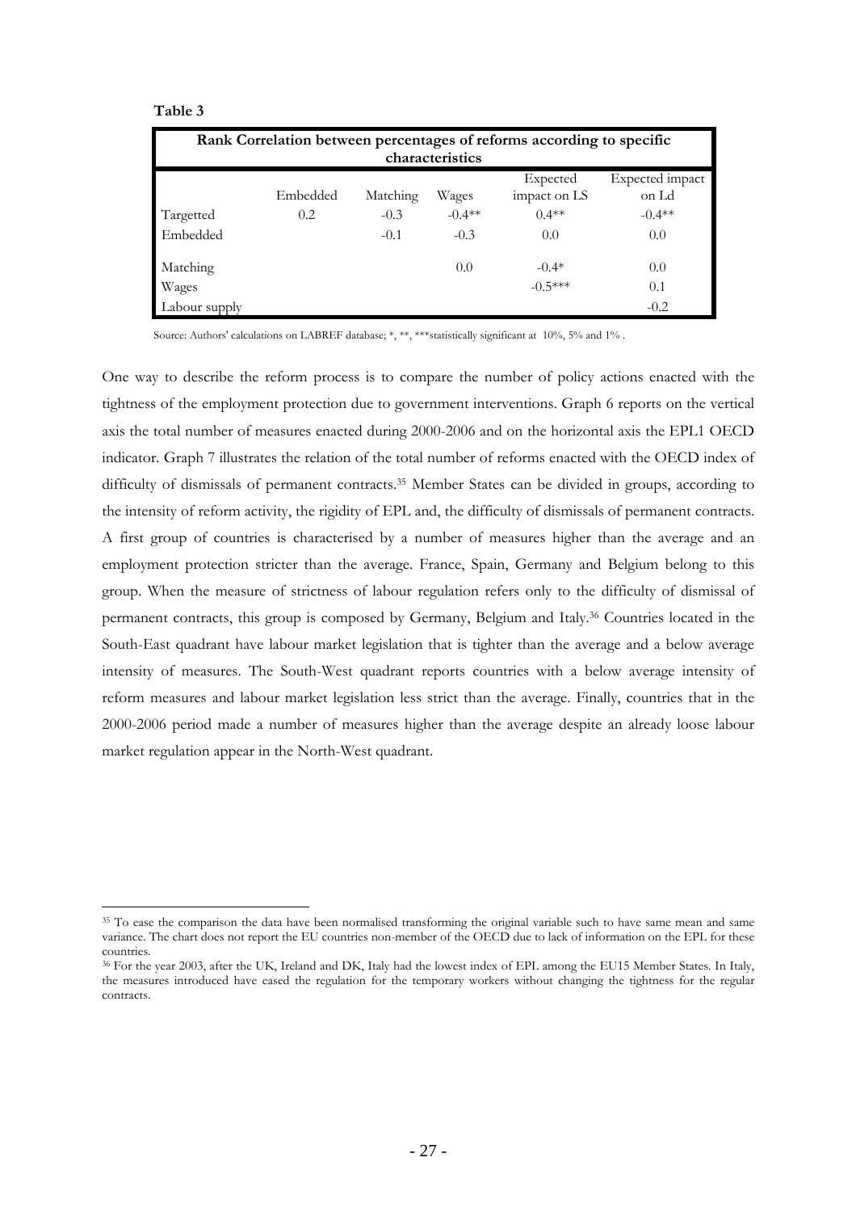**Table 3**

| Rank Correlation between percentages of reforms according to specific characteristics | | | | | |
|---|---|---|---|---|---|
| | Embedded | Matching | Wages | Expected impact on LS | Expected impact on Ld |
| Targetted | 0.2 | -0.3 | -0.4** | 0.4** | -0.4** |
| Embedded | | -0.1 | -0.3 | 0.0 | 0.0 |
| Matching | | | 0.0 | -0.4* | 0.0 |
| Wages | | | | -0.5*** | 0.1 |
| Labour supply | | | | | -0.2 |

Source: Authors' calculations on LABREF database; *, **, ***statistically significant at 10%, 5% and 1% .

One way to describe the reform process is to compare the number of policy actions enacted with the tightness of the employment protection due to government interventions. Graph 6 reports on the vertical axis the total number of measures enacted during 2000-2006 and on the horizontal axis the EPL1 OECD indicator. Graph 7 illustrates the relation of the total number of reforms enacted with the OECD index of difficulty of dismissals of permanent contracts.[35] Member States can be divided in groups, according to the intensity of reform activity, the rigidity of EPL and, the difficulty of dismissals of permanent contracts. A first group of countries is characterised by a number of measures higher than the average and an employment protection stricter than the average. France, Spain, Germany and Belgium belong to this group. When the measure of strictness of labour regulation refers only to the difficulty of dismissal of permanent contracts, this group is composed by Germany, Belgium and Italy.[36] Countries located in the South-East quadrant have labour market legislation that is tighter than the average and a below average intensity of measures. The South-West quadrant reports countries with a below average intensity of reform measures and labour market legislation less strict than the average. Finally, countries that in the 2000-2006 period made a number of measures higher than the average despite an already loose labour market regulation appear in the North-West quadrant.

[35] To ease the comparison the data have been normalised transforming the original variable such to have same mean and same variance. The chart does not report the EU countries non-member of the OECD due to lack of information on the EPL for these countries.

[36] For the year 2003, after the UK, Ireland and DK, Italy had the lowest index of EPL among the EU15 Member States. In Italy, the measures introduced have eased the regulation for the temporary workers without changing the tightness for the regular contracts.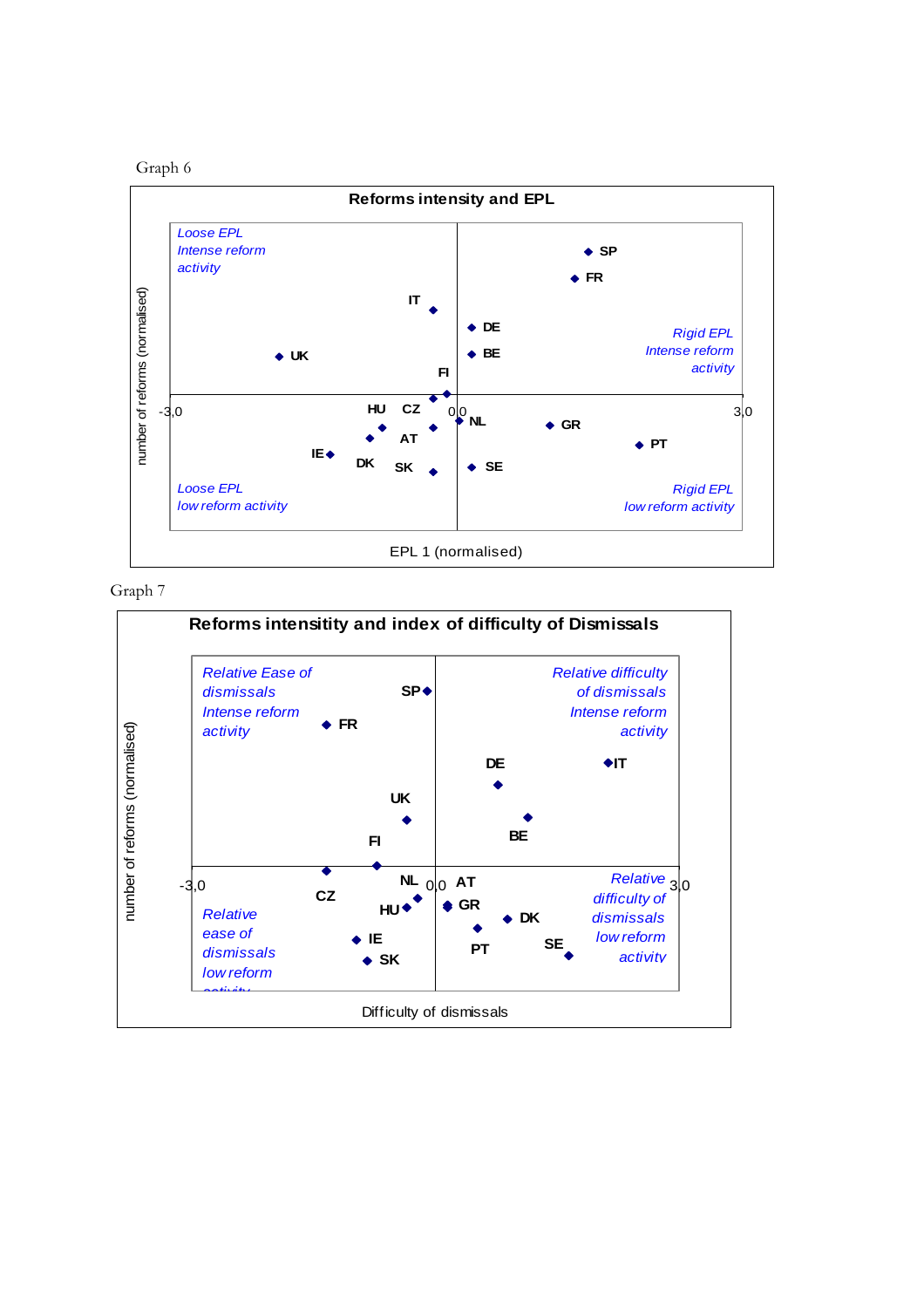Graph 6

**Reforms intensity and EPL**

| Quadrant | Label |
|---|---|
| Upper left | Loose EPL, Intense reform activity |
| Upper right | Rigid EPL, Intense reform activity |
| Lower left | Loose EPL, low reform activity |
| Lower right | Rigid EPL, low reform activity |

Countries shown: SP, FR, IT, DE, BE, UK, FI, HU, CZ, NL, GR, AT, PT, IE, DK, SK, SE

Y-axis: number of reforms (normalised)
X-axis: EPL 1 (normalised), from -3,0 to 3,0 (0,0 at centre)

Graph 7

**Reforms intensity and index of difficulty of Dismissals**

| Quadrant | Label |
|---|---|
| Upper left | Relative Ease of dismissals, Intense reform activity |
| Upper right | Relative difficulty of dismissals, Intense reform activity |
| Lower left | Relative ease of dismissals, low reform activity |
| Lower right | Relative difficulty of dismissals, low reform activity |

Countries shown: SP, FR, DE, IT, UK, BE, FI, NL, AT, CZ, GR, HU, DK, IE, PT, SE, SK

Y-axis: number of reforms (normalised)
X-axis: Difficulty of dismissals, from -3,0 to 3,0 (0,0 at centre)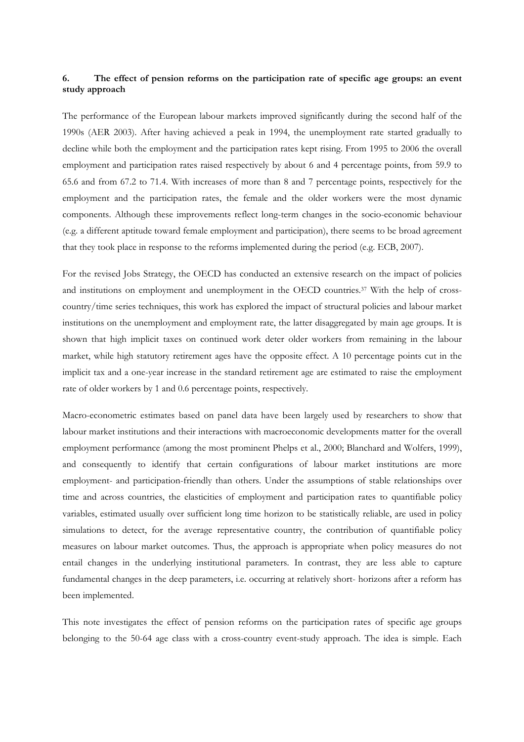## 6. The effect of pension reforms on the participation rate of specific age groups: an event study approach

The performance of the European labour markets improved significantly during the second half of the 1990s (AER 2003). After having achieved a peak in 1994, the unemployment rate started gradually to decline while both the employment and the participation rates kept rising. From 1995 to 2006 the overall employment and participation rates raised respectively by about 6 and 4 percentage points, from 59.9 to 65.6 and from 67.2 to 71.4. With increases of more than 8 and 7 percentage points, respectively for the employment and the participation rates, the female and the older workers were the most dynamic components. Although these improvements reflect long-term changes in the socio-economic behaviour (e.g. a different aptitude toward female employment and participation), there seems to be broad agreement that they took place in response to the reforms implemented during the period (e.g. ECB, 2007).

For the revised Jobs Strategy, the OECD has conducted an extensive research on the impact of policies and institutions on employment and unemployment in the OECD countries.[37] With the help of cross-country/time series techniques, this work has explored the impact of structural policies and labour market institutions on the unemployment and employment rate, the latter disaggregated by main age groups. It is shown that high implicit taxes on continued work deter older workers from remaining in the labour market, while high statutory retirement ages have the opposite effect. A 10 percentage points cut in the implicit tax and a one-year increase in the standard retirement age are estimated to raise the employment rate of older workers by 1 and 0.6 percentage points, respectively.

Macro-econometric estimates based on panel data have been largely used by researchers to show that labour market institutions and their interactions with macroeconomic developments matter for the overall employment performance (among the most prominent Phelps et al., 2000; Blanchard and Wolfers, 1999), and consequently to identify that certain configurations of labour market institutions are more employment- and participation-friendly than others. Under the assumptions of stable relationships over time and across countries, the elasticities of employment and participation rates to quantifiable policy variables, estimated usually over sufficient long time horizon to be statistically reliable, are used in policy simulations to detect, for the average representative country, the contribution of quantifiable policy measures on labour market outcomes. Thus, the approach is appropriate when policy measures do not entail changes in the underlying institutional parameters. In contrast, they are less able to capture fundamental changes in the deep parameters, i.e. occurring at relatively short- horizons after a reform has been implemented.

This note investigates the effect of pension reforms on the participation rates of specific age groups belonging to the 50-64 age class with a cross-country event-study approach. The idea is simple. Each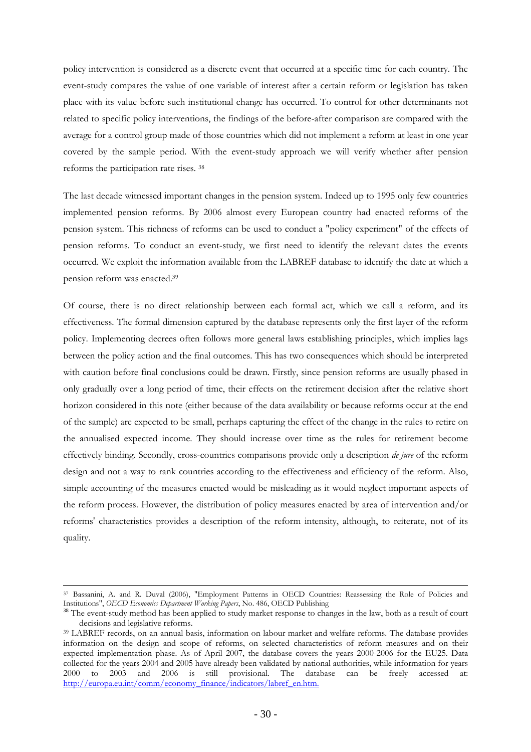policy intervention is considered as a discrete event that occurred at a specific time for each country. The event-study compares the value of one variable of interest after a certain reform or legislation has taken place with its value before such institutional change has occurred. To control for other determinants not related to specific policy interventions, the findings of the before-after comparison are compared with the average for a control group made of those countries which did not implement a reform at least in one year covered by the sample period. With the event-study approach we will verify whether after pension reforms the participation rate rises. [38]

The last decade witnessed important changes in the pension system. Indeed up to 1995 only few countries implemented pension reforms. By 2006 almost every European country had enacted reforms of the pension system. This richness of reforms can be used to conduct a "policy experiment" of the effects of pension reforms. To conduct an event-study, we first need to identify the relevant dates the events occurred. We exploit the information available from the LABREF database to identify the date at which a pension reform was enacted.[39]

Of course, there is no direct relationship between each formal act, which we call a reform, and its effectiveness. The formal dimension captured by the database represents only the first layer of the reform policy. Implementing decrees often follows more general laws establishing principles, which implies lags between the policy action and the final outcomes. This has two consequences which should be interpreted with caution before final conclusions could be drawn. Firstly, since pension reforms are usually phased in only gradually over a long period of time, their effects on the retirement decision after the relative short horizon considered in this note (either because of the data availability or because reforms occur at the end of the sample) are expected to be small, perhaps capturing the effect of the change in the rules to retire on the annualised expected income. They should increase over time as the rules for retirement become effectively binding. Secondly, cross-countries comparisons provide only a description *de jure* of the reform design and not a way to rank countries according to the effectiveness and efficiency of the reform. Also, simple accounting of the measures enacted would be misleading as it would neglect important aspects of the reform process. However, the distribution of policy measures enacted by area of intervention and/or reforms' characteristics provides a description of the reform intensity, although, to reiterate, not of its quality.

---

[37] Bassanini, A. and R. Duval (2006), "Employment Patterns in OECD Countries: Reassessing the Role of Policies and Institutions", *OECD Economics Department Working Papers*, No. 486, OECD Publishing

[38] The event-study method has been applied to study market response to changes in the law, both as a result of court decisions and legislative reforms.

[39] LABREF records, on an annual basis, information on labour market and welfare reforms. The database provides information on the design and scope of reforms, on selected characteristics of reform measures and on their expected implementation phase. As of April 2007, the database covers the years 2000-2006 for the EU25. Data collected for the years 2004 and 2005 have already been validated by national authorities, while information for years 2000 to 2003 and 2006 is still provisional. The database can be freely accessed at: http://europa.eu.int/comm/economy_finance/indicators/labref_en.htm.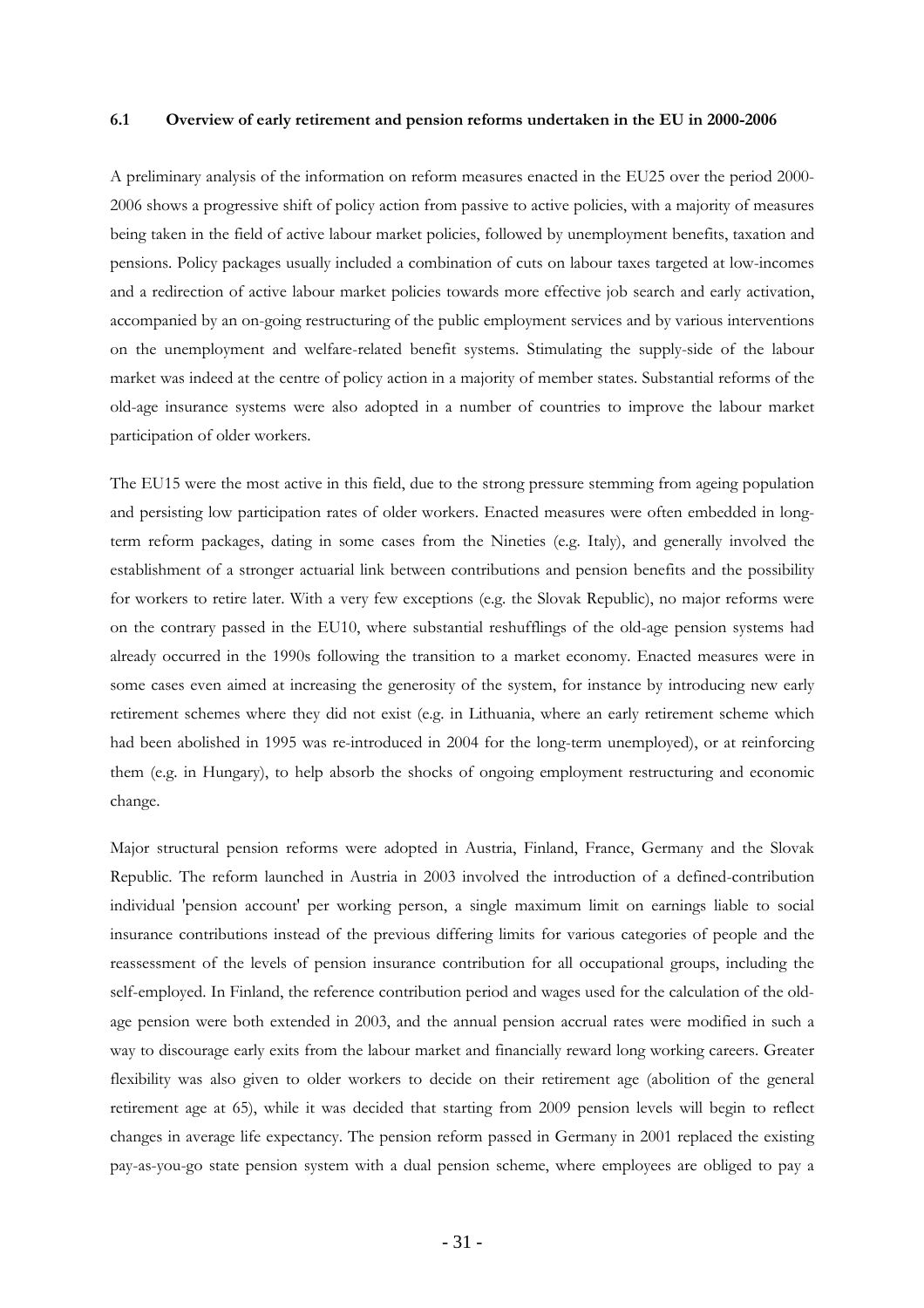### 6.1 Overview of early retirement and pension reforms undertaken in the EU in 2000-2006

A preliminary analysis of the information on reform measures enacted in the EU25 over the period 2000-2006 shows a progressive shift of policy action from passive to active policies, with a majority of measures being taken in the field of active labour market policies, followed by unemployment benefits, taxation and pensions. Policy packages usually included a combination of cuts on labour taxes targeted at low-incomes and a redirection of active labour market policies towards more effective job search and early activation, accompanied by an on-going restructuring of the public employment services and by various interventions on the unemployment and welfare-related benefit systems. Stimulating the supply-side of the labour market was indeed at the centre of policy action in a majority of member states. Substantial reforms of the old-age insurance systems were also adopted in a number of countries to improve the labour market participation of older workers.

The EU15 were the most active in this field, due to the strong pressure stemming from ageing population and persisting low participation rates of older workers. Enacted measures were often embedded in long-term reform packages, dating in some cases from the Nineties (e.g. Italy), and generally involved the establishment of a stronger actuarial link between contributions and pension benefits and the possibility for workers to retire later. With a very few exceptions (e.g. the Slovak Republic), no major reforms were on the contrary passed in the EU10, where substantial reshufflings of the old-age pension systems had already occurred in the 1990s following the transition to a market economy. Enacted measures were in some cases even aimed at increasing the generosity of the system, for instance by introducing new early retirement schemes where they did not exist (e.g. in Lithuania, where an early retirement scheme which had been abolished in 1995 was re-introduced in 2004 for the long-term unemployed), or at reinforcing them (e.g. in Hungary), to help absorb the shocks of ongoing employment restructuring and economic change.

Major structural pension reforms were adopted in Austria, Finland, France, Germany and the Slovak Republic. The reform launched in Austria in 2003 involved the introduction of a defined-contribution individual 'pension account' per working person, a single maximum limit on earnings liable to social insurance contributions instead of the previous differing limits for various categories of people and the reassessment of the levels of pension insurance contribution for all occupational groups, including the self-employed. In Finland, the reference contribution period and wages used for the calculation of the old-age pension were both extended in 2003, and the annual pension accrual rates were modified in such a way to discourage early exits from the labour market and financially reward long working careers. Greater flexibility was also given to older workers to decide on their retirement age (abolition of the general retirement age at 65), while it was decided that starting from 2009 pension levels will begin to reflect changes in average life expectancy. The pension reform passed in Germany in 2001 replaced the existing pay-as-you-go state pension system with a dual pension scheme, where employees are obliged to pay a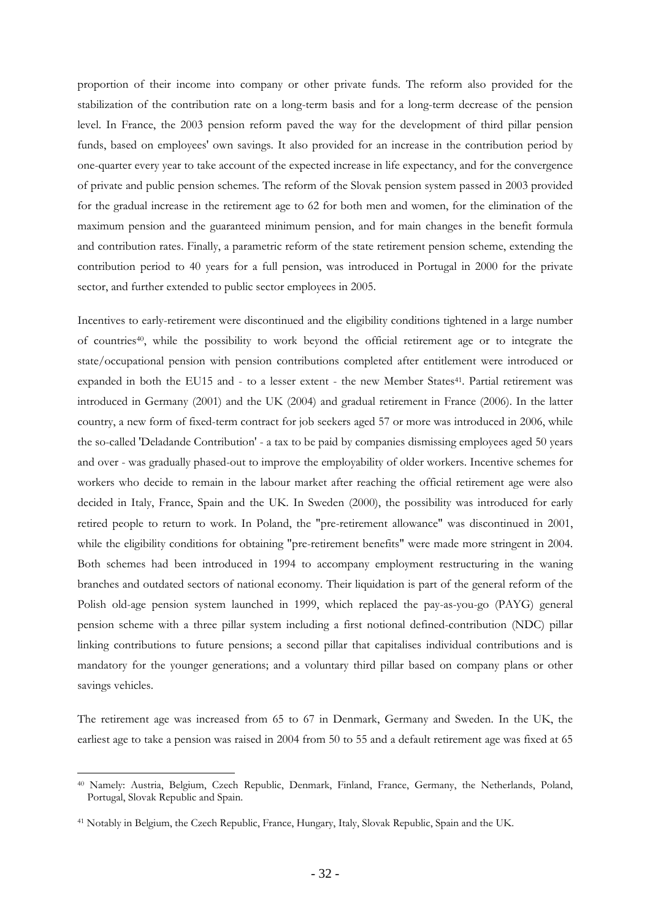proportion of their income into company or other private funds. The reform also provided for the stabilization of the contribution rate on a long-term basis and for a long-term decrease of the pension level. In France, the 2003 pension reform paved the way for the development of third pillar pension funds, based on employees' own savings. It also provided for an increase in the contribution period by one-quarter every year to take account of the expected increase in life expectancy, and for the convergence of private and public pension schemes. The reform of the Slovak pension system passed in 2003 provided for the gradual increase in the retirement age to 62 for both men and women, for the elimination of the maximum pension and the guaranteed minimum pension, and for main changes in the benefit formula and contribution rates. Finally, a parametric reform of the state retirement pension scheme, extending the contribution period to 40 years for a full pension, was introduced in Portugal in 2000 for the private sector, and further extended to public sector employees in 2005.

Incentives to early-retirement were discontinued and the eligibility conditions tightened in a large number of countries[40], while the possibility to work beyond the official retirement age or to integrate the state/occupational pension with pension contributions completed after entitlement were introduced or expanded in both the EU15 and - to a lesser extent - the new Member States[41]. Partial retirement was introduced in Germany (2001) and the UK (2004) and gradual retirement in France (2006). In the latter country, a new form of fixed-term contract for job seekers aged 57 or more was introduced in 2006, while the so-called 'Deladande Contribution' - a tax to be paid by companies dismissing employees aged 50 years and over - was gradually phased-out to improve the employability of older workers. Incentive schemes for workers who decide to remain in the labour market after reaching the official retirement age were also decided in Italy, France, Spain and the UK. In Sweden (2000), the possibility was introduced for early retired people to return to work. In Poland, the "pre-retirement allowance" was discontinued in 2001, while the eligibility conditions for obtaining "pre-retirement benefits" were made more stringent in 2004. Both schemes had been introduced in 1994 to accompany employment restructuring in the waning branches and outdated sectors of national economy. Their liquidation is part of the general reform of the Polish old-age pension system launched in 1999, which replaced the pay-as-you-go (PAYG) general pension scheme with a three pillar system including a first notional defined-contribution (NDC) pillar linking contributions to future pensions; a second pillar that capitalises individual contributions and is mandatory for the younger generations; and a voluntary third pillar based on company plans or other savings vehicles.

The retirement age was increased from 65 to 67 in Denmark, Germany and Sweden. In the UK, the earliest age to take a pension was raised in 2004 from 50 to 55 and a default retirement age was fixed at 65

[40] Namely: Austria, Belgium, Czech Republic, Denmark, Finland, France, Germany, the Netherlands, Poland, Portugal, Slovak Republic and Spain.

[41] Notably in Belgium, the Czech Republic, France, Hungary, Italy, Slovak Republic, Spain and the UK.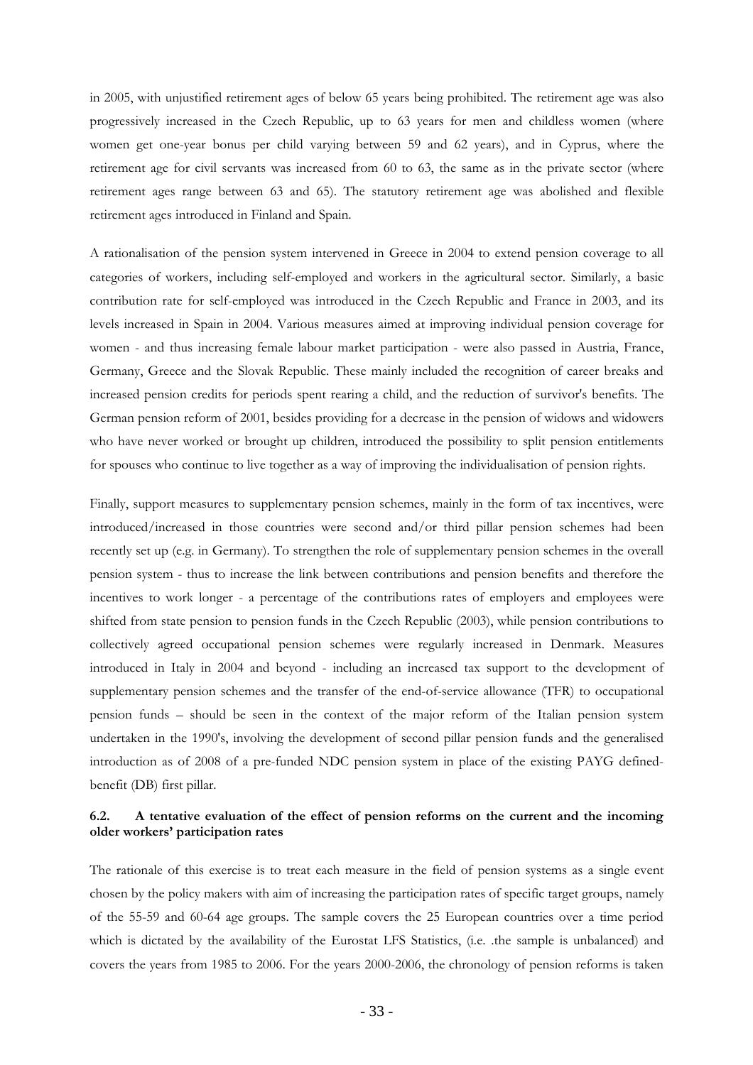in 2005, with unjustified retirement ages of below 65 years being prohibited. The retirement age was also progressively increased in the Czech Republic, up to 63 years for men and childless women (where women get one-year bonus per child varying between 59 and 62 years), and in Cyprus, where the retirement age for civil servants was increased from 60 to 63, the same as in the private sector (where retirement ages range between 63 and 65). The statutory retirement age was abolished and flexible retirement ages introduced in Finland and Spain.

A rationalisation of the pension system intervened in Greece in 2004 to extend pension coverage to all categories of workers, including self-employed and workers in the agricultural sector. Similarly, a basic contribution rate for self-employed was introduced in the Czech Republic and France in 2003, and its levels increased in Spain in 2004. Various measures aimed at improving individual pension coverage for women - and thus increasing female labour market participation - were also passed in Austria, France, Germany, Greece and the Slovak Republic. These mainly included the recognition of career breaks and increased pension credits for periods spent rearing a child, and the reduction of survivor's benefits. The German pension reform of 2001, besides providing for a decrease in the pension of widows and widowers who have never worked or brought up children, introduced the possibility to split pension entitlements for spouses who continue to live together as a way of improving the individualisation of pension rights.

Finally, support measures to supplementary pension schemes, mainly in the form of tax incentives, were introduced/increased in those countries were second and/or third pillar pension schemes had been recently set up (e.g. in Germany). To strengthen the role of supplementary pension schemes in the overall pension system - thus to increase the link between contributions and pension benefits and therefore the incentives to work longer - a percentage of the contributions rates of employers and employees were shifted from state pension to pension funds in the Czech Republic (2003), while pension contributions to collectively agreed occupational pension schemes were regularly increased in Denmark. Measures introduced in Italy in 2004 and beyond - including an increased tax support to the development of supplementary pension schemes and the transfer of the end-of-service allowance (TFR) to occupational pension funds – should be seen in the context of the major reform of the Italian pension system undertaken in the 1990's, involving the development of second pillar pension funds and the generalised introduction as of 2008 of a pre-funded NDC pension system in place of the existing PAYG defined-benefit (DB) first pillar.

### 6.2. A tentative evaluation of the effect of pension reforms on the current and the incoming older workers' participation rates

The rationale of this exercise is to treat each measure in the field of pension systems as a single event chosen by the policy makers with aim of increasing the participation rates of specific target groups, namely of the 55-59 and 60-64 age groups. The sample covers the 25 European countries over a time period which is dictated by the availability of the Eurostat LFS Statistics, (i.e. .the sample is unbalanced) and covers the years from 1985 to 2006. For the years 2000-2006, the chronology of pension reforms is taken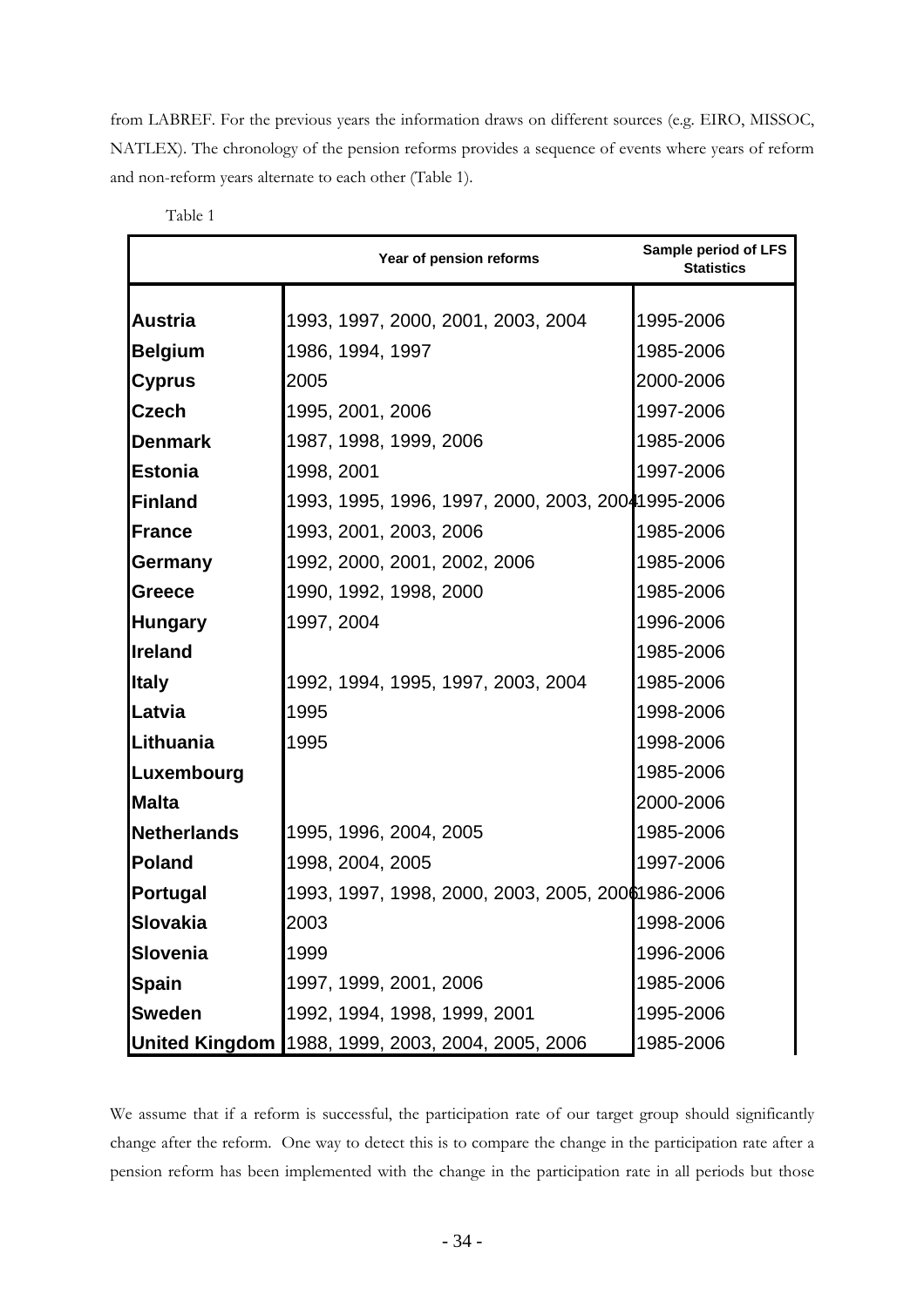from LABREF. For the previous years the information draws on different sources (e.g. EIRO, MISSOC, NATLEX). The chronology of the pension reforms provides a sequence of events where years of reform and non-reform years alternate to each other (Table 1).

Table 1

| | Year of pension reforms | Sample period of LFS Statistics |
|---|---|---|
| **Austria** | 1993, 1997, 2000, 2001, 2003, 2004 | 1995-2006 |
| **Belgium** | 1986, 1994, 1997 | 1985-2006 |
| **Cyprus** | 2005 | 2000-2006 |
| **Czech** | 1995, 2001, 2006 | 1997-2006 |
| **Denmark** | 1987, 1998, 1999, 2006 | 1985-2006 |
| **Estonia** | 1998, 2001 | 1997-2006 |
| **Finland** | 1993, 1995, 1996, 1997, 2000, 2003, 2004 | 1995-2006 |
| **France** | 1993, 2001, 2003, 2006 | 1985-2006 |
| **Germany** | 1992, 2000, 2001, 2002, 2006 | 1985-2006 |
| **Greece** | 1990, 1992, 1998, 2000 | 1985-2006 |
| **Hungary** | 1997, 2004 | 1996-2006 |
| **Ireland** | | 1985-2006 |
| **Italy** | 1992, 1994, 1995, 1997, 2003, 2004 | 1985-2006 |
| **Latvia** | 1995 | 1998-2006 |
| **Lithuania** | 1995 | 1998-2006 |
| **Luxembourg** | | 1985-2006 |
| **Malta** | | 2000-2006 |
| **Netherlands** | 1995, 1996, 2004, 2005 | 1985-2006 |
| **Poland** | 1998, 2004, 2005 | 1997-2006 |
| **Portugal** | 1993, 1997, 1998, 2000, 2003, 2005, 2006 | 1986-2006 |
| **Slovakia** | 2003 | 1998-2006 |
| **Slovenia** | 1999 | 1996-2006 |
| **Spain** | 1997, 1999, 2001, 2006 | 1985-2006 |
| **Sweden** | 1992, 1994, 1998, 1999, 2001 | 1995-2006 |
| **United Kingdom** | 1988, 1999, 2003, 2004, 2005, 2006 | 1985-2006 |

We assume that if a reform is successful, the participation rate of our target group should significantly change after the reform. One way to detect this is to compare the change in the participation rate after a pension reform has been implemented with the change in the participation rate in all periods but those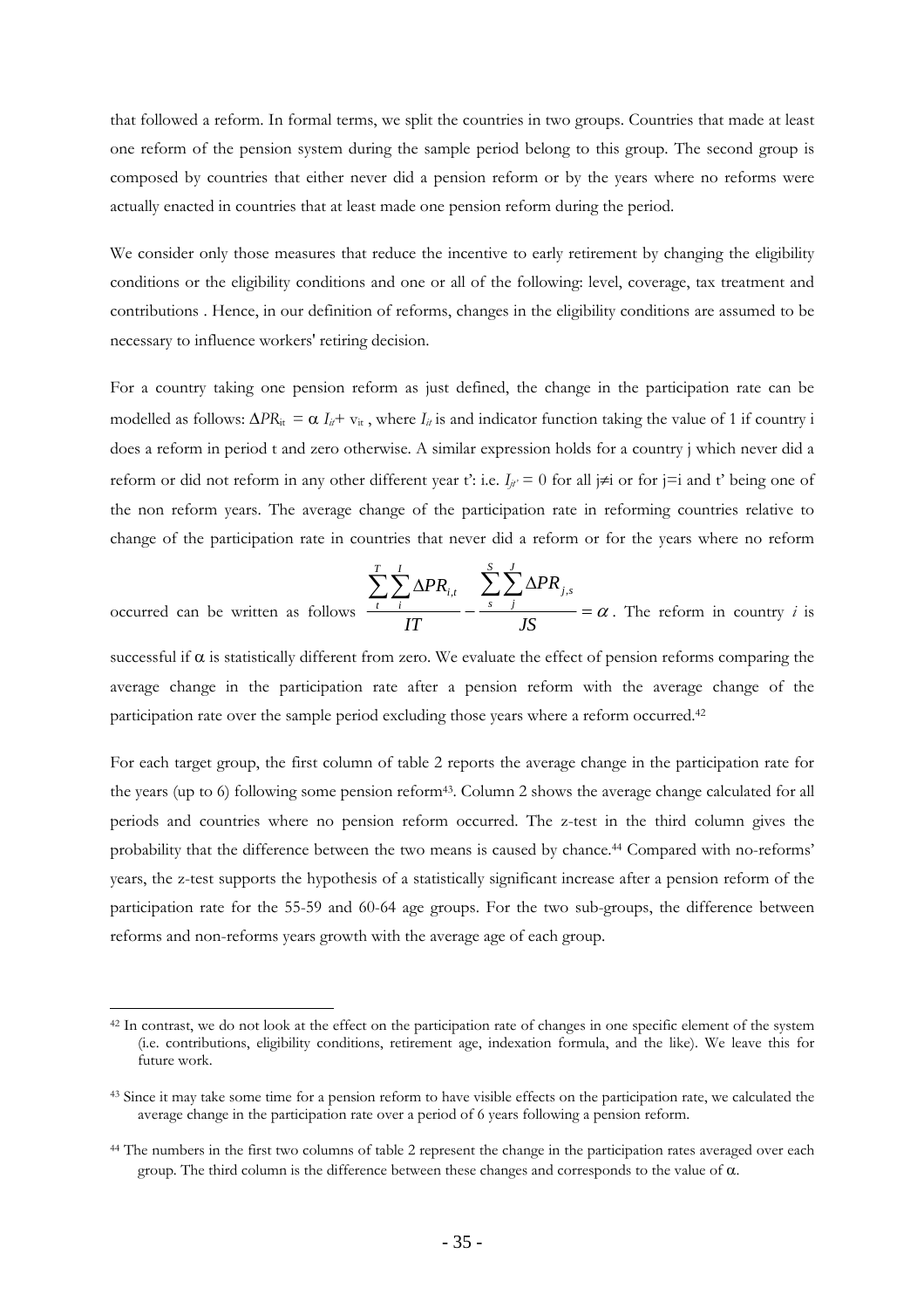that followed a reform. In formal terms, we split the countries in two groups. Countries that made at least one reform of the pension system during the sample period belong to this group. The second group is composed by countries that either never did a pension reform or by the years where no reforms were actually enacted in countries that at least made one pension reform during the period.

We consider only those measures that reduce the incentive to early retirement by changing the eligibility conditions or the eligibility conditions and one or all of the following: level, coverage, tax treatment and contributions . Hence, in our definition of reforms, changes in the eligibility conditions are assumed to be necessary to influence workers' retiring decision.

For a country taking one pension reform as just defined, the change in the participation rate can be modelled as follows: $\Delta PR_{it} = \alpha\ I_{it} + v_{it}$ , where $I_{it}$ is and indicator function taking the value of 1 if country i does a reform in period t and zero otherwise. A similar expression holds for a country j which never did a reform or did not reform in any other different year t': i.e. $I_{jt'} = 0$ for all j≠i or for j=i and t' being one of the non reform years. The average change of the participation rate in reforming countries relative to change of the participation rate in countries that never did a reform or for the years where no reform occurred can be written as follows $\frac{\sum_{t}^{T}\sum_{i}^{I}\Delta PR_{i,t}}{IT} - \frac{\sum_{s}^{S}\sum_{j}^{J}\Delta PR_{j,s}}{JS} = \alpha$. The reform in country *i* is successful if $\alpha$ is statistically different from zero. We evaluate the effect of pension reforms comparing the average change in the participation rate after a pension reform with the average change of the participation rate over the sample period excluding those years where a reform occurred.[42]

For each target group, the first column of table 2 reports the average change in the participation rate for the years (up to 6) following some pension reform[43]. Column 2 shows the average change calculated for all periods and countries where no pension reform occurred. The z-test in the third column gives the probability that the difference between the two means is caused by chance.[44] Compared with no-reforms' years, the z-test supports the hypothesis of a statistically significant increase after a pension reform of the participation rate for the 55-59 and 60-64 age groups. For the two sub-groups, the difference between reforms and non-reforms years growth with the average age of each group.

---

[42] In contrast, we do not look at the effect on the participation rate of changes in one specific element of the system (i.e. contributions, eligibility conditions, retirement age, indexation formula, and the like). We leave this for future work.

[43] Since it may take some time for a pension reform to have visible effects on the participation rate, we calculated the average change in the participation rate over a period of 6 years following a pension reform.

[44] The numbers in the first two columns of table 2 represent the change in the participation rates averaged over each group. The third column is the difference between these changes and corresponds to the value of $\alpha$.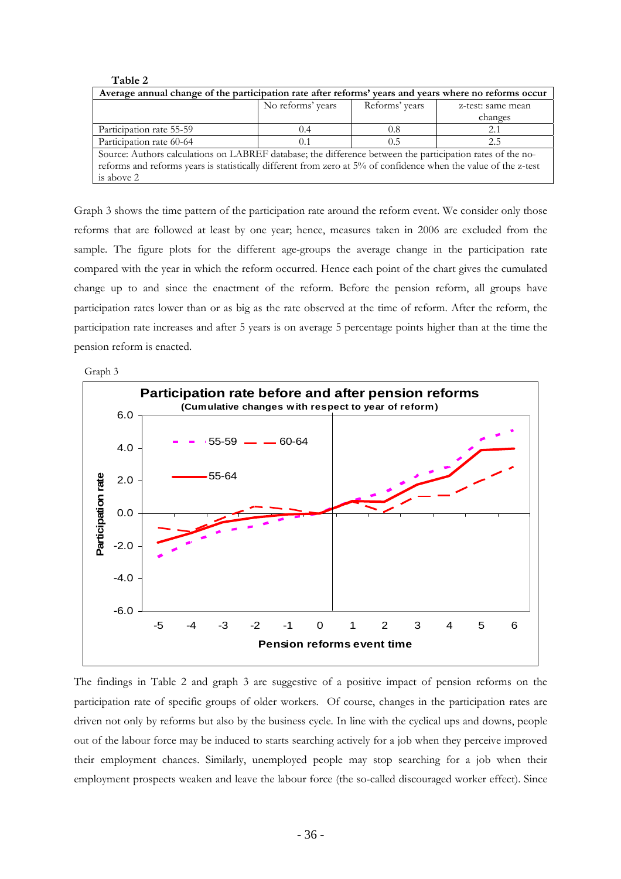Table 2

| Average annual change of the participation rate after reforms' years and years where no reforms occur | | | |
|---|---|---|---|
| | No reforms' years | Reforms' years | z-test: same mean changes |
| Participation rate 55-59 | 0.4 | 0.8 | 2.1 |
| Participation rate 60-64 | 0.1 | 0.5 | 2.5 |

Source: Authors calculations on LABREF database; the difference between the participation rates of the no-reforms and reforms years is statistically different from zero at 5% of confidence when the value of the z-test is above 2

Graph 3 shows the time pattern of the participation rate around the reform event. We consider only those reforms that are followed at least by one year; hence, measures taken in 2006 are excluded from the sample. The figure plots for the different age-groups the average change in the participation rate compared with the year in which the reform occurred. Hence each point of the chart gives the cumulated change up to and since the enactment of the reform. Before the pension reform, all groups have participation rates lower than or as big as the rate observed at the time of reform. After the reform, the participation rate increases and after 5 years is on average 5 percentage points higher than at the time the pension reform is enacted.

Graph 3

**Participation rate before and after pension reforms**
**(Cumulative changes with respect to year of reform)**

The findings in Table 2 and graph 3 are suggestive of a positive impact of pension reforms on the participation rate of specific groups of older workers. Of course, changes in the participation rates are driven not only by reforms but also by the business cycle. In line with the cyclical ups and downs, people out of the labour force may be induced to starts searching actively for a job when they perceive improved their employment chances. Similarly, unemployed people may stop searching for a job when their employment prospects weaken and leave the labour force (the so-called discouraged worker effect). Since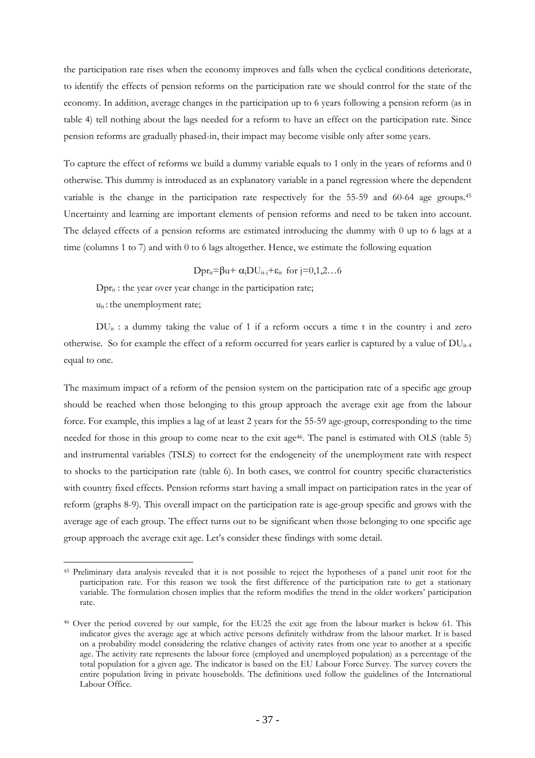the participation rate rises when the economy improves and falls when the cyclical conditions deteriorate, to identify the effects of pension reforms on the participation rate we should control for the state of the economy. In addition, average changes in the participation up to 6 years following a pension reform (as in table 4) tell nothing about the lags needed for a reform to have an effect on the participation rate. Since pension reforms are gradually phased-in, their impact may become visible only after some years.

To capture the effect of reforms we build a dummy variable equals to 1 only in the years of reforms and 0 otherwise. This dummy is introduced as an explanatory variable in a panel regression where the dependent variable is the change in the participation rate respectively for the 55-59 and 60-64 age groups.[45] Uncertainty and learning are important elements of pension reforms and need to be taken into account. The delayed effects of a pension reforms are estimated introducing the dummy with 0 up to 6 lags at a time (columns 1 to 7) and with 0 to 6 lags altogether. Hence, we estimate the following equation

$$Dpr_{it}=\beta u+ \alpha_j DU_{it-j}+\varepsilon_{it} \text{ for } j=0,1,2\ldots6$$

$Dpr_{it}$ : the year over year change in the participation rate;

$u_{it}$ : the unemployment rate;

$DU_{it}$ : a dummy taking the value of 1 if a reform occurs a time t in the country i and zero otherwise. So for example the effect of a reform occurred for years earlier is captured by a value of $DU_{it-4}$ equal to one.

The maximum impact of a reform of the pension system on the participation rate of a specific age group should be reached when those belonging to this group approach the average exit age from the labour force. For example, this implies a lag of at least 2 years for the 55-59 age-group, corresponding to the time needed for those in this group to come near to the exit age[46]. The panel is estimated with OLS (table 5) and instrumental variables (TSLS) to correct for the endogeneity of the unemployment rate with respect to shocks to the participation rate (table 6). In both cases, we control for country specific characteristics with country fixed effects. Pension reforms start having a small impact on participation rates in the year of reform (graphs 8-9). This overall impact on the participation rate is age-group specific and grows with the average age of each group. The effect turns out to be significant when those belonging to one specific age group approach the average exit age. Let's consider these findings with some detail.

---

[45] Preliminary data analysis revealed that it is not possible to reject the hypotheses of a panel unit root for the participation rate. For this reason we took the first difference of the participation rate to get a stationary variable. The formulation chosen implies that the reform modifies the trend in the older workers' participation rate.

[46] Over the period covered by our sample, for the EU25 the exit age from the labour market is below 61. This indicator gives the average age at which active persons definitely withdraw from the labour market. It is based on a probability model considering the relative changes of activity rates from one year to another at a specific age. The activity rate represents the labour force (employed and unemployed population) as a percentage of the total population for a given age. The indicator is based on the EU Labour Force Survey. The survey covers the entire population living in private households. The definitions used follow the guidelines of the International Labour Office.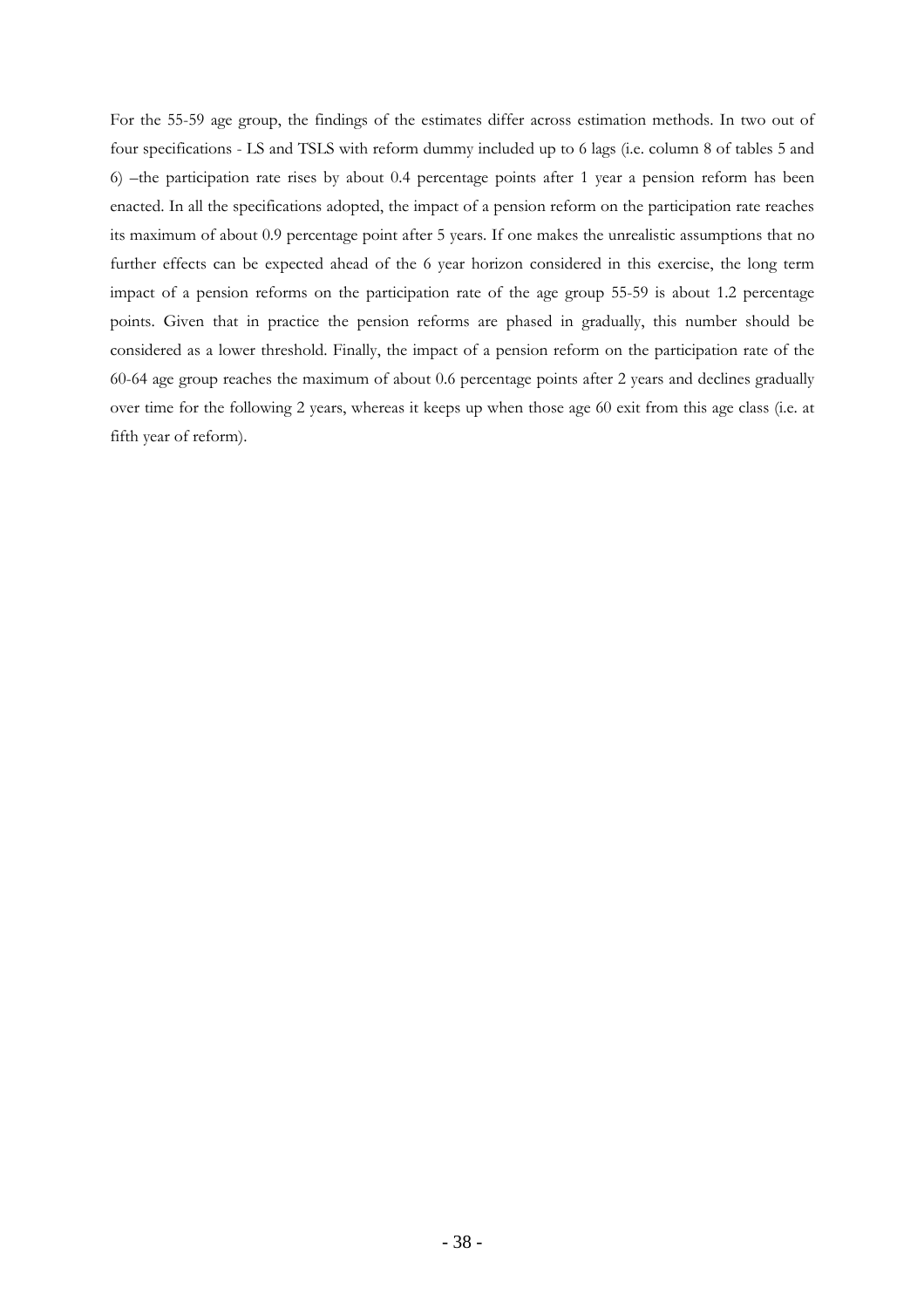For the 55-59 age group, the findings of the estimates differ across estimation methods. In two out of four specifications - LS and TSLS with reform dummy included up to 6 lags (i.e. column 8 of tables 5 and 6) –the participation rate rises by about 0.4 percentage points after 1 year a pension reform has been enacted. In all the specifications adopted, the impact of a pension reform on the participation rate reaches its maximum of about 0.9 percentage point after 5 years. If one makes the unrealistic assumptions that no further effects can be expected ahead of the 6 year horizon considered in this exercise, the long term impact of a pension reforms on the participation rate of the age group 55-59 is about 1.2 percentage points. Given that in practice the pension reforms are phased in gradually, this number should be considered as a lower threshold. Finally, the impact of a pension reform on the participation rate of the 60-64 age group reaches the maximum of about 0.6 percentage points after 2 years and declines gradually over time for the following 2 years, whereas it keeps up when those age 60 exit from this age class (i.e. at fifth year of reform).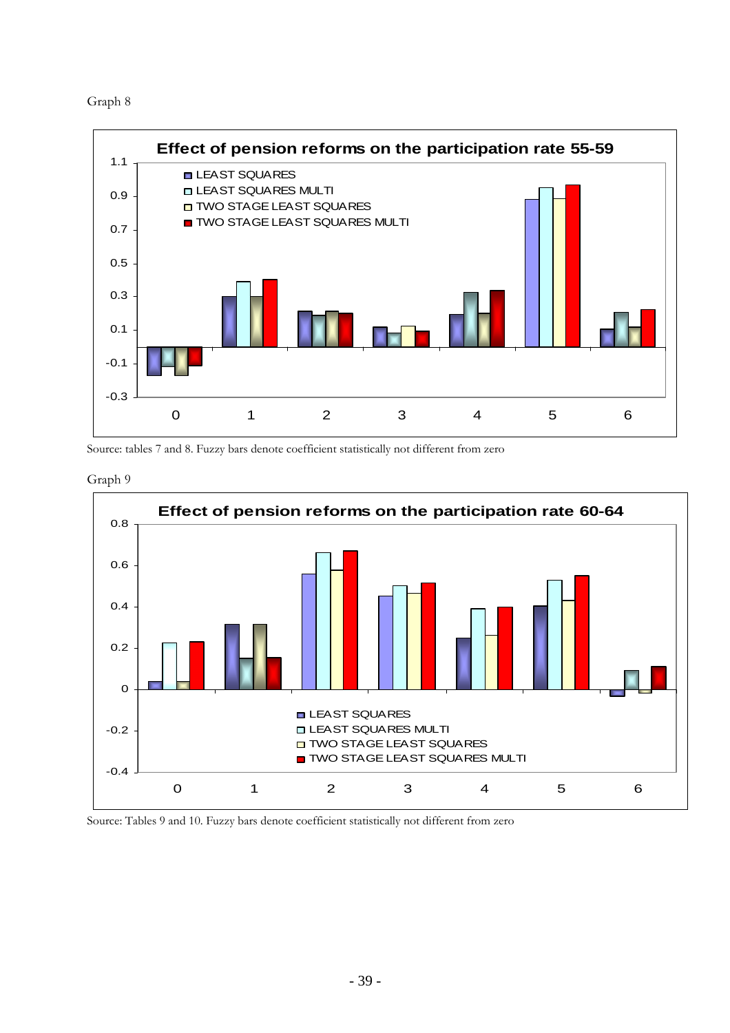Graph 8

**Effect of pension reforms on the participation rate 55-59**

Source: tables 7 and 8. Fuzzy bars denote coefficient statistically not different from zero

Graph 9

**Effect of pension reforms on the participation rate 60-64**

Source: Tables 9 and 10. Fuzzy bars denote coefficient statistically not different from zero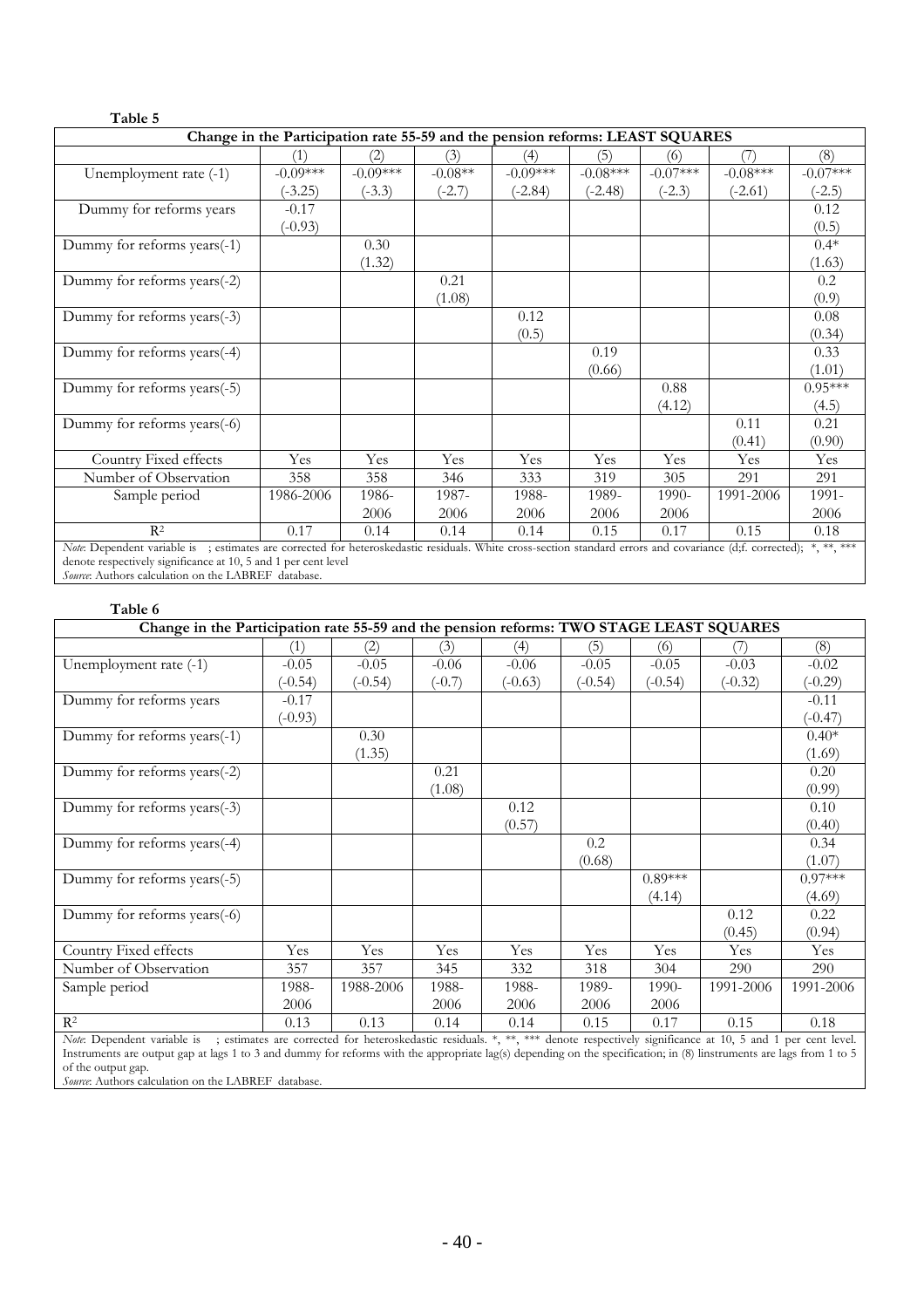**Table 5**

| Change in the Participation rate 55-59 and the pension reforms: LEAST SQUARES | | | | | | | | |
|---|---|---|---|---|---|---|---|---|
| | (1) | (2) | (3) | (4) | (5) | (6) | (7) | (8) |
| Unemployment rate (-1) | -0.09*** | -0.09*** | -0.08** | -0.09*** | -0.08*** | -0.07*** | -0.08*** | -0.07*** |
| | (-3.25) | (-3.3) | (-2.7) | (-2.84) | (-2.48) | (-2.3) | (-2.61) | (-2.5) |
| Dummy for reforms years | -0.17 | | | | | | | 0.12 |
| | (-0.93) | | | | | | | (0.5) |
| Dummy for reforms years(-1) | | 0.30 | | | | | | 0.4* |
| | | (1.32) | | | | | | (1.63) |
| Dummy for reforms years(-2) | | | 0.21 | | | | | 0.2 |
| | | | (1.08) | | | | | (0.9) |
| Dummy for reforms years(-3) | | | | 0.12 | | | | 0.08 |
| | | | | (0.5) | | | | (0.34) |
| Dummy for reforms years(-4) | | | | | 0.19 | | | 0.33 |
| | | | | | (0.66) | | | (1.01) |
| Dummy for reforms years(-5) | | | | | | 0.88 | | 0.95*** |
| | | | | | | (4.12) | | (4.5) |
| Dummy for reforms years(-6) | | | | | | | 0.11 | 0.21 |
| | | | | | | | (0.41) | (0.90) |
| Country Fixed effects | Yes | Yes | Yes | Yes | Yes | Yes | Yes | Yes |
| Number of Observation | 358 | 358 | 346 | 333 | 319 | 305 | 291 | 291 |
| Sample period | 1986-2006 | 1986-2006 | 1987-2006 | 1988-2006 | 1989-2006 | 1990-2006 | 1991-2006 | 1991-2006 |
| $R^2$ | 0.17 | 0.14 | 0.14 | 0.14 | 0.15 | 0.17 | 0.15 | 0.18 |

*Note*: Dependent variable is ; estimates are corrected for heteroskedastic residuals. White cross-section standard errors and covariance (d;f. corrected); *, **, *** denote respectively significance at 10, 5 and 1 per cent level

*Source*: Authors calculation on the LABREF database.

**Table 6**

| Change in the Participation rate 55-59 and the pension reforms: TWO STAGE LEAST SQUARES | | | | | | | | |
|---|---|---|---|---|---|---|---|---|
| | (1) | (2) | (3) | (4) | (5) | (6) | (7) | (8) |
| Unemployment rate (-1) | -0.05 | -0.05 | -0.06 | -0.06 | -0.05 | -0.05 | -0.03 | -0.02 |
| | (-0.54) | (-0.54) | (-0.7) | (-0.63) | (-0.54) | (-0.54) | (-0.32) | (-0.29) |
| Dummy for reforms years | -0.17 | | | | | | | -0.11 |
| | (-0.93) | | | | | | | (-0.47) |
| Dummy for reforms years(-1) | | 0.30 | | | | | | 0.40* |
| | | (1.35) | | | | | | (1.69) |
| Dummy for reforms years(-2) | | | 0.21 | | | | | 0.20 |
| | | | (1.08) | | | | | (0.99) |
| Dummy for reforms years(-3) | | | | 0.12 | | | | 0.10 |
| | | | | (0.57) | | | | (0.40) |
| Dummy for reforms years(-4) | | | | | 0.2 | | | 0.34 |
| | | | | | (0.68) | | | (1.07) |
| Dummy for reforms years(-5) | | | | | | 0.89*** | | 0.97*** |
| | | | | | | (4.14) | | (4.69) |
| Dummy for reforms years(-6) | | | | | | | 0.12 | 0.22 |
| | | | | | | | (0.45) | (0.94) |
| Country Fixed effects | Yes | Yes | Yes | Yes | Yes | Yes | Yes | Yes |
| Number of Observation | 357 | 357 | 345 | 332 | 318 | 304 | 290 | 290 |
| Sample period | 1988-2006 | 1988-2006 | 1988-2006 | 1988-2006 | 1989-2006 | 1990-2006 | 1991-2006 | 1991-2006 |
| $R^2$ | 0.13 | 0.13 | 0.14 | 0.14 | 0.15 | 0.17 | 0.15 | 0.18 |

*Note*: Dependent variable is ; estimates are corrected for heteroskedastic residuals. *, **, *** denote respectively significance at 10, 5 and 1 per cent level. Instruments are output gap at lags 1 to 3 and dummy for reforms with the appropriate lag(s) depending on the specification; in (8) linstruments are lags from 1 to 5 of the output gap.

*Source*: Authors calculation on the LABREF database.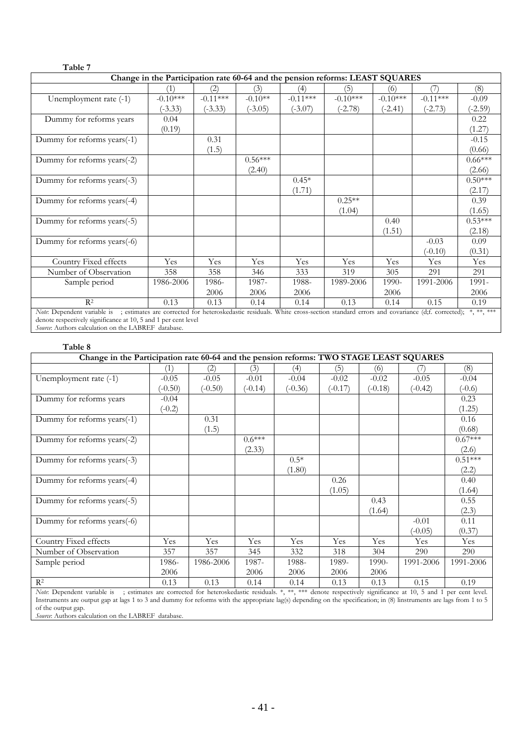**Table 7**

| Change in the Participation rate 60-64 and the pension reforms: LEAST SQUARES | | | | | | | | |
|---|---|---|---|---|---|---|---|---|
| | (1) | (2) | (3) | (4) | (5) | (6) | (7) | (8) |
| Unemployment rate (-1) | -0.10*** | -0.11*** | -0.10** | -0.11*** | -0.10*** | -0.10*** | -0.11*** | -0.09 |
| | (-3.33) | (-3.33) | (-3.05) | (-3.07) | (-2.78) | (-2.41) | (-2.73) | (-2.59) |
| Dummy for reforms years | 0.04 | | | | | | | 0.22 |
| | (0.19) | | | | | | | (1.27) |
| Dummy for reforms years(-1) | | 0.31 | | | | | | -0.15 |
| | | (1.5) | | | | | | (0.66) |
| Dummy for reforms years(-2) | | | 0.56*** | | | | | 0.66*** |
| | | | (2.40) | | | | | (2.66) |
| Dummy for reforms years(-3) | | | | 0.45* | | | | 0.50*** |
| | | | | (1.71) | | | | (2.17) |
| Dummy for reforms years(-4) | | | | | 0.25** | | | 0.39 |
| | | | | | (1.04) | | | (1.65) |
| Dummy for reforms years(-5) | | | | | | 0.40 | | 0.53*** |
| | | | | | | (1.51) | | (2.18) |
| Dummy for reforms years(-6) | | | | | | | -0.03 | 0.09 |
| | | | | | | | (-0.10) | (0.31) |
| Country Fixed effects | Yes | Yes | Yes | Yes | Yes | Yes | Yes | Yes |
| Number of Observation | 358 | 358 | 346 | 333 | 319 | 305 | 291 | 291 |
| Sample period | 1986-2006 | 1986-2006 | 1987-2006 | 1988-2006 | 1989-2006 | 1990-2006 | 1991-2006 | 1991-2006 |
| $R^2$ | 0.13 | 0.13 | 0.14 | 0.14 | 0.13 | 0.14 | 0.15 | 0.19 |

*Note*: Dependent variable is ; estimates are corrected for heteroskedastic residuals. White cross-section standard errors and covariance (d;f. corrected); *, **, *** denote respectively significance at 10, 5 and 1 per cent level

*Source*: Authors calculation on the LABREF database.

**Table 8**

| Change in the Participation rate 60-64 and the pension reforms: TWO STAGE LEAST SQUARES | | | | | | | | |
|---|---|---|---|---|---|---|---|---|
| | (1) | (2) | (3) | (4) | (5) | (6) | (7) | (8) |
| Unemployment rate (-1) | -0.05 | -0.05 | -0.01 | -0.04 | -0.02 | -0.02 | -0.05 | -0.04 |
| | (-0.50) | (-0.50) | (-0.14) | (-0.36) | (-0.17) | (-0.18) | (-0.42) | (-0.6) |
| Dummy for reforms years | -0.04 | | | | | | | 0.23 |
| | (-0.2) | | | | | | | (1.25) |
| Dummy for reforms years(-1) | | 0.31 | | | | | | 0.16 |
| | | (1.5) | | | | | | (0.68) |
| Dummy for reforms years(-2) | | | 0.6*** | | | | | 0.67*** |
| | | | (2.33) | | | | | (2.6) |
| Dummy for reforms years(-3) | | | | 0.5* | | | | 0.51*** |
| | | | | (1.80) | | | | (2.2) |
| Dummy for reforms years(-4) | | | | | 0.26 | | | 0.40 |
| | | | | | (1.05) | | | (1.64) |
| Dummy for reforms years(-5) | | | | | | 0.43 | | 0.55 |
| | | | | | | (1.64) | | (2.3) |
| Dummy for reforms years(-6) | | | | | | | -0.01 | 0.11 |
| | | | | | | | (-0.05) | (0.37) |
| Country Fixed effects | Yes | Yes | Yes | Yes | Yes | Yes | Yes | Yes |
| Number of Observation | 357 | 357 | 345 | 332 | 318 | 304 | 290 | 290 |
| Sample period | 1986-2006 | 1986-2006 | 1987-2006 | 1988-2006 | 1989-2006 | 1990-2006 | 1991-2006 | 1991-2006 |
| $R^2$ | 0.13 | 0.13 | 0.14 | 0.14 | 0.13 | 0.13 | 0.15 | 0.19 |

*Note*: Dependent variable is ; estimates are corrected for heteroskedastic residuals. *, **, *** denote respectively significance at 10, 5 and 1 per cent level. Instruments are output gap at lags 1 to 3 and dummy for reforms with the appropriate lag(s) depending on the specification; in (8) linstruments are lags from 1 to 5 of the output gap.

*Source*: Authors calculation on the LABREF database.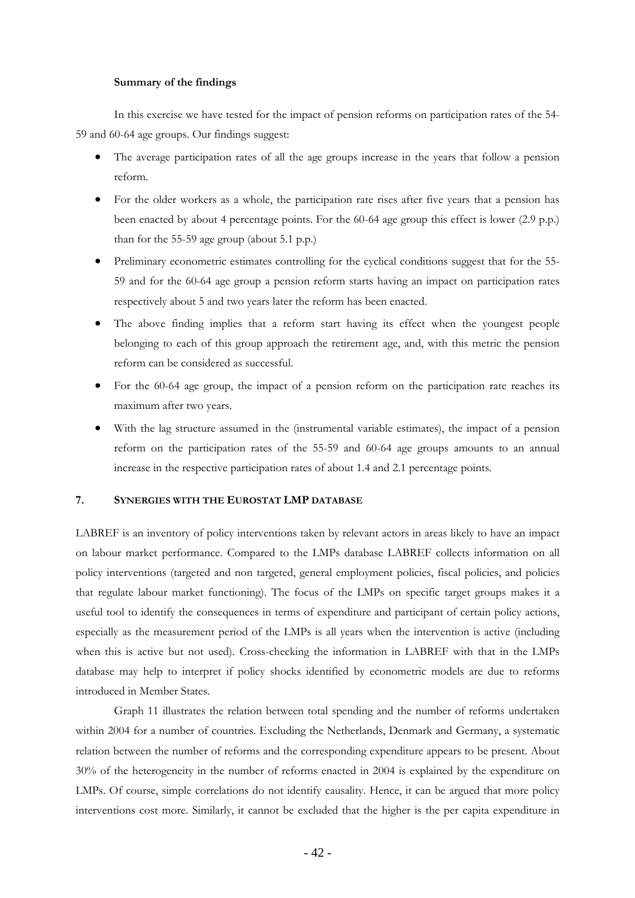**Summary of the findings**

In this exercise we have tested for the impact of pension reforms on participation rates of the 54-59 and 60-64 age groups. Our findings suggest:

- The average participation rates of all the age groups increase in the years that follow a pension reform.
- For the older workers as a whole, the participation rate rises after five years that a pension has been enacted by about 4 percentage points. For the 60-64 age group this effect is lower (2.9 p.p.) than for the 55-59 age group (about 5.1 p.p.)
- Preliminary econometric estimates controlling for the cyclical conditions suggest that for the 55-59 and for the 60-64 age group a pension reform starts having an impact on participation rates respectively about 5 and two years later the reform has been enacted.
- The above finding implies that a reform start having its effect when the youngest people belonging to each of this group approach the retirement age, and, with this metric the pension reform can be considered as successful.
- For the 60-64 age group, the impact of a pension reform on the participation rate reaches its maximum after two years.
- With the lag structure assumed in the (instrumental variable estimates), the impact of a pension reform on the participation rates of the 55-59 and 60-64 age groups amounts to an annual increase in the respective participation rates of about 1.4 and 2.1 percentage points.

## 7. SYNERGIES WITH THE EUROSTAT LMP DATABASE

LABREF is an inventory of policy interventions taken by relevant actors in areas likely to have an impact on labour market performance. Compared to the LMPs database LABREF collects information on all policy interventions (targeted and non targeted, general employment policies, fiscal policies, and policies that regulate labour market functioning). The focus of the LMPs on specific target groups makes it a useful tool to identify the consequences in terms of expenditure and participant of certain policy actions, especially as the measurement period of the LMPs is all years when the intervention is active (including when this is active but not used). Cross-checking the information in LABREF with that in the LMPs database may help to interpret if policy shocks identified by econometric models are due to reforms introduced in Member States.

Graph 11 illustrates the relation between total spending and the number of reforms undertaken within 2004 for a number of countries. Excluding the Netherlands, Denmark and Germany, a systematic relation between the number of reforms and the corresponding expenditure appears to be present. About 30% of the heterogeneity in the number of reforms enacted in 2004 is explained by the expenditure on LMPs. Of course, simple correlations do not identify causality. Hence, it can be argued that more policy interventions cost more. Similarly, it cannot be excluded that the higher is the per capita expenditure in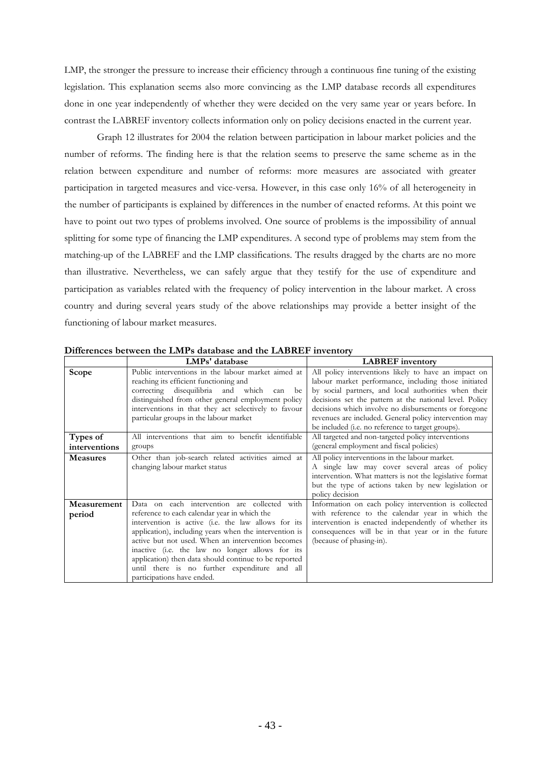LMP, the stronger the pressure to increase their efficiency through a continuous fine tuning of the existing legislation. This explanation seems also more convincing as the LMP database records all expenditures done in one year independently of whether they were decided on the very same year or years before. In contrast the LABREF inventory collects information only on policy decisions enacted in the current year.

Graph 12 illustrates for 2004 the relation between participation in labour market policies and the number of reforms. The finding here is that the relation seems to preserve the same scheme as in the relation between expenditure and number of reforms: more measures are associated with greater participation in targeted measures and vice-versa. However, in this case only 16% of all heterogeneity in the number of participants is explained by differences in the number of enacted reforms. At this point we have to point out two types of problems involved. One source of problems is the impossibility of annual splitting for some type of financing the LMP expenditures. A second type of problems may stem from the matching-up of the LABREF and the LMP classifications. The results dragged by the charts are no more than illustrative. Nevertheless, we can safely argue that they testify for the use of expenditure and participation as variables related with the frequency of policy intervention in the labour market. A cross country and during several years study of the above relationships may provide a better insight of the functioning of labour market measures.

**Differences between the LMPs database and the LABREF inventory**

| | LMPs' database | LABREF inventory |
|---|---|---|
| **Scope** | Public interventions in the labour market aimed at reaching its efficient functioning and correcting disequilibria and which can be distinguished from other general employment policy interventions in that they act selectively to favour particular groups in the labour market | All policy interventions likely to have an impact on labour market performance, including those initiated by social partners, and local authorities when their decisions set the pattern at the national level. Policy decisions which involve no disbursements or foregone revenues are included. General policy intervention may be included (i.e. no reference to target groups). |
| **Types of interventions** | All interventions that aim to benefit identifiable groups | All targeted and non-targeted policy interventions (general employment and fiscal policies) |
| **Measures** | Other than job-search related activities aimed at changing labour market status | All policy interventions in the labour market. A single law may cover several areas of policy intervention. What matters is not the legislative format but the type of actions taken by new legislation or policy decision |
| **Measurement period** | Data on each intervention are collected with reference to each calendar year in which the intervention is active (i.e. the law allows for its application), including years when the intervention is active but not used. When an intervention becomes inactive (i.e. the law no longer allows for its application) then data should continue to be reported until there is no further expenditure and all participations have ended. | Information on each policy intervention is collected with reference to the calendar year in which the intervention is enacted independently of whether its consequences will be in that year or in the future (because of phasing-in). |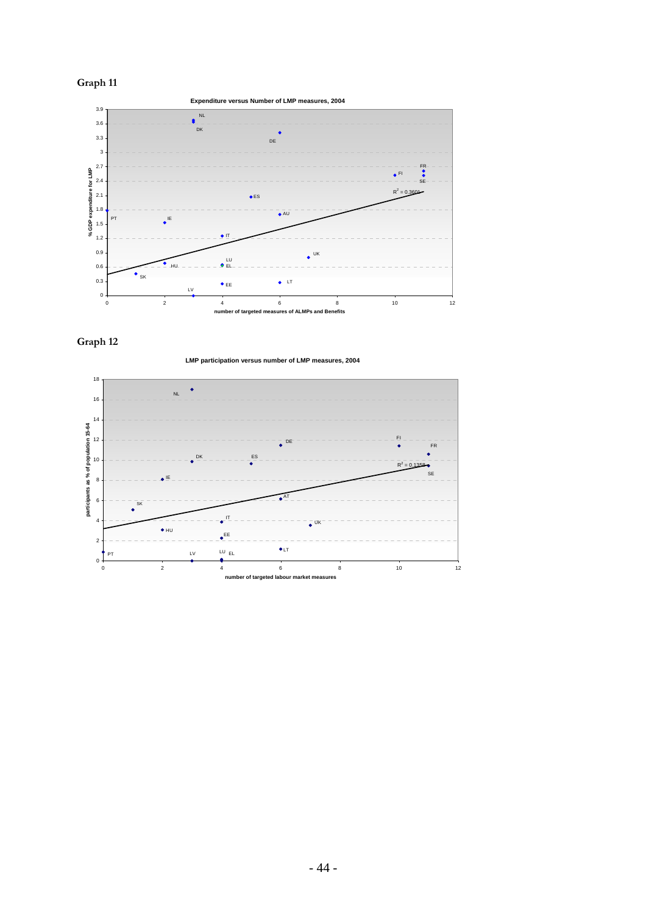# Graph 11

**Expenditure versus Number of LMP measures, 2004**

# Graph 12

**LMP participation versus number of LMP measures, 2004**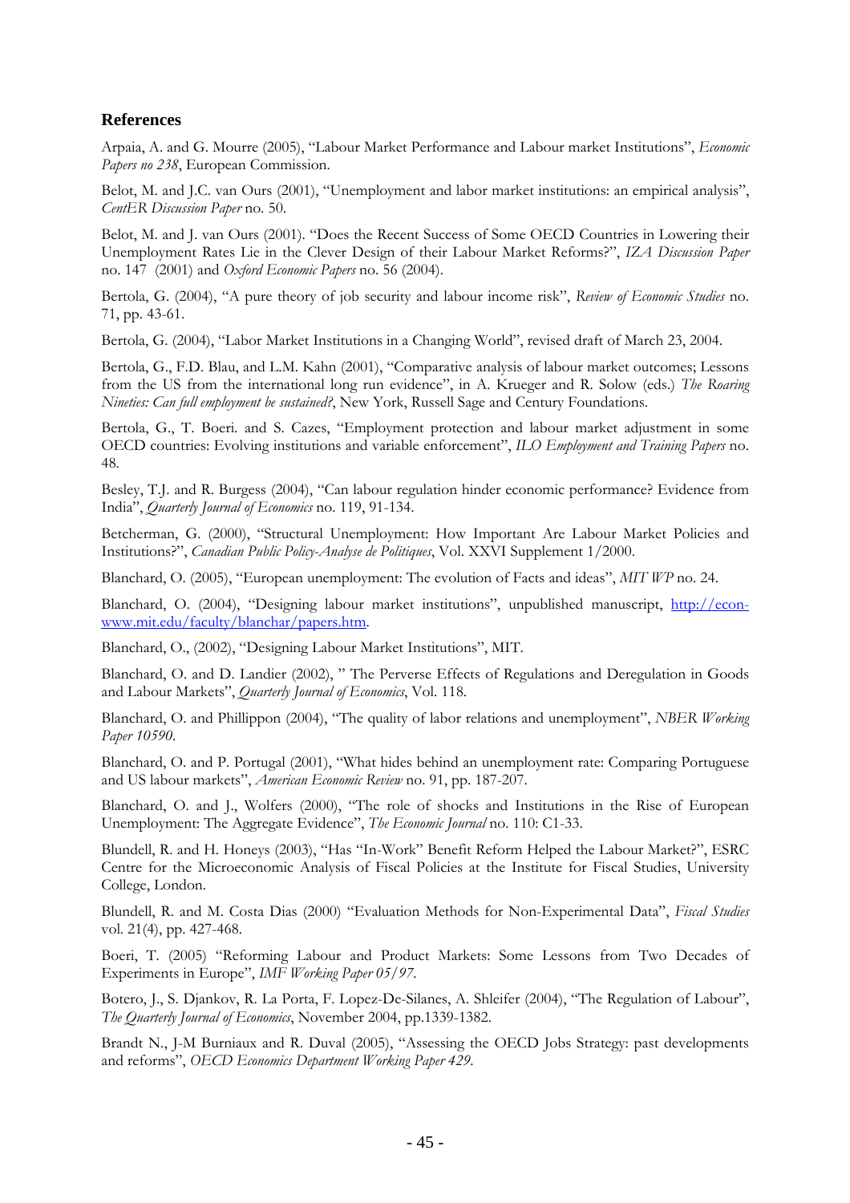### References

Arpaia, A. and G. Mourre (2005), "Labour Market Performance and Labour market Institutions", *Economic Papers no 238*, European Commission.

Belot, M. and J.C. van Ours (2001), "Unemployment and labor market institutions: an empirical analysis", *CentER Discussion Paper* no. 50.

Belot, M. and J. van Ours (2001). "Does the Recent Success of Some OECD Countries in Lowering their Unemployment Rates Lie in the Clever Design of their Labour Market Reforms?", *IZA Discussion Paper* no. 147 (2001) and *Oxford Economic Papers* no. 56 (2004).

Bertola, G. (2004), "A pure theory of job security and labour income risk", *Review of Economic Studies* no. 71, pp. 43-61.

Bertola, G. (2004), "Labor Market Institutions in a Changing World", revised draft of March 23, 2004.

Bertola, G., F.D. Blau, and L.M. Kahn (2001), "Comparative analysis of labour market outcomes; Lessons from the US from the international long run evidence", in A. Krueger and R. Solow (eds.) *The Roaring Nineties: Can full employment be sustained?*, New York, Russell Sage and Century Foundations.

Bertola, G., T. Boeri. and S. Cazes, "Employment protection and labour market adjustment in some OECD countries: Evolving institutions and variable enforcement", *ILO Employment and Training Papers* no. 48.

Besley, T.J. and R. Burgess (2004), "Can labour regulation hinder economic performance? Evidence from India", *Quarterly Journal of Economics* no. 119, 91-134.

Betcherman, G. (2000), "Structural Unemployment: How Important Are Labour Market Policies and Institutions?", *Canadian Public Policy-Analyse de Politiques*, Vol. XXVI Supplement 1/2000.

Blanchard, O. (2005), "European unemployment: The evolution of Facts and ideas", *MIT WP* no. 24.

Blanchard, O. (2004), "Designing labour market institutions", unpublished manuscript, http://econ-www.mit.edu/faculty/blanchar/papers.htm.

Blanchard, O., (2002), "Designing Labour Market Institutions", MIT.

Blanchard, O. and D. Landier (2002), " The Perverse Effects of Regulations and Deregulation in Goods and Labour Markets", *Quarterly Journal of Economics*, Vol. 118.

Blanchard, O. and Phillippon (2004), "The quality of labor relations and unemployment", *NBER Working Paper 10590*.

Blanchard, O. and P. Portugal (2001), "What hides behind an unemployment rate: Comparing Portuguese and US labour markets", *American Economic Review* no. 91, pp. 187-207.

Blanchard, O. and J., Wolfers (2000), "The role of shocks and Institutions in the Rise of European Unemployment: The Aggregate Evidence", *The Economic Journal* no. 110: C1-33.

Blundell, R. and H. Honeys (2003), "Has "In-Work" Benefit Reform Helped the Labour Market?", ESRC Centre for the Microeconomic Analysis of Fiscal Policies at the Institute for Fiscal Studies, University College, London.

Blundell, R. and M. Costa Dias (2000) "Evaluation Methods for Non-Experimental Data", *Fiscal Studies* vol. 21(4), pp. 427-468.

Boeri, T. (2005) "Reforming Labour and Product Markets: Some Lessons from Two Decades of Experiments in Europe", *IMF Working Paper 05/97*.

Botero, J., S. Djankov, R. La Porta, F. Lopez-De-Silanes, A. Shleifer (2004), "The Regulation of Labour", *The Quarterly Journal of Economics*, November 2004, pp.1339-1382.

Brandt N., J-M Burniaux and R. Duval (2005), "Assessing the OECD Jobs Strategy: past developments and reforms", *OECD Economics Department Working Paper 429*.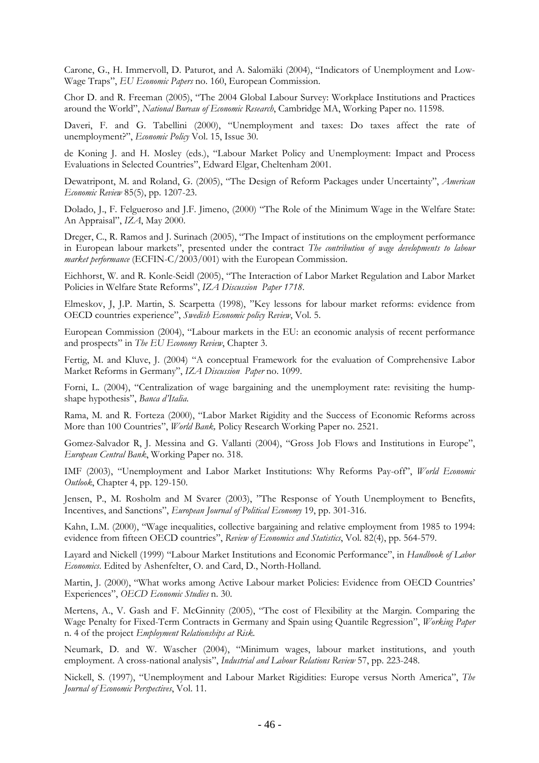Carone, G., H. Immervoll, D. Paturot, and A. Salomäki (2004), "Indicators of Unemployment and Low-Wage Traps", *EU Economic Papers* no. 160, European Commission.

Chor D. and R. Freeman (2005), "The 2004 Global Labour Survey: Workplace Institutions and Practices around the World", *National Bureau of Economic Research*, Cambridge MA, Working Paper no. 11598.

Daveri, F. and G. Tabellini (2000), "Unemployment and taxes: Do taxes affect the rate of unemployment?", *Economic Policy* Vol. 15, Issue 30.

de Koning J. and H. Mosley (eds.), "Labour Market Policy and Unemployment: Impact and Process Evaluations in Selected Countries", Edward Elgar, Cheltenham 2001.

Dewatripont, M. and Roland, G. (2005), "The Design of Reform Packages under Uncertainty", *American Economic Review* 85(5), pp. 1207-23.

Dolado, J., F. Felgueroso and J.F. Jimeno, (2000) "The Role of the Minimum Wage in the Welfare State: An Appraisal", *IZA*, May 2000.

Dreger, C., R. Ramos and J. Surinach (2005), "The Impact of institutions on the employment performance in European labour markets", presented under the contract *The contribution of wage developments to labour market performance* (ECFIN-C/2003/001) with the European Commission.

Eichhorst, W. and R. Konle-Seidl (2005), "The Interaction of Labor Market Regulation and Labor Market Policies in Welfare State Reforms", *IZA Discussion Paper 1718*.

Elmeskov, J, J.P. Martin, S. Scarpetta (1998), "Key lessons for labour market reforms: evidence from OECD countries experience", *Swedish Economic policy Review*, Vol. 5.

European Commission (2004), "Labour markets in the EU: an economic analysis of recent performance and prospects" in *The EU Economy Review*, Chapter 3.

Fertig, M. and Kluve, J. (2004) "A conceptual Framework for the evaluation of Comprehensive Labor Market Reforms in Germany", *IZA Discussion Paper* no. 1099.

Forni, L. (2004), "Centralization of wage bargaining and the unemployment rate: revisiting the hump-shape hypothesis", *Banca d'Italia*.

Rama, M. and R. Forteza (2000), "Labor Market Rigidity and the Success of Economic Reforms across More than 100 Countries", *World Bank,* Policy Research Working Paper no. 2521.

Gomez-Salvador R, J. Messina and G. Vallanti (2004), "Gross Job Flows and Institutions in Europe", *European Central Bank*, Working Paper no. 318.

IMF (2003), "Unemployment and Labor Market Institutions: Why Reforms Pay-off", *World Economic Outlook*, Chapter 4, pp. 129-150.

Jensen, P., M. Rosholm and M Svarer (2003), "The Response of Youth Unemployment to Benefits, Incentives, and Sanctions", *European Journal of Political Economy* 19, pp. 301-316.

Kahn, L.M. (2000), "Wage inequalities, collective bargaining and relative employment from 1985 to 1994: evidence from fifteen OECD countries", *Review of Economics and Statistics*, Vol. 82(4), pp. 564-579.

Layard and Nickell (1999) "Labour Market Institutions and Economic Performance", in *Handbook of Labor Economics*. Edited by Ashenfelter, O. and Card, D., North-Holland.

Martin, J. (2000), "What works among Active Labour market Policies: Evidence from OECD Countries' Experiences", *OECD Economic Studies* n. 30.

Mertens, A., V. Gash and F. McGinnity (2005), "The cost of Flexibility at the Margin. Comparing the Wage Penalty for Fixed-Term Contracts in Germany and Spain using Quantile Regression", *Working Paper* n. 4 of the project *Employment Relationships at Risk*.

Neumark, D. and W. Wascher (2004), "Minimum wages, labour market institutions, and youth employment. A cross-national analysis", *Industrial and Labour Relations Review* 57, pp. 223-248.

Nickell, S. (1997), "Unemployment and Labour Market Rigidities: Europe versus North America", *The Journal of Economic Perspectives*, Vol. 11.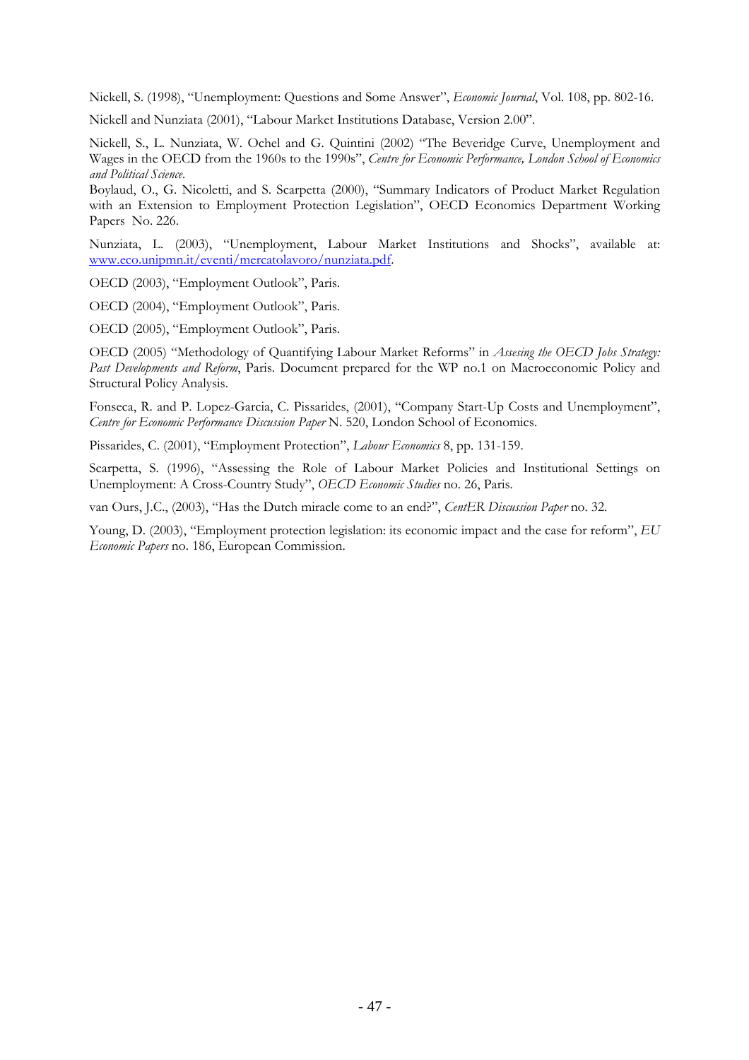Nickell, S. (1998), "Unemployment: Questions and Some Answer", *Economic Journal*, Vol. 108, pp. 802-16.

Nickell and Nunziata (2001), "Labour Market Institutions Database, Version 2.00".

Nickell, S., L. Nunziata, W. Ochel and G. Quintini (2002) "The Beveridge Curve, Unemployment and Wages in the OECD from the 1960s to the 1990s", *Centre for Economic Performance, London School of Economics and Political Science*.

Boylaud, O., G. Nicoletti, and S. Scarpetta (2000), "Summary Indicators of Product Market Regulation with an Extension to Employment Protection Legislation", OECD Economics Department Working Papers No. 226.

Nunziata, L. (2003), "Unemployment, Labour Market Institutions and Shocks", available at: www.eco.unipmn.it/eventi/mercatolavoro/nunziata.pdf.

OECD (2003), "Employment Outlook", Paris.

OECD (2004), "Employment Outlook", Paris.

OECD (2005), "Employment Outlook", Paris.

OECD (2005) "Methodology of Quantifying Labour Market Reforms" in *Assesing the OECD Jobs Strategy: Past Developments and Reform*, Paris. Document prepared for the WP no.1 on Macroeconomic Policy and Structural Policy Analysis.

Fonseca, R. and P. Lopez-Garcia, C. Pissarides, (2001), "Company Start-Up Costs and Unemployment", *Centre for Economic Performance Discussion Paper* N. 520, London School of Economics.

Pissarides, C. (2001), "Employment Protection", *Labour Economics* 8, pp. 131-159.

Scarpetta, S. (1996), "Assessing the Role of Labour Market Policies and Institutional Settings on Unemployment: A Cross-Country Study", *OECD Economic Studies* no. 26, Paris.

van Ours, J.C., (2003), "Has the Dutch miracle come to an end?", *CentER Discussion Paper* no. 32.

Young, D. (2003), "Employment protection legislation: its economic impact and the case for reform", *EU Economic Papers* no. 186, European Commission.